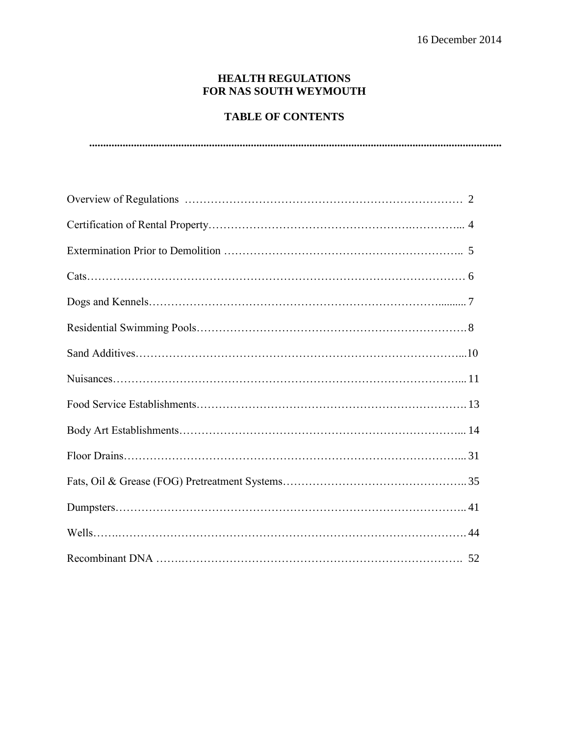16 December 2014

# HEALTH REGULATIONS FOR NAS SOUTH WEYMOUTH

## TABLE OF CONTENTS

| Section | Page |
| --- | --- |
| Overview of Regulations | 2 |
| Certification of Rental Property | 4 |
| Extermination Prior to Demolition | 5 |
| Cats | 6 |
| Dogs and Kennels | 7 |
| Residential Swimming Pools | 8 |
| Sand Additives | 10 |
| Nuisances | 11 |
| Food Service Establishments | 13 |
| Body Art Establishments | 14 |
| Floor Drains | 31 |
| Fats, Oil & Grease (FOG) Pretreatment Systems | 35 |
| Dumpsters | 41 |
| Wells | 44 |
| Recombinant DNA | 52 |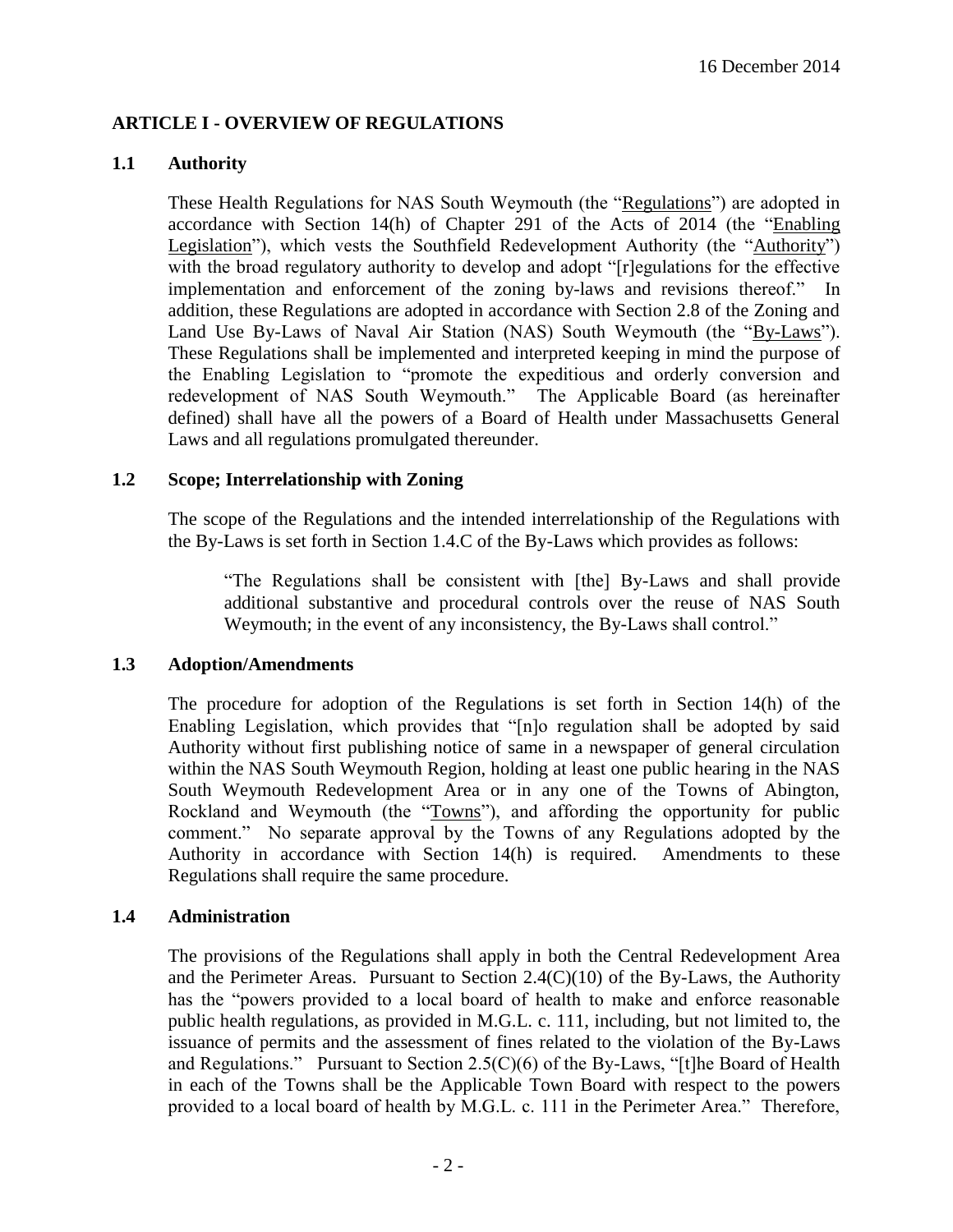## ARTICLE I - OVERVIEW OF REGULATIONS

### 1.1 Authority

These Health Regulations for NAS South Weymouth (the "Regulations") are adopted in accordance with Section 14(h) of Chapter 291 of the Acts of 2014 (the "Enabling Legislation"), which vests the Southfield Redevelopment Authority (the "Authority") with the broad regulatory authority to develop and adopt "[r]egulations for the effective implementation and enforcement of the zoning by-laws and revisions thereof." In addition, these Regulations are adopted in accordance with Section 2.8 of the Zoning and Land Use By-Laws of Naval Air Station (NAS) South Weymouth (the "By-Laws"). These Regulations shall be implemented and interpreted keeping in mind the purpose of the Enabling Legislation to "promote the expeditious and orderly conversion and redevelopment of NAS South Weymouth." The Applicable Board (as hereinafter defined) shall have all the powers of a Board of Health under Massachusetts General Laws and all regulations promulgated thereunder.

### 1.2 Scope; Interrelationship with Zoning

The scope of the Regulations and the intended interrelationship of the Regulations with the By-Laws is set forth in Section 1.4.C of the By-Laws which provides as follows:

> "The Regulations shall be consistent with [the] By-Laws and shall provide additional substantive and procedural controls over the reuse of NAS South Weymouth; in the event of any inconsistency, the By-Laws shall control."

### 1.3 Adoption/Amendments

The procedure for adoption of the Regulations is set forth in Section 14(h) of the Enabling Legislation, which provides that "[n]o regulation shall be adopted by said Authority without first publishing notice of same in a newspaper of general circulation within the NAS South Weymouth Region, holding at least one public hearing in the NAS South Weymouth Redevelopment Area or in any one of the Towns of Abington, Rockland and Weymouth (the "Towns"), and affording the opportunity for public comment." No separate approval by the Towns of any Regulations adopted by the Authority in accordance with Section 14(h) is required. Amendments to these Regulations shall require the same procedure.

### 1.4 Administration

The provisions of the Regulations shall apply in both the Central Redevelopment Area and the Perimeter Areas. Pursuant to Section 2.4(C)(10) of the By-Laws, the Authority has the "powers provided to a local board of health to make and enforce reasonable public health regulations, as provided in M.G.L. c. 111, including, but not limited to, the issuance of permits and the assessment of fines related to the violation of the By-Laws and Regulations." Pursuant to Section 2.5(C)(6) of the By-Laws, "[t]he Board of Health in each of the Towns shall be the Applicable Town Board with respect to the powers provided to a local board of health by M.G.L. c. 111 in the Perimeter Area." Therefore,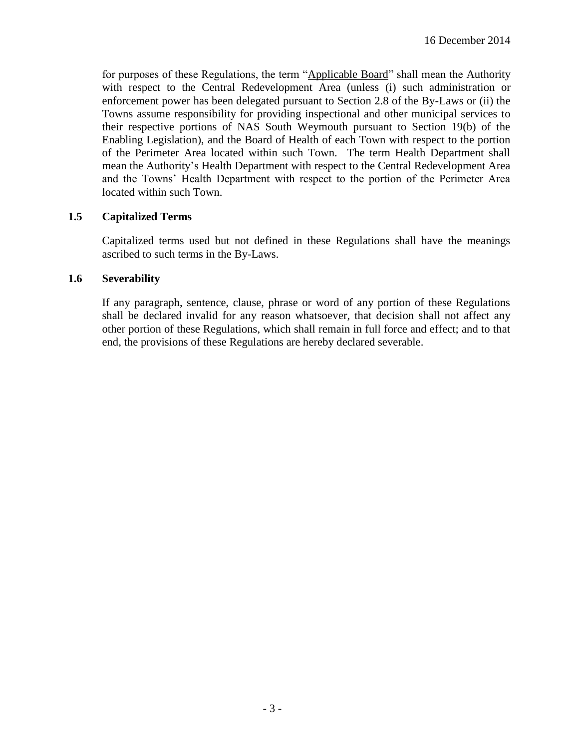for purposes of these Regulations, the term "Applicable Board" shall mean the Authority with respect to the Central Redevelopment Area (unless (i) such administration or enforcement power has been delegated pursuant to Section 2.8 of the By-Laws or (ii) the Towns assume responsibility for providing inspectional and other municipal services to their respective portions of NAS South Weymouth pursuant to Section 19(b) of the Enabling Legislation), and the Board of Health of each Town with respect to the portion of the Perimeter Area located within such Town. The term Health Department shall mean the Authority's Health Department with respect to the Central Redevelopment Area and the Towns' Health Department with respect to the portion of the Perimeter Area located within such Town.

### 1.5 Capitalized Terms

Capitalized terms used but not defined in these Regulations shall have the meanings ascribed to such terms in the By-Laws.

### 1.6 Severability

If any paragraph, sentence, clause, phrase or word of any portion of these Regulations shall be declared invalid for any reason whatsoever, that decision shall not affect any other portion of these Regulations, which shall remain in full force and effect; and to that end, the provisions of these Regulations are hereby declared severable.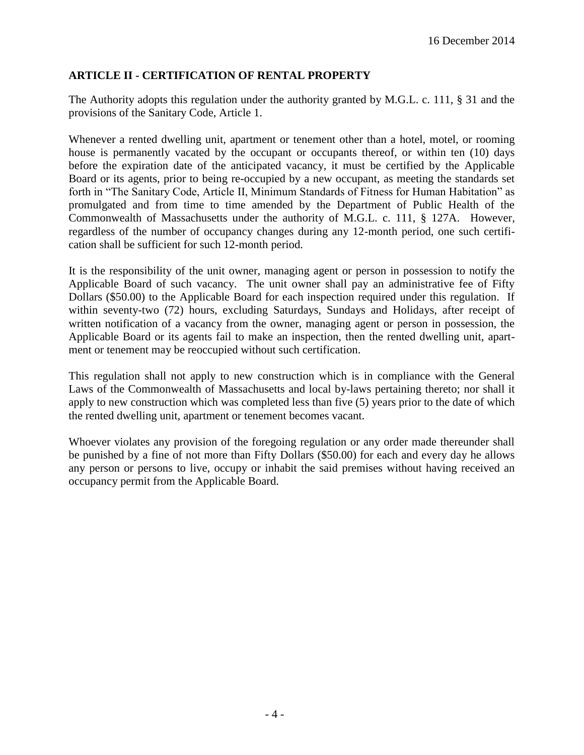16 December 2014

## ARTICLE II - CERTIFICATION OF RENTAL PROPERTY

The Authority adopts this regulation under the authority granted by M.G.L. c. 111, § 31 and the provisions of the Sanitary Code, Article 1.

Whenever a rented dwelling unit, apartment or tenement other than a hotel, motel, or rooming house is permanently vacated by the occupant or occupants thereof, or within ten (10) days before the expiration date of the anticipated vacancy, it must be certified by the Applicable Board or its agents, prior to being re-occupied by a new occupant, as meeting the standards set forth in "The Sanitary Code, Article II, Minimum Standards of Fitness for Human Habitation" as promulgated and from time to time amended by the Department of Public Health of the Commonwealth of Massachusetts under the authority of M.G.L. c. 111, § 127A. However, regardless of the number of occupancy changes during any 12-month period, one such certification shall be sufficient for such 12-month period.

It is the responsibility of the unit owner, managing agent or person in possession to notify the Applicable Board of such vacancy. The unit owner shall pay an administrative fee of Fifty Dollars ($50.00) to the Applicable Board for each inspection required under this regulation. If within seventy-two (72) hours, excluding Saturdays, Sundays and Holidays, after receipt of written notification of a vacancy from the owner, managing agent or person in possession, the Applicable Board or its agents fail to make an inspection, then the rented dwelling unit, apartment or tenement may be reoccupied without such certification.

This regulation shall not apply to new construction which is in compliance with the General Laws of the Commonwealth of Massachusetts and local by-laws pertaining thereto; nor shall it apply to new construction which was completed less than five (5) years prior to the date of which the rented dwelling unit, apartment or tenement becomes vacant.

Whoever violates any provision of the foregoing regulation or any order made thereunder shall be punished by a fine of not more than Fifty Dollars ($50.00) for each and every day he allows any person or persons to live, occupy or inhabit the said premises without having received an occupancy permit from the Applicable Board.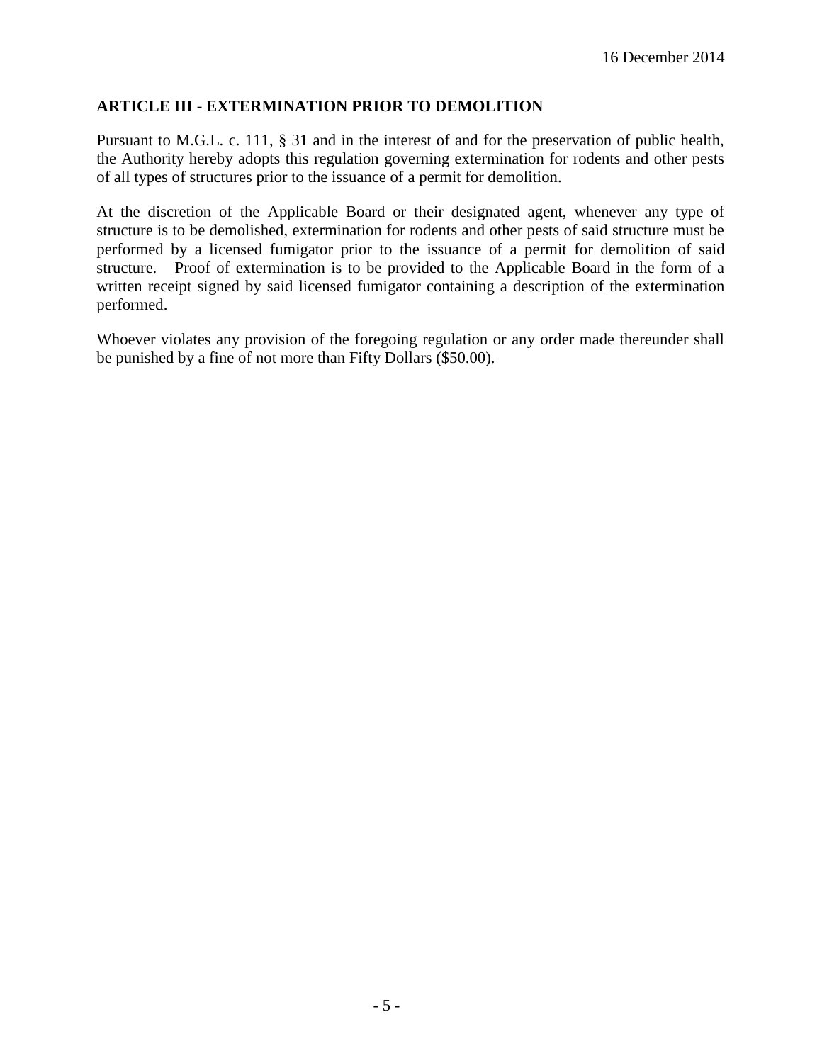## ARTICLE III - EXTERMINATION PRIOR TO DEMOLITION

Pursuant to M.G.L. c. 111, § 31 and in the interest of and for the preservation of public health, the Authority hereby adopts this regulation governing extermination for rodents and other pests of all types of structures prior to the issuance of a permit for demolition.

At the discretion of the Applicable Board or their designated agent, whenever any type of structure is to be demolished, extermination for rodents and other pests of said structure must be performed by a licensed fumigator prior to the issuance of a permit for demolition of said structure. Proof of extermination is to be provided to the Applicable Board in the form of a written receipt signed by said licensed fumigator containing a description of the extermination performed.

Whoever violates any provision of the foregoing regulation or any order made thereunder shall be punished by a fine of not more than Fifty Dollars ($50.00).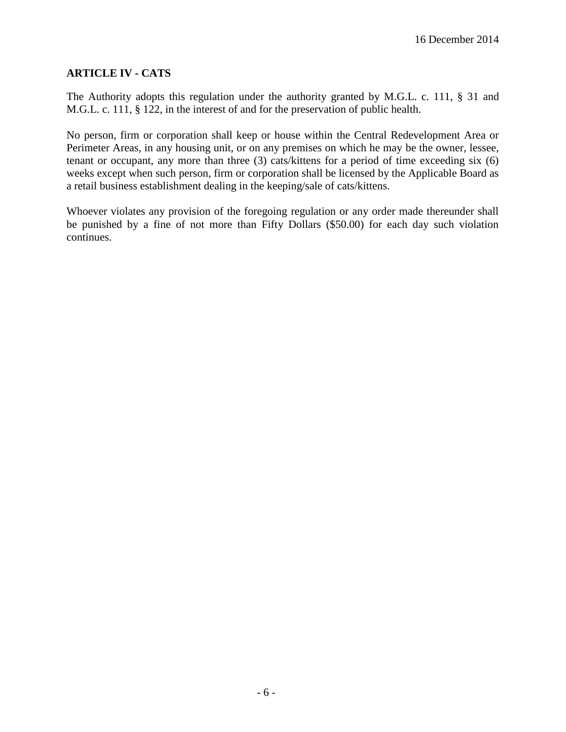16 December 2014

## ARTICLE IV - CATS

The Authority adopts this regulation under the authority granted by M.G.L. c. 111, § 31 and M.G.L. c. 111, § 122, in the interest of and for the preservation of public health.

No person, firm or corporation shall keep or house within the Central Redevelopment Area or Perimeter Areas, in any housing unit, or on any premises on which he may be the owner, lessee, tenant or occupant, any more than three (3) cats/kittens for a period of time exceeding six (6) weeks except when such person, firm or corporation shall be licensed by the Applicable Board as a retail business establishment dealing in the keeping/sale of cats/kittens.

Whoever violates any provision of the foregoing regulation or any order made thereunder shall be punished by a fine of not more than Fifty Dollars ($50.00) for each day such violation continues.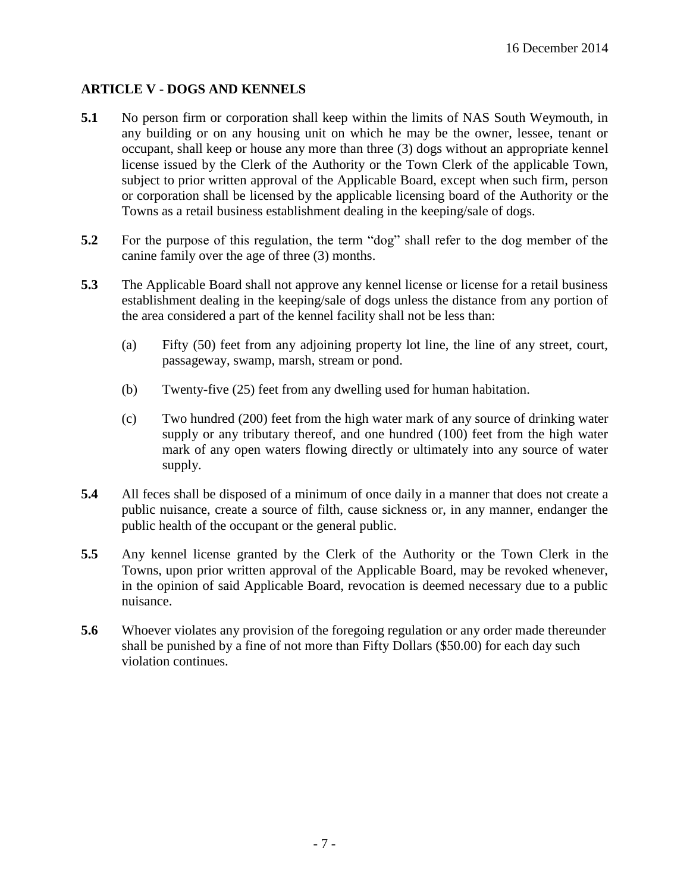## ARTICLE V - DOGS AND KENNELS

**5.1** No person firm or corporation shall keep within the limits of NAS South Weymouth, in any building or on any housing unit on which he may be the owner, lessee, tenant or occupant, shall keep or house any more than three (3) dogs without an appropriate kennel license issued by the Clerk of the Authority or the Town Clerk of the applicable Town, subject to prior written approval of the Applicable Board, except when such firm, person or corporation shall be licensed by the applicable licensing board of the Authority or the Towns as a retail business establishment dealing in the keeping/sale of dogs.

**5.2** For the purpose of this regulation, the term "dog" shall refer to the dog member of the canine family over the age of three (3) months.

**5.3** The Applicable Board shall not approve any kennel license or license for a retail business establishment dealing in the keeping/sale of dogs unless the distance from any portion of the area considered a part of the kennel facility shall not be less than:

(a) Fifty (50) feet from any adjoining property lot line, the line of any street, court, passageway, swamp, marsh, stream or pond.

(b) Twenty-five (25) feet from any dwelling used for human habitation.

(c) Two hundred (200) feet from the high water mark of any source of drinking water supply or any tributary thereof, and one hundred (100) feet from the high water mark of any open waters flowing directly or ultimately into any source of water supply.

**5.4** All feces shall be disposed of a minimum of once daily in a manner that does not create a public nuisance, create a source of filth, cause sickness or, in any manner, endanger the public health of the occupant or the general public.

**5.5** Any kennel license granted by the Clerk of the Authority or the Town Clerk in the Towns, upon prior written approval of the Applicable Board, may be revoked whenever, in the opinion of said Applicable Board, revocation is deemed necessary due to a public nuisance.

**5.6** Whoever violates any provision of the foregoing regulation or any order made thereunder shall be punished by a fine of not more than Fifty Dollars ($50.00) for each day such violation continues.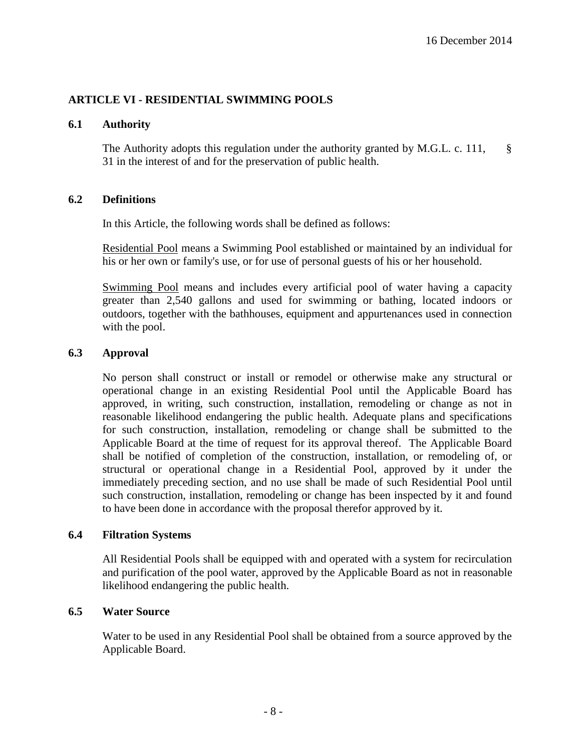## ARTICLE VI - RESIDENTIAL SWIMMING POOLS

### 6.1 Authority

The Authority adopts this regulation under the authority granted by M.G.L. c. 111, § 31 in the interest of and for the preservation of public health.

### 6.2 Definitions

In this Article, the following words shall be defined as follows:

Residential Pool means a Swimming Pool established or maintained by an individual for his or her own or family's use, or for use of personal guests of his or her household.

Swimming Pool means and includes every artificial pool of water having a capacity greater than 2,540 gallons and used for swimming or bathing, located indoors or outdoors, together with the bathhouses, equipment and appurtenances used in connection with the pool.

### 6.3 Approval

No person shall construct or install or remodel or otherwise make any structural or operational change in an existing Residential Pool until the Applicable Board has approved, in writing, such construction, installation, remodeling or change as not in reasonable likelihood endangering the public health. Adequate plans and specifications for such construction, installation, remodeling or change shall be submitted to the Applicable Board at the time of request for its approval thereof. The Applicable Board shall be notified of completion of the construction, installation, or remodeling of, or structural or operational change in a Residential Pool, approved by it under the immediately preceding section, and no use shall be made of such Residential Pool until such construction, installation, remodeling or change has been inspected by it and found to have been done in accordance with the proposal therefor approved by it.

### 6.4 Filtration Systems

All Residential Pools shall be equipped with and operated with a system for recirculation and purification of the pool water, approved by the Applicable Board as not in reasonable likelihood endangering the public health.

### 6.5 Water Source

Water to be used in any Residential Pool shall be obtained from a source approved by the Applicable Board.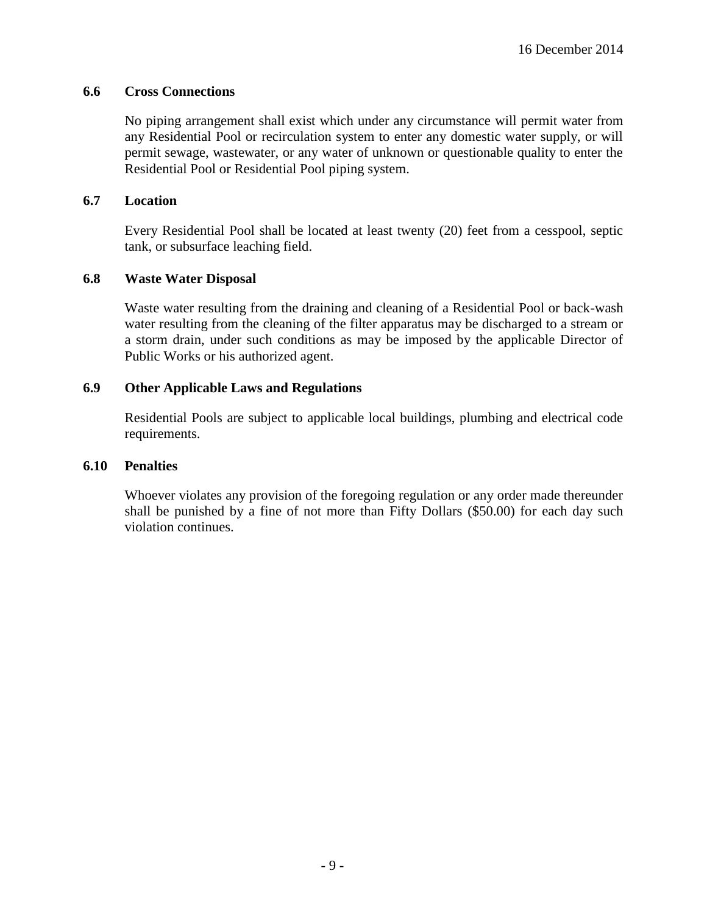### 6.6 Cross Connections

No piping arrangement shall exist which under any circumstance will permit water from any Residential Pool or recirculation system to enter any domestic water supply, or will permit sewage, wastewater, or any water of unknown or questionable quality to enter the Residential Pool or Residential Pool piping system.

### 6.7 Location

Every Residential Pool shall be located at least twenty (20) feet from a cesspool, septic tank, or subsurface leaching field.

### 6.8 Waste Water Disposal

Waste water resulting from the draining and cleaning of a Residential Pool or back-wash water resulting from the cleaning of the filter apparatus may be discharged to a stream or a storm drain, under such conditions as may be imposed by the applicable Director of Public Works or his authorized agent.

### 6.9 Other Applicable Laws and Regulations

Residential Pools are subject to applicable local buildings, plumbing and electrical code requirements.

### 6.10 Penalties

Whoever violates any provision of the foregoing regulation or any order made thereunder shall be punished by a fine of not more than Fifty Dollars ($50.00) for each day such violation continues.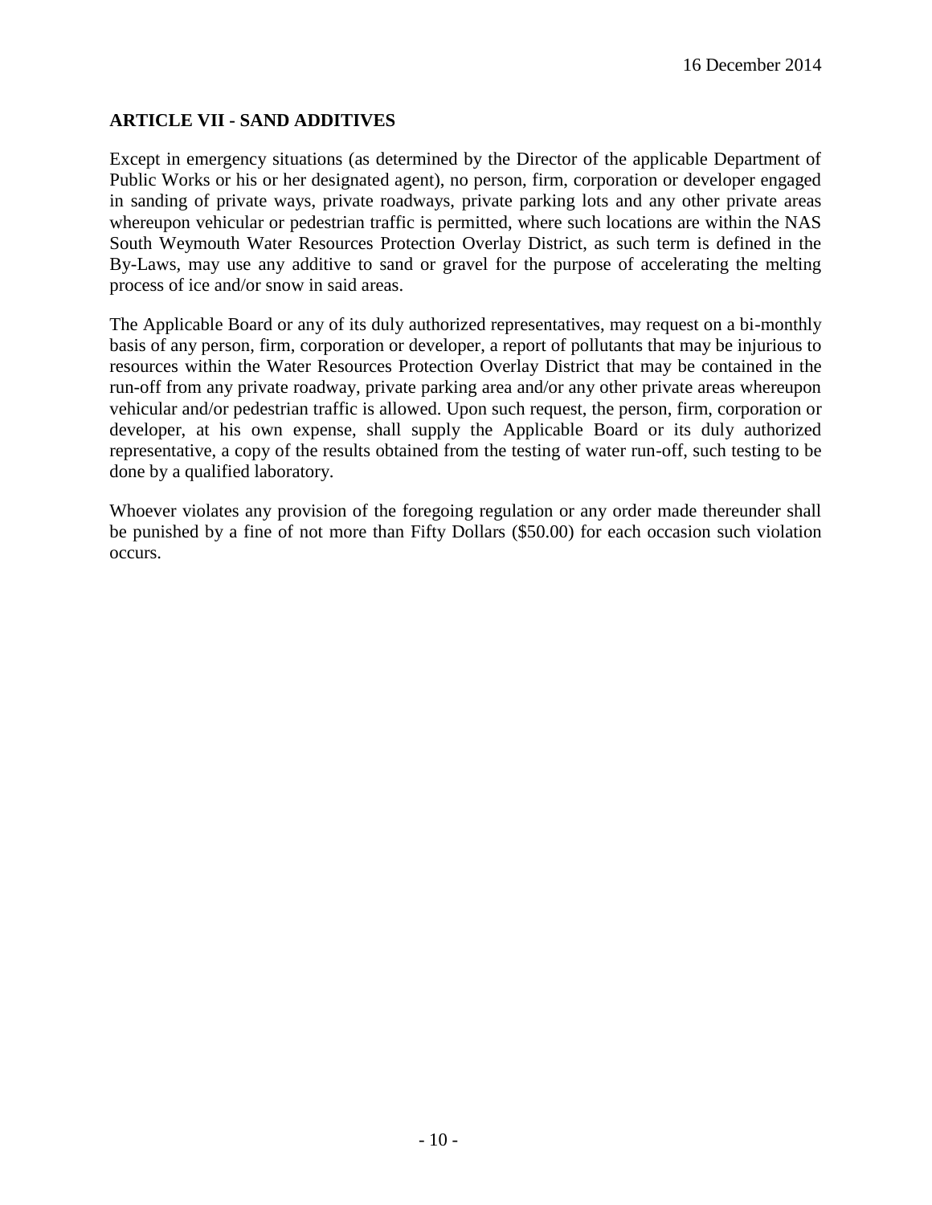## ARTICLE VII - SAND ADDITIVES

Except in emergency situations (as determined by the Director of the applicable Department of Public Works or his or her designated agent), no person, firm, corporation or developer engaged in sanding of private ways, private roadways, private parking lots and any other private areas whereupon vehicular or pedestrian traffic is permitted, where such locations are within the NAS South Weymouth Water Resources Protection Overlay District, as such term is defined in the By-Laws, may use any additive to sand or gravel for the purpose of accelerating the melting process of ice and/or snow in said areas.

The Applicable Board or any of its duly authorized representatives, may request on a bi-monthly basis of any person, firm, corporation or developer, a report of pollutants that may be injurious to resources within the Water Resources Protection Overlay District that may be contained in the run-off from any private roadway, private parking area and/or any other private areas whereupon vehicular and/or pedestrian traffic is allowed. Upon such request, the person, firm, corporation or developer, at his own expense, shall supply the Applicable Board or its duly authorized representative, a copy of the results obtained from the testing of water run-off, such testing to be done by a qualified laboratory.

Whoever violates any provision of the foregoing regulation or any order made thereunder shall be punished by a fine of not more than Fifty Dollars ($50.00) for each occasion such violation occurs.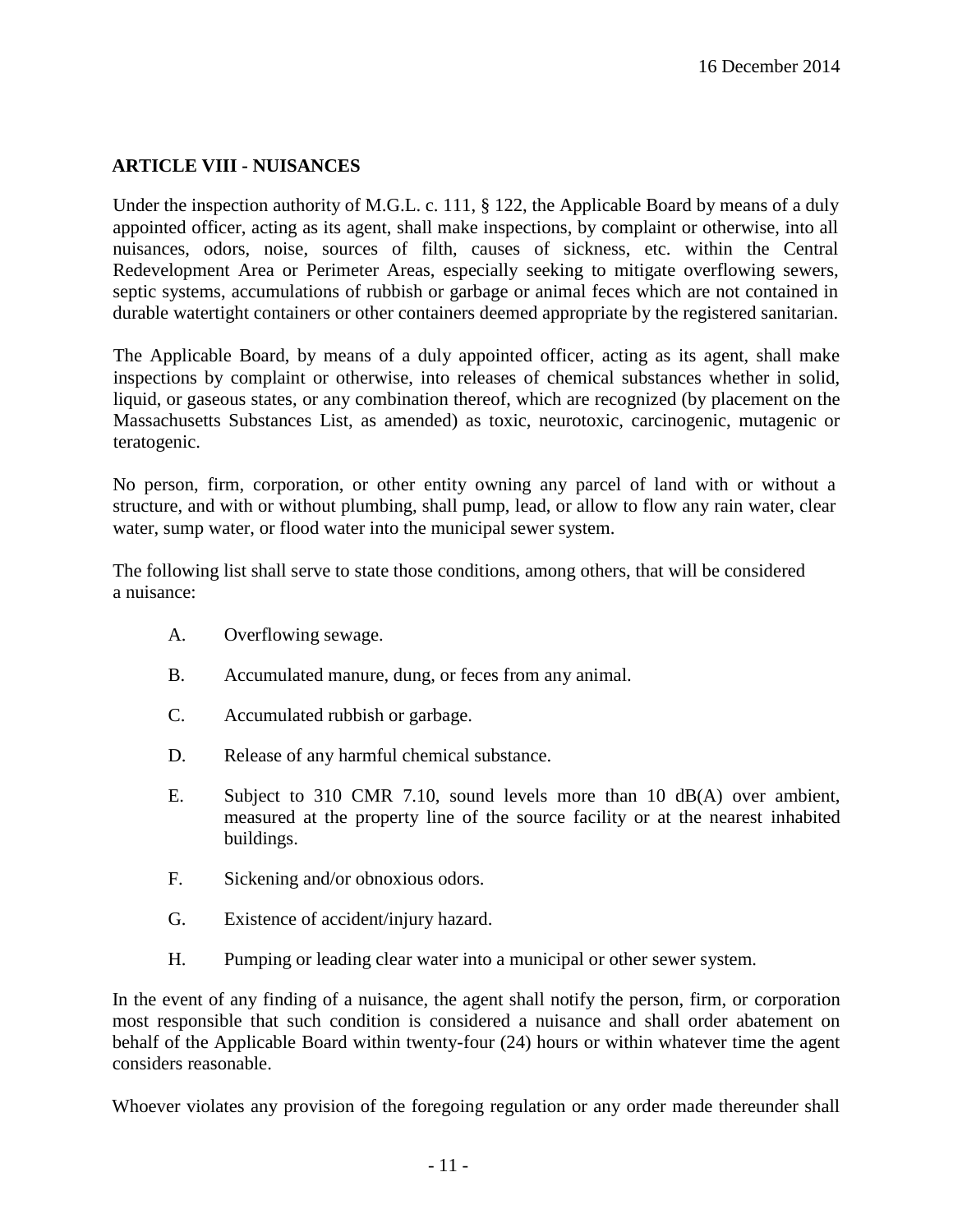16 December 2014

## ARTICLE VIII - NUISANCES

Under the inspection authority of M.G.L. c. 111, § 122, the Applicable Board by means of a duly appointed officer, acting as its agent, shall make inspections, by complaint or otherwise, into all nuisances, odors, noise, sources of filth, causes of sickness, etc. within the Central Redevelopment Area or Perimeter Areas, especially seeking to mitigate overflowing sewers, septic systems, accumulations of rubbish or garbage or animal feces which are not contained in durable watertight containers or other containers deemed appropriate by the registered sanitarian.

The Applicable Board, by means of a duly appointed officer, acting as its agent, shall make inspections by complaint or otherwise, into releases of chemical substances whether in solid, liquid, or gaseous states, or any combination thereof, which are recognized (by placement on the Massachusetts Substances List, as amended) as toxic, neurotoxic, carcinogenic, mutagenic or teratogenic.

No person, firm, corporation, or other entity owning any parcel of land with or without a structure, and with or without plumbing, shall pump, lead, or allow to flow any rain water, clear water, sump water, or flood water into the municipal sewer system.

The following list shall serve to state those conditions, among others, that will be considered a nuisance:

A. Overflowing sewage.

B. Accumulated manure, dung, or feces from any animal.

C. Accumulated rubbish or garbage.

D. Release of any harmful chemical substance.

E. Subject to 310 CMR 7.10, sound levels more than 10 dB(A) over ambient, measured at the property line of the source facility or at the nearest inhabited buildings.

F. Sickening and/or obnoxious odors.

G. Existence of accident/injury hazard.

H. Pumping or leading clear water into a municipal or other sewer system.

In the event of any finding of a nuisance, the agent shall notify the person, firm, or corporation most responsible that such condition is considered a nuisance and shall order abatement on behalf of the Applicable Board within twenty-four (24) hours or within whatever time the agent considers reasonable.

Whoever violates any provision of the foregoing regulation or any order made thereunder shall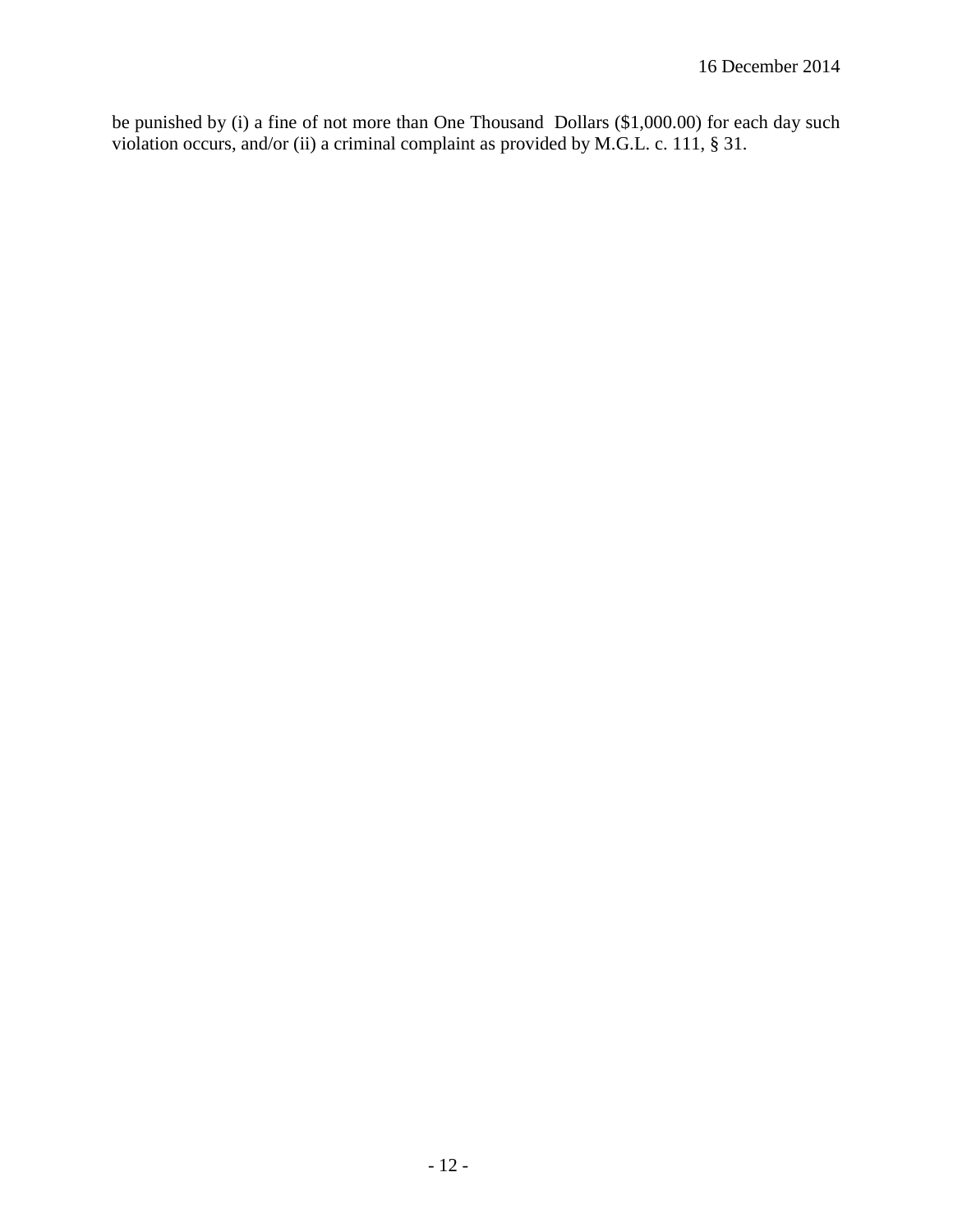be punished by (i) a fine of not more than One Thousand Dollars ($1,000.00) for each day such violation occurs, and/or (ii) a criminal complaint as provided by M.G.L. c. 111, § 31.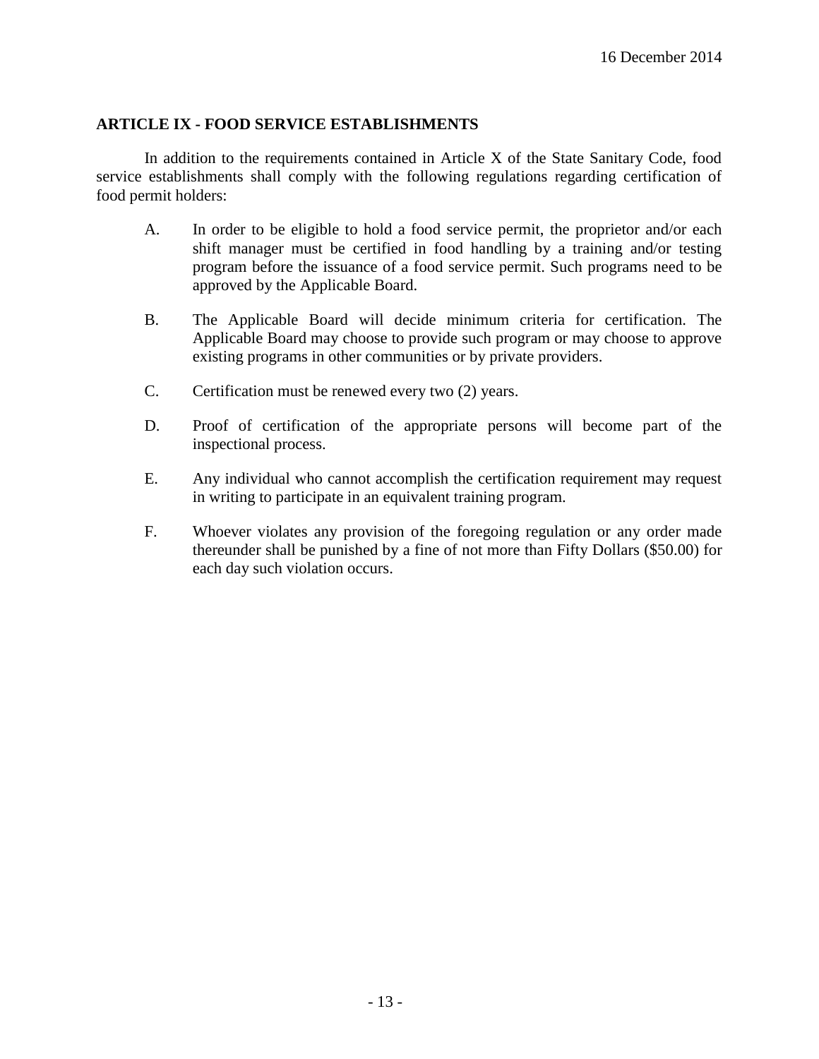16 December 2014

## ARTICLE IX - FOOD SERVICE ESTABLISHMENTS

In addition to the requirements contained in Article X of the State Sanitary Code, food service establishments shall comply with the following regulations regarding certification of food permit holders:

A. In order to be eligible to hold a food service permit, the proprietor and/or each shift manager must be certified in food handling by a training and/or testing program before the issuance of a food service permit. Such programs need to be approved by the Applicable Board.

B. The Applicable Board will decide minimum criteria for certification. The Applicable Board may choose to provide such program or may choose to approve existing programs in other communities or by private providers.

C. Certification must be renewed every two (2) years.

D. Proof of certification of the appropriate persons will become part of the inspectional process.

E. Any individual who cannot accomplish the certification requirement may request in writing to participate in an equivalent training program.

F. Whoever violates any provision of the foregoing regulation or any order made thereunder shall be punished by a fine of not more than Fifty Dollars ($50.00) for each day such violation occurs.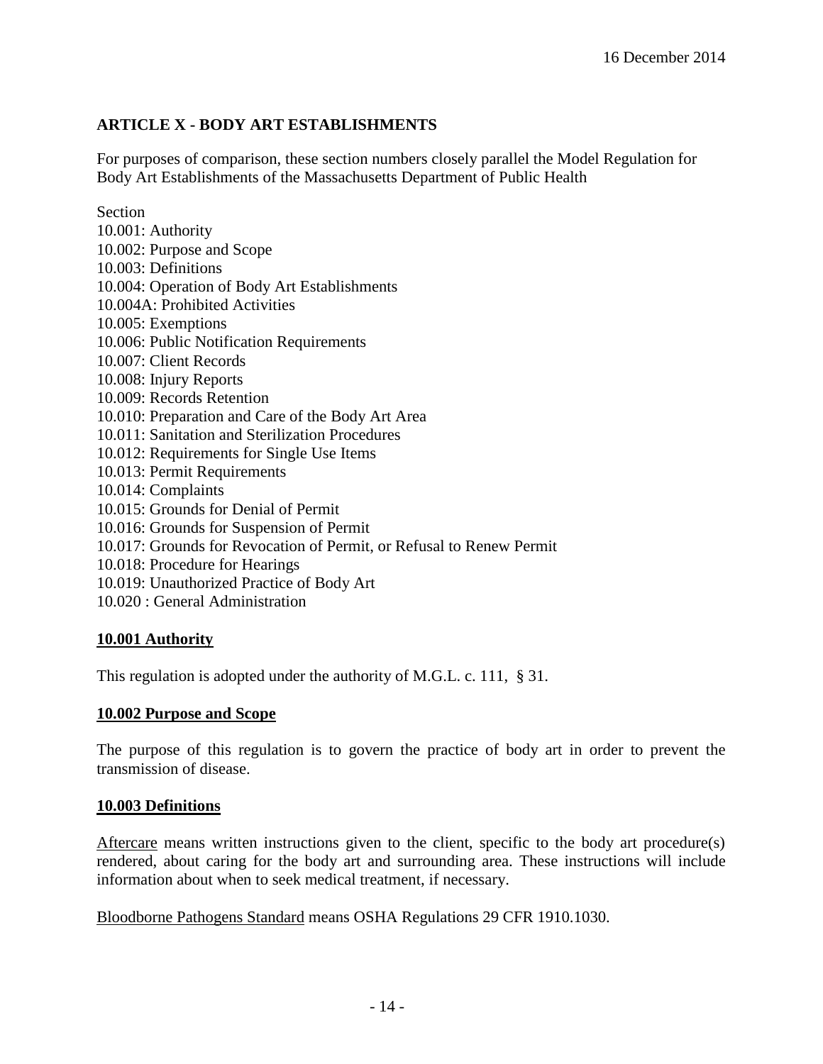## ARTICLE X - BODY ART ESTABLISHMENTS

For purposes of comparison, these section numbers closely parallel the Model Regulation for Body Art Establishments of the Massachusetts Department of Public Health

Section
10.001: Authority
10.002: Purpose and Scope
10.003: Definitions
10.004: Operation of Body Art Establishments
10.004A: Prohibited Activities
10.005: Exemptions
10.006: Public Notification Requirements
10.007: Client Records
10.008: Injury Reports
10.009: Records Retention
10.010: Preparation and Care of the Body Art Area
10.011: Sanitation and Sterilization Procedures
10.012: Requirements for Single Use Items
10.013: Permit Requirements
10.014: Complaints
10.015: Grounds for Denial of Permit
10.016: Grounds for Suspension of Permit
10.017: Grounds for Revocation of Permit, or Refusal to Renew Permit
10.018: Procedure for Hearings
10.019: Unauthorized Practice of Body Art
10.020 : General Administration

### 10.001 Authority

This regulation is adopted under the authority of M.G.L. c. 111, § 31.

### 10.002 Purpose and Scope

The purpose of this regulation is to govern the practice of body art in order to prevent the transmission of disease.

### 10.003 Definitions

Aftercare means written instructions given to the client, specific to the body art procedure(s) rendered, about caring for the body art and surrounding area. These instructions will include information about when to seek medical treatment, if necessary.

Bloodborne Pathogens Standard means OSHA Regulations 29 CFR 1910.1030.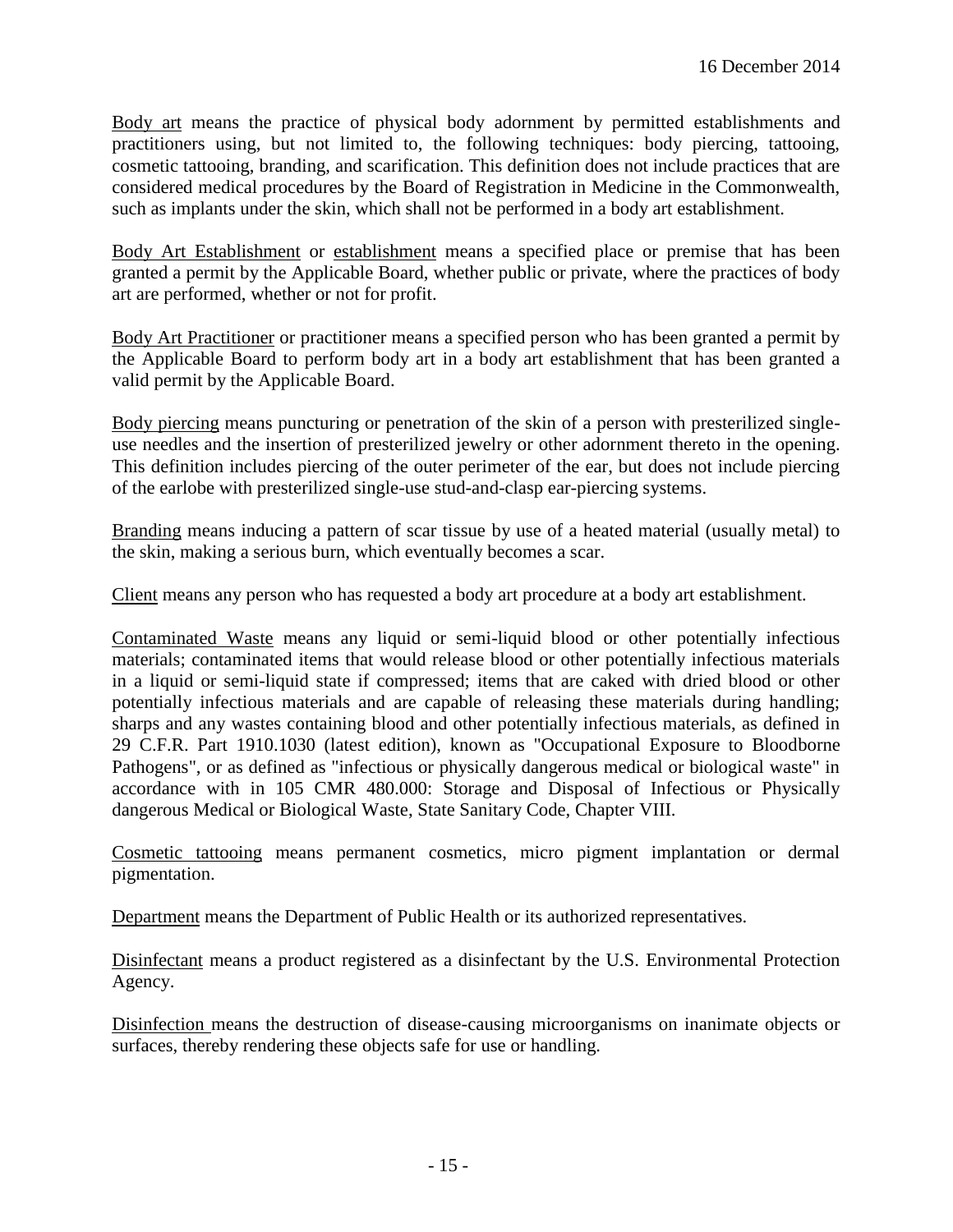Body art means the practice of physical body adornment by permitted establishments and practitioners using, but not limited to, the following techniques: body piercing, tattooing, cosmetic tattooing, branding, and scarification. This definition does not include practices that are considered medical procedures by the Board of Registration in Medicine in the Commonwealth, such as implants under the skin, which shall not be performed in a body art establishment.

Body Art Establishment or establishment means a specified place or premise that has been granted a permit by the Applicable Board, whether public or private, where the practices of body art are performed, whether or not for profit.

Body Art Practitioner or practitioner means a specified person who has been granted a permit by the Applicable Board to perform body art in a body art establishment that has been granted a valid permit by the Applicable Board.

Body piercing means puncturing or penetration of the skin of a person with presterilized single-use needles and the insertion of presterilized jewelry or other adornment thereto in the opening. This definition includes piercing of the outer perimeter of the ear, but does not include piercing of the earlobe with presterilized single-use stud-and-clasp ear-piercing systems.

Branding means inducing a pattern of scar tissue by use of a heated material (usually metal) to the skin, making a serious burn, which eventually becomes a scar.

Client means any person who has requested a body art procedure at a body art establishment.

Contaminated Waste means any liquid or semi-liquid blood or other potentially infectious materials; contaminated items that would release blood or other potentially infectious materials in a liquid or semi-liquid state if compressed; items that are caked with dried blood or other potentially infectious materials and are capable of releasing these materials during handling; sharps and any wastes containing blood and other potentially infectious materials, as defined in 29 C.F.R. Part 1910.1030 (latest edition), known as "Occupational Exposure to Bloodborne Pathogens", or as defined as "infectious or physically dangerous medical or biological waste" in accordance with in 105 CMR 480.000: Storage and Disposal of Infectious or Physically dangerous Medical or Biological Waste, State Sanitary Code, Chapter VIII.

Cosmetic tattooing means permanent cosmetics, micro pigment implantation or dermal pigmentation.

Department means the Department of Public Health or its authorized representatives.

Disinfectant means a product registered as a disinfectant by the U.S. Environmental Protection Agency.

Disinfection means the destruction of disease-causing microorganisms on inanimate objects or surfaces, thereby rendering these objects safe for use or handling.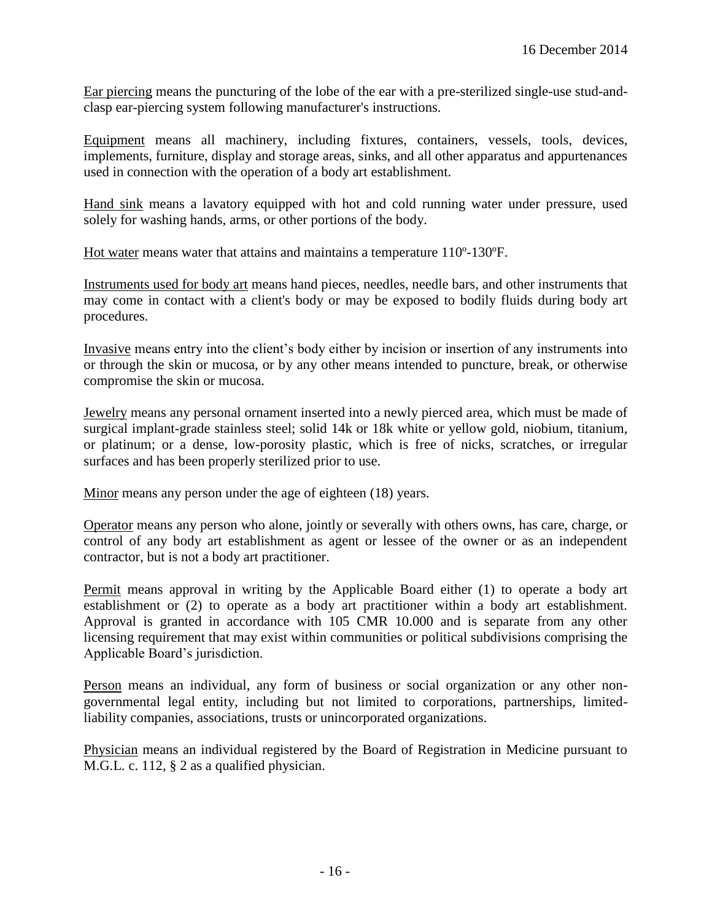Ear piercing means the puncturing of the lobe of the ear with a pre-sterilized single-use stud-and-clasp ear-piercing system following manufacturer's instructions.

Equipment means all machinery, including fixtures, containers, vessels, tools, devices, implements, furniture, display and storage areas, sinks, and all other apparatus and appurtenances used in connection with the operation of a body art establishment.

Hand sink means a lavatory equipped with hot and cold running water under pressure, used solely for washing hands, arms, or other portions of the body.

Hot water means water that attains and maintains a temperature 110º-130ºF.

Instruments used for body art means hand pieces, needles, needle bars, and other instruments that may come in contact with a client's body or may be exposed to bodily fluids during body art procedures.

Invasive means entry into the client's body either by incision or insertion of any instruments into or through the skin or mucosa, or by any other means intended to puncture, break, or otherwise compromise the skin or mucosa.

Jewelry means any personal ornament inserted into a newly pierced area, which must be made of surgical implant-grade stainless steel; solid 14k or 18k white or yellow gold, niobium, titanium, or platinum; or a dense, low-porosity plastic, which is free of nicks, scratches, or irregular surfaces and has been properly sterilized prior to use.

Minor means any person under the age of eighteen (18) years.

Operator means any person who alone, jointly or severally with others owns, has care, charge, or control of any body art establishment as agent or lessee of the owner or as an independent contractor, but is not a body art practitioner.

Permit means approval in writing by the Applicable Board either (1) to operate a body art establishment or (2) to operate as a body art practitioner within a body art establishment. Approval is granted in accordance with 105 CMR 10.000 and is separate from any other licensing requirement that may exist within communities or political subdivisions comprising the Applicable Board's jurisdiction.

Person means an individual, any form of business or social organization or any other non-governmental legal entity, including but not limited to corporations, partnerships, limited-liability companies, associations, trusts or unincorporated organizations.

Physician means an individual registered by the Board of Registration in Medicine pursuant to M.G.L. c. 112, § 2 as a qualified physician.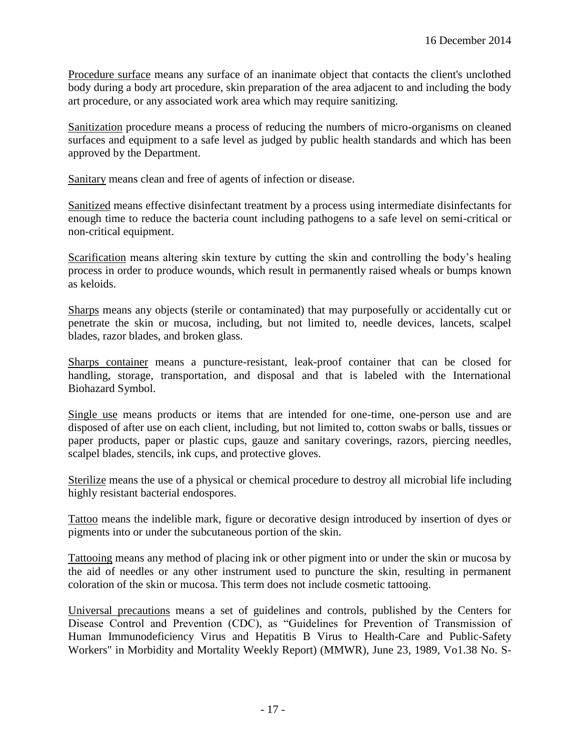Procedure surface means any surface of an inanimate object that contacts the client's unclothed body during a body art procedure, skin preparation of the area adjacent to and including the body art procedure, or any associated work area which may require sanitizing.

Sanitization procedure means a process of reducing the numbers of micro-organisms on cleaned surfaces and equipment to a safe level as judged by public health standards and which has been approved by the Department.

Sanitary means clean and free of agents of infection or disease.

Sanitized means effective disinfectant treatment by a process using intermediate disinfectants for enough time to reduce the bacteria count including pathogens to a safe level on semi-critical or non-critical equipment.

Scarification means altering skin texture by cutting the skin and controlling the body's healing process in order to produce wounds, which result in permanently raised wheals or bumps known as keloids.

Sharps means any objects (sterile or contaminated) that may purposefully or accidentally cut or penetrate the skin or mucosa, including, but not limited to, needle devices, lancets, scalpel blades, razor blades, and broken glass.

Sharps container means a puncture-resistant, leak-proof container that can be closed for handling, storage, transportation, and disposal and that is labeled with the International Biohazard Symbol.

Single use means products or items that are intended for one-time, one-person use and are disposed of after use on each client, including, but not limited to, cotton swabs or balls, tissues or paper products, paper or plastic cups, gauze and sanitary coverings, razors, piercing needles, scalpel blades, stencils, ink cups, and protective gloves.

Sterilize means the use of a physical or chemical procedure to destroy all microbial life including highly resistant bacterial endospores.

Tattoo means the indelible mark, figure or decorative design introduced by insertion of dyes or pigments into or under the subcutaneous portion of the skin.

Tattooing means any method of placing ink or other pigment into or under the skin or mucosa by the aid of needles or any other instrument used to puncture the skin, resulting in permanent coloration of the skin or mucosa. This term does not include cosmetic tattooing.

Universal precautions means a set of guidelines and controls, published by the Centers for Disease Control and Prevention (CDC), as "Guidelines for Prevention of Transmission of Human Immunodeficiency Virus and Hepatitis B Virus to Health-Care and Public-Safety Workers" in Morbidity and Mortality Weekly Report) (MMWR), June 23, 1989, Vo1.38 No. S-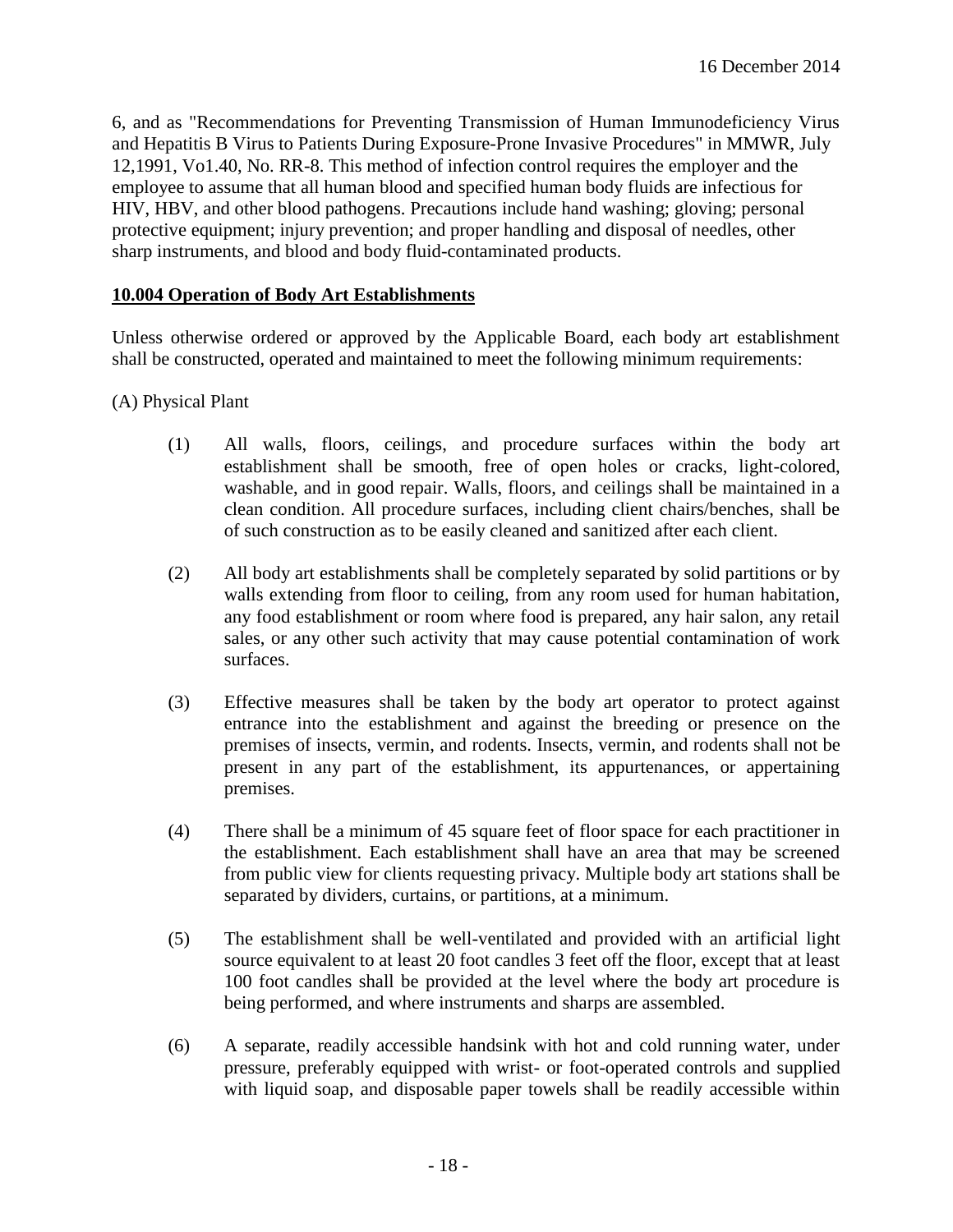6, and as "Recommendations for Preventing Transmission of Human Immunodeficiency Virus and Hepatitis B Virus to Patients During Exposure-Prone Invasive Procedures" in MMWR, July 12,1991, Vo1.40, No. RR-8. This method of infection control requires the employer and the employee to assume that all human blood and specified human body fluids are infectious for HIV, HBV, and other blood pathogens. Precautions include hand washing; gloving; personal protective equipment; injury prevention; and proper handling and disposal of needles, other sharp instruments, and blood and body fluid-contaminated products.

## 10.004 Operation of Body Art Establishments

Unless otherwise ordered or approved by the Applicable Board, each body art establishment shall be constructed, operated and maintained to meet the following minimum requirements:

(A) Physical Plant

(1) All walls, floors, ceilings, and procedure surfaces within the body art establishment shall be smooth, free of open holes or cracks, light-colored, washable, and in good repair. Walls, floors, and ceilings shall be maintained in a clean condition. All procedure surfaces, including client chairs/benches, shall be of such construction as to be easily cleaned and sanitized after each client.

(2) All body art establishments shall be completely separated by solid partitions or by walls extending from floor to ceiling, from any room used for human habitation, any food establishment or room where food is prepared, any hair salon, any retail sales, or any other such activity that may cause potential contamination of work surfaces.

(3) Effective measures shall be taken by the body art operator to protect against entrance into the establishment and against the breeding or presence on the premises of insects, vermin, and rodents. Insects, vermin, and rodents shall not be present in any part of the establishment, its appurtenances, or appertaining premises.

(4) There shall be a minimum of 45 square feet of floor space for each practitioner in the establishment. Each establishment shall have an area that may be screened from public view for clients requesting privacy. Multiple body art stations shall be separated by dividers, curtains, or partitions, at a minimum.

(5) The establishment shall be well-ventilated and provided with an artificial light source equivalent to at least 20 foot candles 3 feet off the floor, except that at least 100 foot candles shall be provided at the level where the body art procedure is being performed, and where instruments and sharps are assembled.

(6) A separate, readily accessible handsink with hot and cold running water, under pressure, preferably equipped with wrist- or foot-operated controls and supplied with liquid soap, and disposable paper towels shall be readily accessible within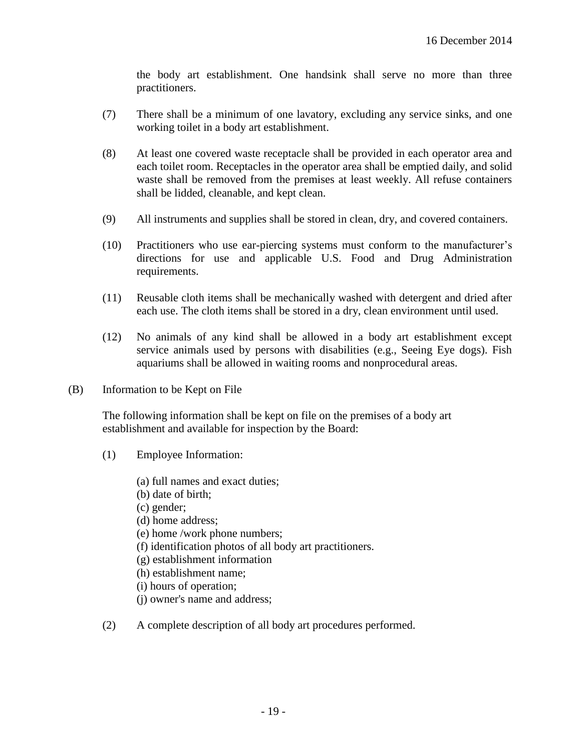the body art establishment. One handsink shall serve no more than three practitioners.

(7) There shall be a minimum of one lavatory, excluding any service sinks, and one working toilet in a body art establishment.

(8) At least one covered waste receptacle shall be provided in each operator area and each toilet room. Receptacles in the operator area shall be emptied daily, and solid waste shall be removed from the premises at least weekly. All refuse containers shall be lidded, cleanable, and kept clean.

(9) All instruments and supplies shall be stored in clean, dry, and covered containers.

(10) Practitioners who use ear-piercing systems must conform to the manufacturer's directions for use and applicable U.S. Food and Drug Administration requirements.

(11) Reusable cloth items shall be mechanically washed with detergent and dried after each use. The cloth items shall be stored in a dry, clean environment until used.

(12) No animals of any kind shall be allowed in a body art establishment except service animals used by persons with disabilities (e.g., Seeing Eye dogs). Fish aquariums shall be allowed in waiting rooms and nonprocedural areas.

(B) Information to be Kept on File

The following information shall be kept on file on the premises of a body art establishment and available for inspection by the Board:

(1) Employee Information:

(a) full names and exact duties;
(b) date of birth;
(c) gender;
(d) home address;
(e) home /work phone numbers;
(f) identification photos of all body art practitioners.
(g) establishment information
(h) establishment name;
(i) hours of operation;
(j) owner's name and address;

(2) A complete description of all body art procedures performed.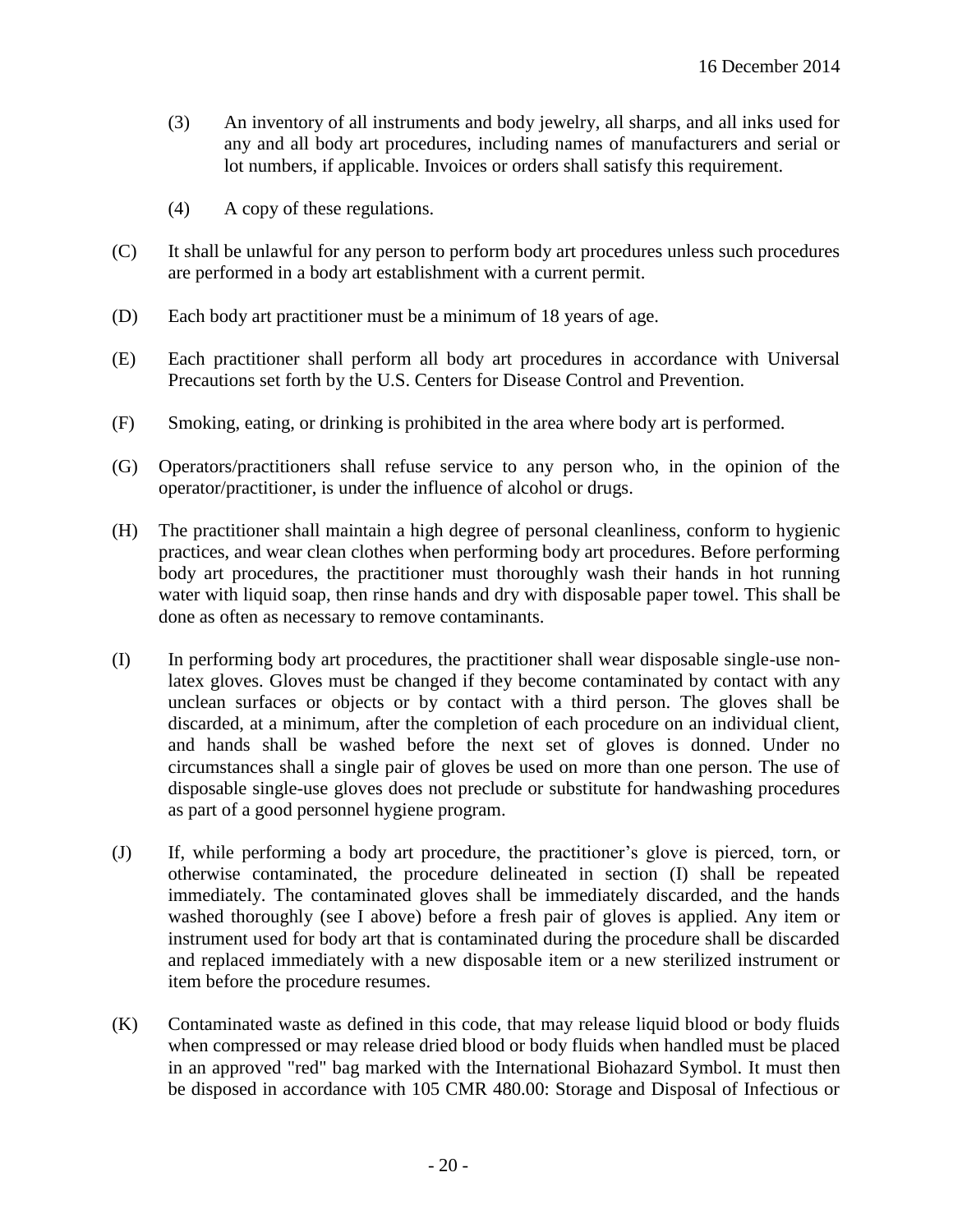(3) An inventory of all instruments and body jewelry, all sharps, and all inks used for any and all body art procedures, including names of manufacturers and serial or lot numbers, if applicable. Invoices or orders shall satisfy this requirement.

(4) A copy of these regulations.

(C) It shall be unlawful for any person to perform body art procedures unless such procedures are performed in a body art establishment with a current permit.

(D) Each body art practitioner must be a minimum of 18 years of age.

(E) Each practitioner shall perform all body art procedures in accordance with Universal Precautions set forth by the U.S. Centers for Disease Control and Prevention.

(F) Smoking, eating, or drinking is prohibited in the area where body art is performed.

(G) Operators/practitioners shall refuse service to any person who, in the opinion of the operator/practitioner, is under the influence of alcohol or drugs.

(H) The practitioner shall maintain a high degree of personal cleanliness, conform to hygienic practices, and wear clean clothes when performing body art procedures. Before performing body art procedures, the practitioner must thoroughly wash their hands in hot running water with liquid soap, then rinse hands and dry with disposable paper towel. This shall be done as often as necessary to remove contaminants.

(I) In performing body art procedures, the practitioner shall wear disposable single-use non-latex gloves. Gloves must be changed if they become contaminated by contact with any unclean surfaces or objects or by contact with a third person. The gloves shall be discarded, at a minimum, after the completion of each procedure on an individual client, and hands shall be washed before the next set of gloves is donned. Under no circumstances shall a single pair of gloves be used on more than one person. The use of disposable single-use gloves does not preclude or substitute for handwashing procedures as part of a good personnel hygiene program.

(J) If, while performing a body art procedure, the practitioner's glove is pierced, torn, or otherwise contaminated, the procedure delineated in section (I) shall be repeated immediately. The contaminated gloves shall be immediately discarded, and the hands washed thoroughly (see I above) before a fresh pair of gloves is applied. Any item or instrument used for body art that is contaminated during the procedure shall be discarded and replaced immediately with a new disposable item or a new sterilized instrument or item before the procedure resumes.

(K) Contaminated waste as defined in this code, that may release liquid blood or body fluids when compressed or may release dried blood or body fluids when handled must be placed in an approved "red" bag marked with the International Biohazard Symbol. It must then be disposed in accordance with 105 CMR 480.00: Storage and Disposal of Infectious or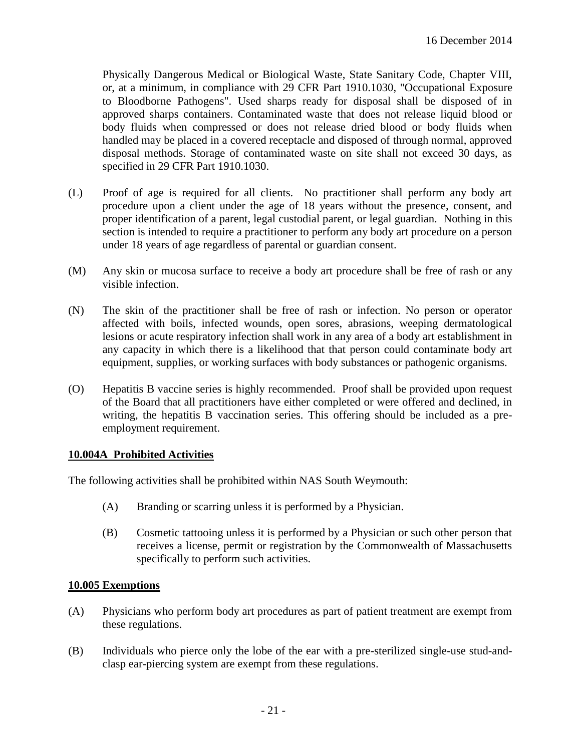Physically Dangerous Medical or Biological Waste, State Sanitary Code, Chapter VIII, or, at a minimum, in compliance with 29 CFR Part 1910.1030, "Occupational Exposure to Bloodborne Pathogens". Used sharps ready for disposal shall be disposed of in approved sharps containers. Contaminated waste that does not release liquid blood or body fluids when compressed or does not release dried blood or body fluids when handled may be placed in a covered receptacle and disposed of through normal, approved disposal methods. Storage of contaminated waste on site shall not exceed 30 days, as specified in 29 CFR Part 1910.1030.

(L) Proof of age is required for all clients. No practitioner shall perform any body art procedure upon a client under the age of 18 years without the presence, consent, and proper identification of a parent, legal custodial parent, or legal guardian. Nothing in this section is intended to require a practitioner to perform any body art procedure on a person under 18 years of age regardless of parental or guardian consent.

(M) Any skin or mucosa surface to receive a body art procedure shall be free of rash or any visible infection.

(N) The skin of the practitioner shall be free of rash or infection. No person or operator affected with boils, infected wounds, open sores, abrasions, weeping dermatological lesions or acute respiratory infection shall work in any area of a body art establishment in any capacity in which there is a likelihood that that person could contaminate body art equipment, supplies, or working surfaces with body substances or pathogenic organisms.

(O) Hepatitis B vaccine series is highly recommended. Proof shall be provided upon request of the Board that all practitioners have either completed or were offered and declined, in writing, the hepatitis B vaccination series. This offering should be included as a pre-employment requirement.

**10.004A Prohibited Activities**

The following activities shall be prohibited within NAS South Weymouth:

(A) Branding or scarring unless it is performed by a Physician.

(B) Cosmetic tattooing unless it is performed by a Physician or such other person that receives a license, permit or registration by the Commonwealth of Massachusetts specifically to perform such activities.

**10.005 Exemptions**

(A) Physicians who perform body art procedures as part of patient treatment are exempt from these regulations.

(B) Individuals who pierce only the lobe of the ear with a pre-sterilized single-use stud-and-clasp ear-piercing system are exempt from these regulations.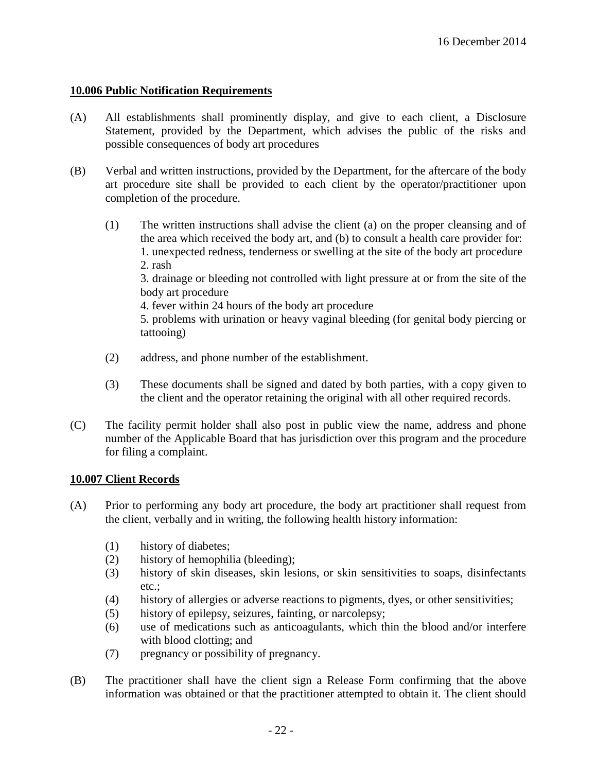### 10.006 Public Notification Requirements

(A) All establishments shall prominently display, and give to each client, a Disclosure Statement, provided by the Department, which advises the public of the risks and possible consequences of body art procedures

(B) Verbal and written instructions, provided by the Department, for the aftercare of the body art procedure site shall be provided to each client by the operator/practitioner upon completion of the procedure.

  (1) The written instructions shall advise the client (a) on the proper cleansing and of the area which received the body art, and (b) to consult a health care provider for:
  1. unexpected redness, tenderness or swelling at the site of the body art procedure
  2. rash
  3. drainage or bleeding not controlled with light pressure at or from the site of the body art procedure
  4. fever within 24 hours of the body art procedure
  5. problems with urination or heavy vaginal bleeding (for genital body piercing or tattooing)

  (2) address, and phone number of the establishment.

  (3) These documents shall be signed and dated by both parties, with a copy given to the client and the operator retaining the original with all other required records.

(C) The facility permit holder shall also post in public view the name, address and phone number of the Applicable Board that has jurisdiction over this program and the procedure for filing a complaint.

### 10.007 Client Records

(A) Prior to performing any body art procedure, the body art practitioner shall request from the client, verbally and in writing, the following health history information:

  (1) history of diabetes;
  (2) history of hemophilia (bleeding);
  (3) history of skin diseases, skin lesions, or skin sensitivities to soaps, disinfectants etc.;
  (4) history of allergies or adverse reactions to pigments, dyes, or other sensitivities;
  (5) history of epilepsy, seizures, fainting, or narcolepsy;
  (6) use of medications such as anticoagulants, which thin the blood and/or interfere with blood clotting; and
  (7) pregnancy or possibility of pregnancy.

(B) The practitioner shall have the client sign a Release Form confirming that the above information was obtained or that the practitioner attempted to obtain it. The client should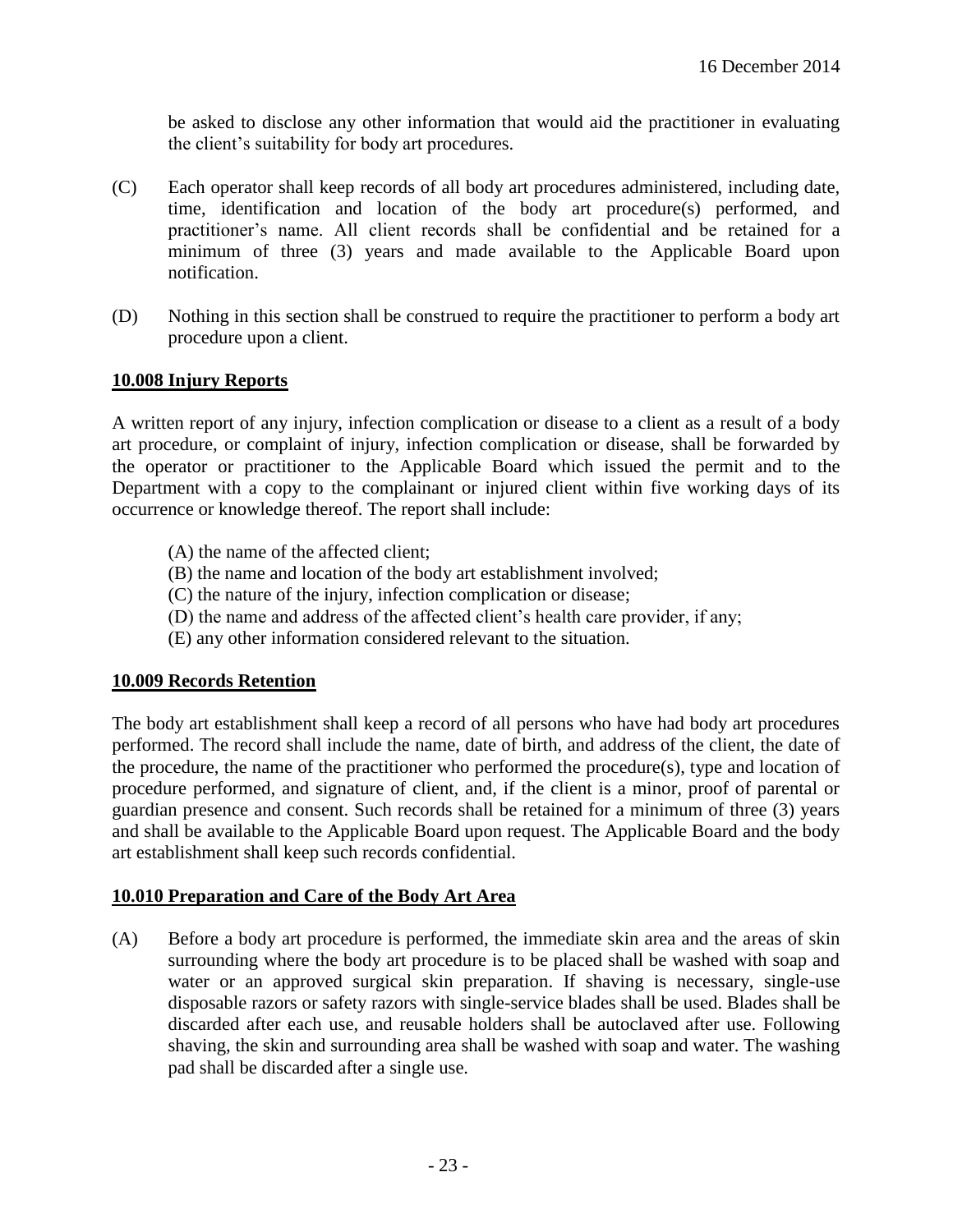be asked to disclose any other information that would aid the practitioner in evaluating the client's suitability for body art procedures.

(C) Each operator shall keep records of all body art procedures administered, including date, time, identification and location of the body art procedure(s) performed, and practitioner's name. All client records shall be confidential and be retained for a minimum of three (3) years and made available to the Applicable Board upon notification.

(D) Nothing in this section shall be construed to require the practitioner to perform a body art procedure upon a client.

## 10.008 Injury Reports

A written report of any injury, infection complication or disease to a client as a result of a body art procedure, or complaint of injury, infection complication or disease, shall be forwarded by the operator or practitioner to the Applicable Board which issued the permit and to the Department with a copy to the complainant or injured client within five working days of its occurrence or knowledge thereof. The report shall include:

(A) the name of the affected client;
(B) the name and location of the body art establishment involved;
(C) the nature of the injury, infection complication or disease;
(D) the name and address of the affected client's health care provider, if any;
(E) any other information considered relevant to the situation.

## 10.009 Records Retention

The body art establishment shall keep a record of all persons who have had body art procedures performed. The record shall include the name, date of birth, and address of the client, the date of the procedure, the name of the practitioner who performed the procedure(s), type and location of procedure performed, and signature of client, and, if the client is a minor, proof of parental or guardian presence and consent. Such records shall be retained for a minimum of three (3) years and shall be available to the Applicable Board upon request. The Applicable Board and the body art establishment shall keep such records confidential.

## 10.010 Preparation and Care of the Body Art Area

(A) Before a body art procedure is performed, the immediate skin area and the areas of skin surrounding where the body art procedure is to be placed shall be washed with soap and water or an approved surgical skin preparation. If shaving is necessary, single-use disposable razors or safety razors with single-service blades shall be used. Blades shall be discarded after each use, and reusable holders shall be autoclaved after use. Following shaving, the skin and surrounding area shall be washed with soap and water. The washing pad shall be discarded after a single use.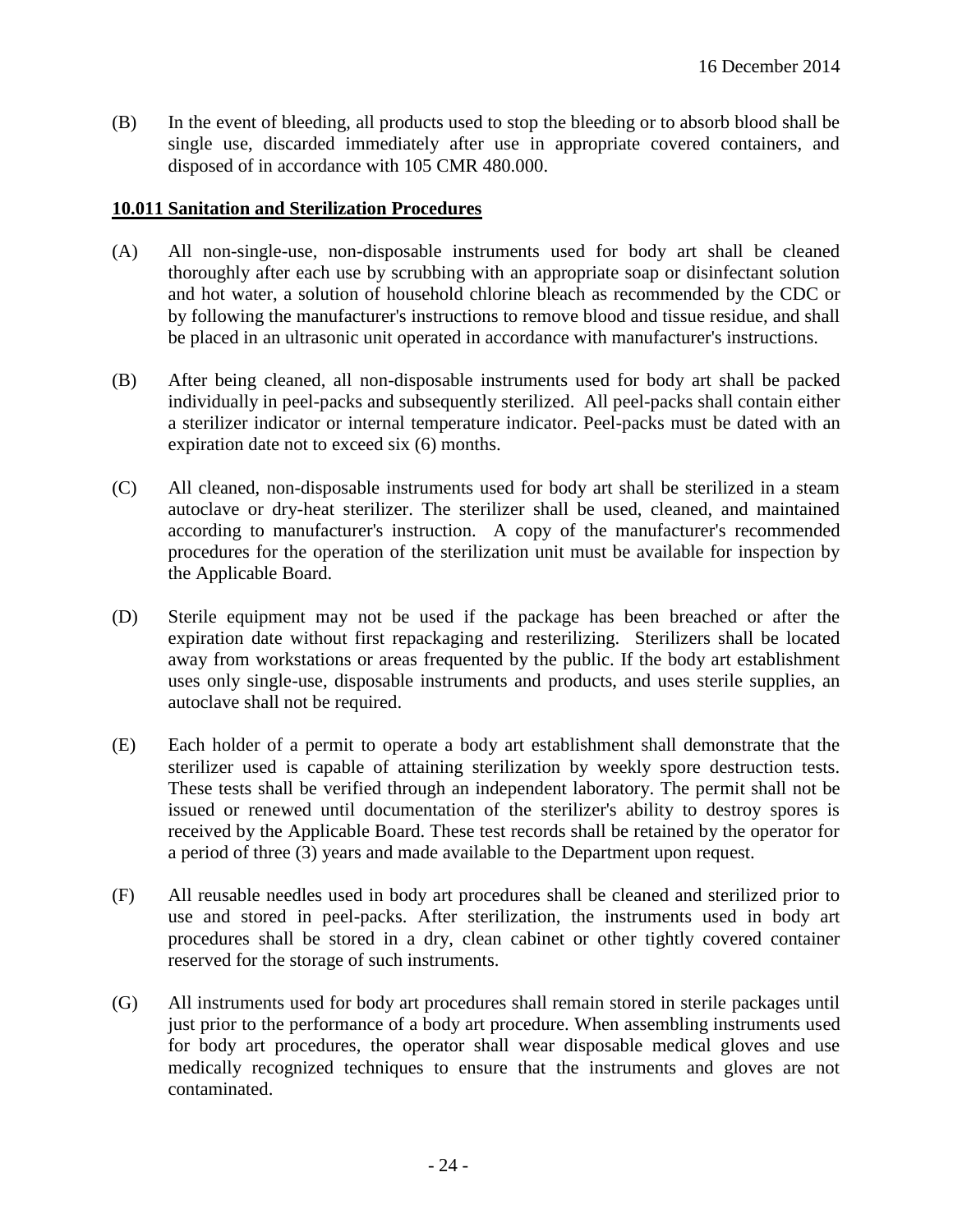(B) In the event of bleeding, all products used to stop the bleeding or to absorb blood shall be single use, discarded immediately after use in appropriate covered containers, and disposed of in accordance with 105 CMR 480.000.

**10.011 Sanitation and Sterilization Procedures**

(A) All non-single-use, non-disposable instruments used for body art shall be cleaned thoroughly after each use by scrubbing with an appropriate soap or disinfectant solution and hot water, a solution of household chlorine bleach as recommended by the CDC or by following the manufacturer's instructions to remove blood and tissue residue, and shall be placed in an ultrasonic unit operated in accordance with manufacturer's instructions.

(B) After being cleaned, all non-disposable instruments used for body art shall be packed individually in peel-packs and subsequently sterilized. All peel-packs shall contain either a sterilizer indicator or internal temperature indicator. Peel-packs must be dated with an expiration date not to exceed six (6) months.

(C) All cleaned, non-disposable instruments used for body art shall be sterilized in a steam autoclave or dry-heat sterilizer. The sterilizer shall be used, cleaned, and maintained according to manufacturer's instruction. A copy of the manufacturer's recommended procedures for the operation of the sterilization unit must be available for inspection by the Applicable Board.

(D) Sterile equipment may not be used if the package has been breached or after the expiration date without first repackaging and resterilizing. Sterilizers shall be located away from workstations or areas frequented by the public. If the body art establishment uses only single-use, disposable instruments and products, and uses sterile supplies, an autoclave shall not be required.

(E) Each holder of a permit to operate a body art establishment shall demonstrate that the sterilizer used is capable of attaining sterilization by weekly spore destruction tests. These tests shall be verified through an independent laboratory. The permit shall not be issued or renewed until documentation of the sterilizer's ability to destroy spores is received by the Applicable Board. These test records shall be retained by the operator for a period of three (3) years and made available to the Department upon request.

(F) All reusable needles used in body art procedures shall be cleaned and sterilized prior to use and stored in peel-packs. After sterilization, the instruments used in body art procedures shall be stored in a dry, clean cabinet or other tightly covered container reserved for the storage of such instruments.

(G) All instruments used for body art procedures shall remain stored in sterile packages until just prior to the performance of a body art procedure. When assembling instruments used for body art procedures, the operator shall wear disposable medical gloves and use medically recognized techniques to ensure that the instruments and gloves are not contaminated.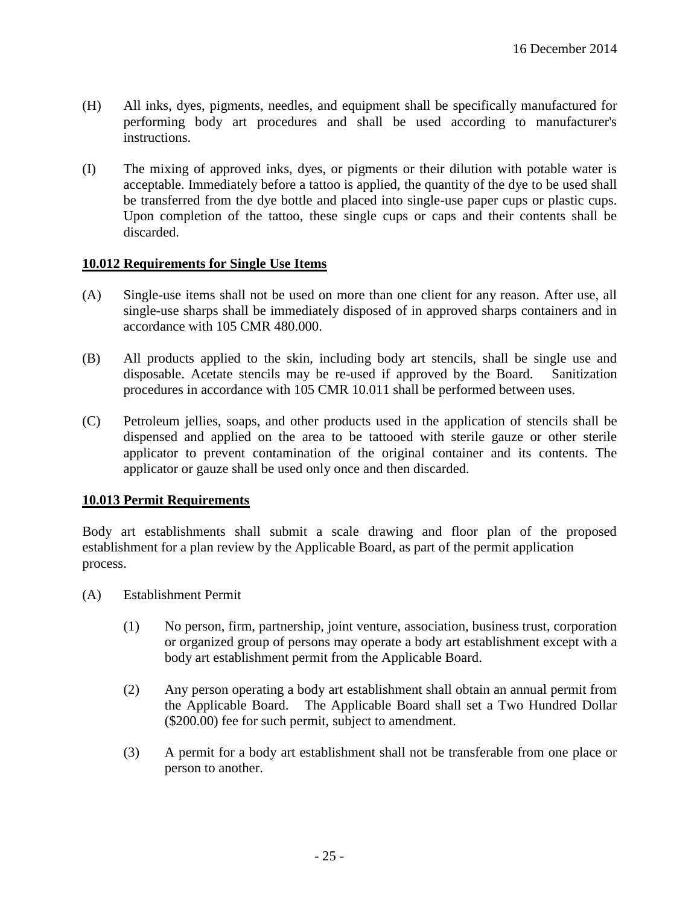(H) All inks, dyes, pigments, needles, and equipment shall be specifically manufactured for performing body art procedures and shall be used according to manufacturer's instructions.

(I) The mixing of approved inks, dyes, or pigments or their dilution with potable water is acceptable. Immediately before a tattoo is applied, the quantity of the dye to be used shall be transferred from the dye bottle and placed into single-use paper cups or plastic cups. Upon completion of the tattoo, these single cups or caps and their contents shall be discarded.

## 10.012 Requirements for Single Use Items

(A) Single-use items shall not be used on more than one client for any reason. After use, all single-use sharps shall be immediately disposed of in approved sharps containers and in accordance with 105 CMR 480.000.

(B) All products applied to the skin, including body art stencils, shall be single use and disposable. Acetate stencils may be re-used if approved by the Board. Sanitization procedures in accordance with 105 CMR 10.011 shall be performed between uses.

(C) Petroleum jellies, soaps, and other products used in the application of stencils shall be dispensed and applied on the area to be tattooed with sterile gauze or other sterile applicator to prevent contamination of the original container and its contents. The applicator or gauze shall be used only once and then discarded.

## 10.013 Permit Requirements

Body art establishments shall submit a scale drawing and floor plan of the proposed establishment for a plan review by the Applicable Board, as part of the permit application process.

(A) Establishment Permit

(1) No person, firm, partnership, joint venture, association, business trust, corporation or organized group of persons may operate a body art establishment except with a body art establishment permit from the Applicable Board.

(2) Any person operating a body art establishment shall obtain an annual permit from the Applicable Board. The Applicable Board shall set a Two Hundred Dollar ($200.00) fee for such permit, subject to amendment.

(3) A permit for a body art establishment shall not be transferable from one place or person to another.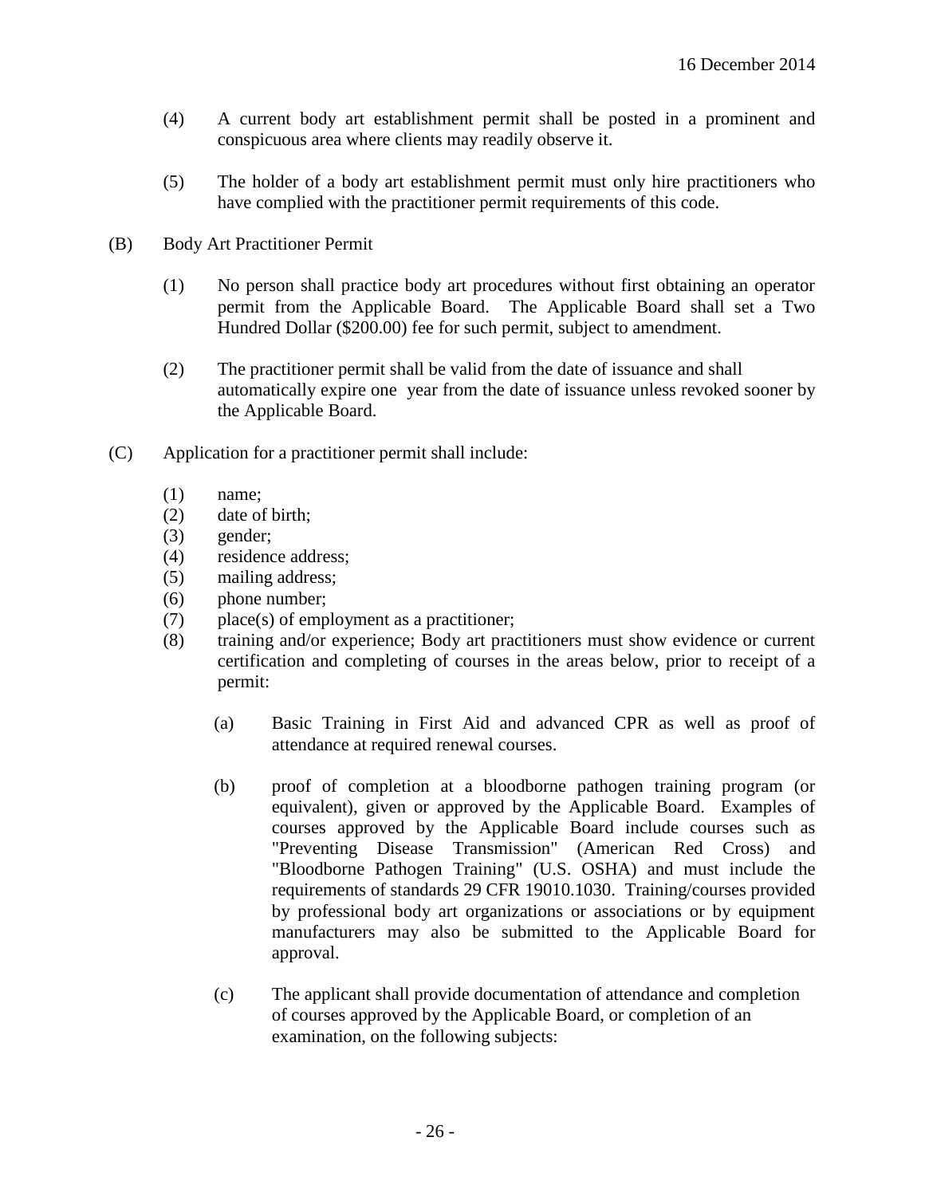(4) A current body art establishment permit shall be posted in a prominent and conspicuous area where clients may readily observe it.

(5) The holder of a body art establishment permit must only hire practitioners who have complied with the practitioner permit requirements of this code.

(B) Body Art Practitioner Permit

(1) No person shall practice body art procedures without first obtaining an operator permit from the Applicable Board. The Applicable Board shall set a Two Hundred Dollar ($200.00) fee for such permit, subject to amendment.

(2) The practitioner permit shall be valid from the date of issuance and shall automatically expire one year from the date of issuance unless revoked sooner by the Applicable Board.

(C) Application for a practitioner permit shall include:

(1) name;
(2) date of birth;
(3) gender;
(4) residence address;
(5) mailing address;
(6) phone number;
(7) place(s) of employment as a practitioner;
(8) training and/or experience; Body art practitioners must show evidence or current certification and completing of courses in the areas below, prior to receipt of a permit:

(a) Basic Training in First Aid and advanced CPR as well as proof of attendance at required renewal courses.

(b) proof of completion at a bloodborne pathogen training program (or equivalent), given or approved by the Applicable Board. Examples of courses approved by the Applicable Board include courses such as "Preventing Disease Transmission" (American Red Cross) and "Bloodborne Pathogen Training" (U.S. OSHA) and must include the requirements of standards 29 CFR 19010.1030. Training/courses provided by professional body art organizations or associations or by equipment manufacturers may also be submitted to the Applicable Board for approval.

(c) The applicant shall provide documentation of attendance and completion of courses approved by the Applicable Board, or completion of an examination, on the following subjects: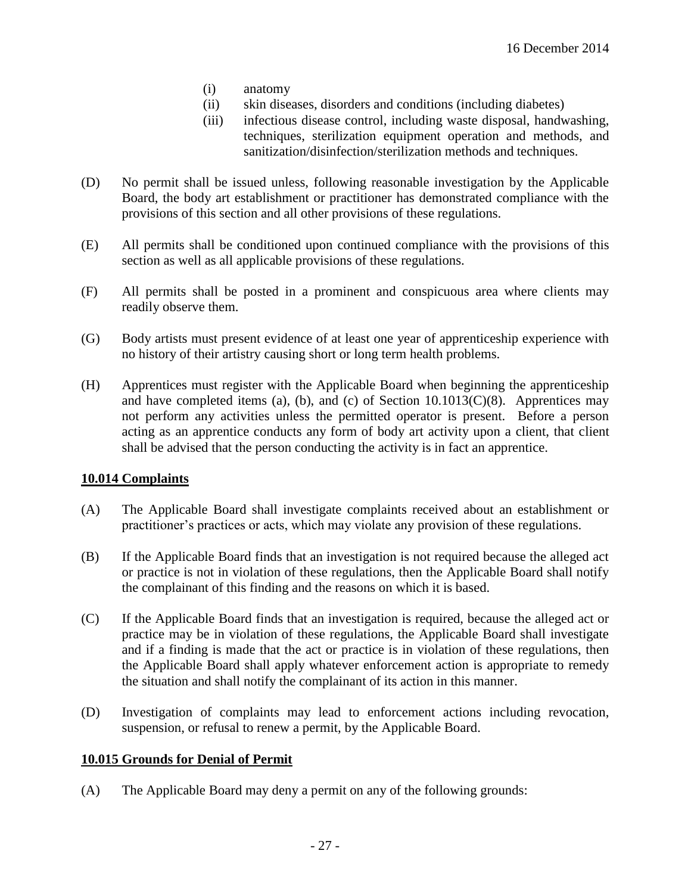(i) anatomy
(ii) skin diseases, disorders and conditions (including diabetes)
(iii) infectious disease control, including waste disposal, handwashing, techniques, sterilization equipment operation and methods, and sanitization/disinfection/sterilization methods and techniques.

(D) No permit shall be issued unless, following reasonable investigation by the Applicable Board, the body art establishment or practitioner has demonstrated compliance with the provisions of this section and all other provisions of these regulations.

(E) All permits shall be conditioned upon continued compliance with the provisions of this section as well as all applicable provisions of these regulations.

(F) All permits shall be posted in a prominent and conspicuous area where clients may readily observe them.

(G) Body artists must present evidence of at least one year of apprenticeship experience with no history of their artistry causing short or long term health problems.

(H) Apprentices must register with the Applicable Board when beginning the apprenticeship and have completed items (a), (b), and (c) of Section 10.1013(C)(8). Apprentices may not perform any activities unless the permitted operator is present. Before a person acting as an apprentice conducts any form of body art activity upon a client, that client shall be advised that the person conducting the activity is in fact an apprentice.

## 10.014 Complaints

(A) The Applicable Board shall investigate complaints received about an establishment or practitioner's practices or acts, which may violate any provision of these regulations.

(B) If the Applicable Board finds that an investigation is not required because the alleged act or practice is not in violation of these regulations, then the Applicable Board shall notify the complainant of this finding and the reasons on which it is based.

(C) If the Applicable Board finds that an investigation is required, because the alleged act or practice may be in violation of these regulations, the Applicable Board shall investigate and if a finding is made that the act or practice is in violation of these regulations, then the Applicable Board shall apply whatever enforcement action is appropriate to remedy the situation and shall notify the complainant of its action in this manner.

(D) Investigation of complaints may lead to enforcement actions including revocation, suspension, or refusal to renew a permit, by the Applicable Board.

## 10.015 Grounds for Denial of Permit

(A) The Applicable Board may deny a permit on any of the following grounds: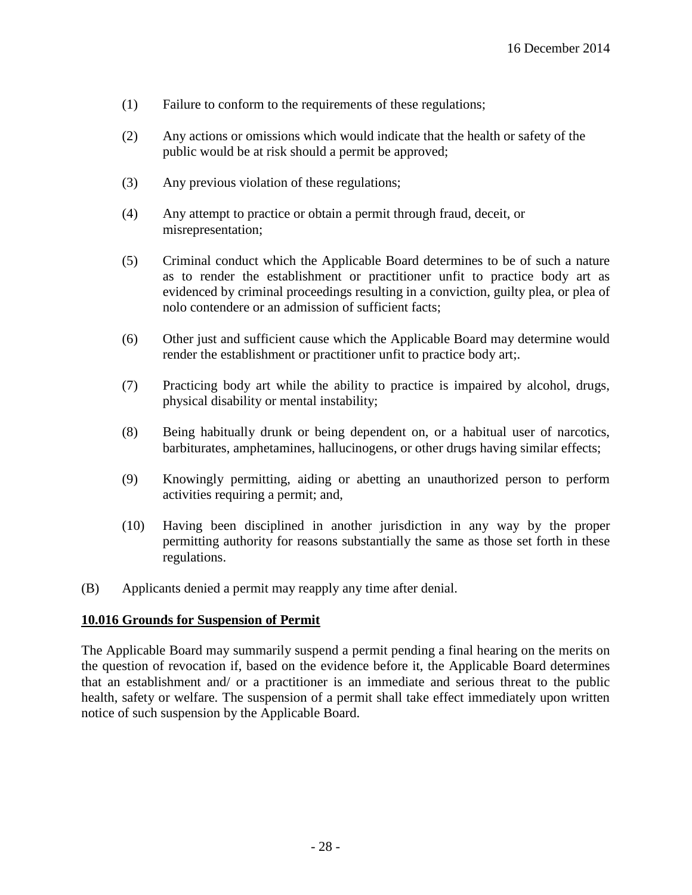(1) Failure to conform to the requirements of these regulations;

(2) Any actions or omissions which would indicate that the health or safety of the public would be at risk should a permit be approved;

(3) Any previous violation of these regulations;

(4) Any attempt to practice or obtain a permit through fraud, deceit, or misrepresentation;

(5) Criminal conduct which the Applicable Board determines to be of such a nature as to render the establishment or practitioner unfit to practice body art as evidenced by criminal proceedings resulting in a conviction, guilty plea, or plea of nolo contendere or an admission of sufficient facts;

(6) Other just and sufficient cause which the Applicable Board may determine would render the establishment or practitioner unfit to practice body art;.

(7) Practicing body art while the ability to practice is impaired by alcohol, drugs, physical disability or mental instability;

(8) Being habitually drunk or being dependent on, or a habitual user of narcotics, barbiturates, amphetamines, hallucinogens, or other drugs having similar effects;

(9) Knowingly permitting, aiding or abetting an unauthorized person to perform activities requiring a permit; and,

(10) Having been disciplined in another jurisdiction in any way by the proper permitting authority for reasons substantially the same as those set forth in these regulations.

(B) Applicants denied a permit may reapply any time after denial.

**10.016 Grounds for Suspension of Permit**

The Applicable Board may summarily suspend a permit pending a final hearing on the merits on the question of revocation if, based on the evidence before it, the Applicable Board determines that an establishment and/ or a practitioner is an immediate and serious threat to the public health, safety or welfare. The suspension of a permit shall take effect immediately upon written notice of such suspension by the Applicable Board.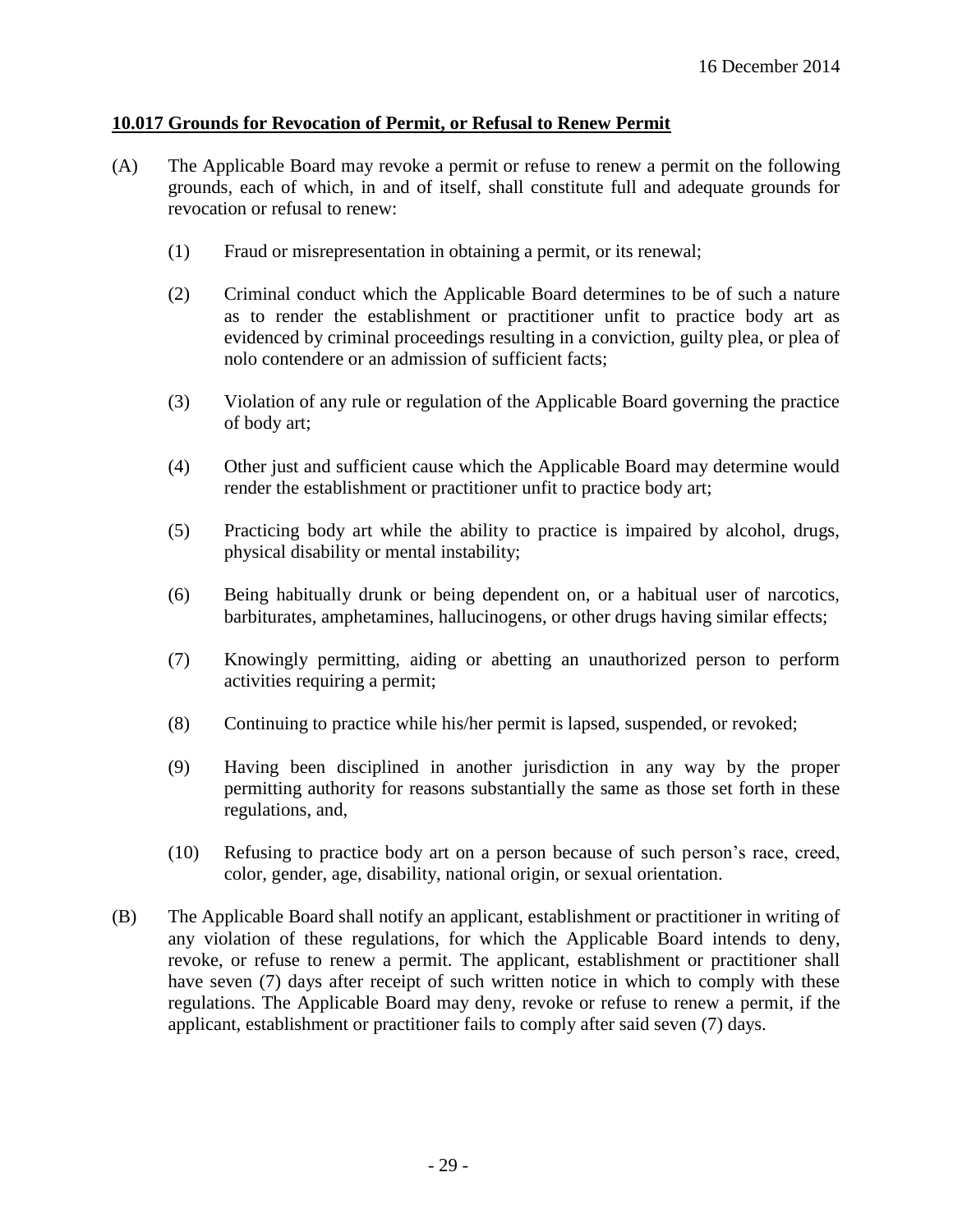16 December 2014

**10.017 Grounds for Revocation of Permit, or Refusal to Renew Permit**

(A) The Applicable Board may revoke a permit or refuse to renew a permit on the following grounds, each of which, in and of itself, shall constitute full and adequate grounds for revocation or refusal to renew:

(1) Fraud or misrepresentation in obtaining a permit, or its renewal;

(2) Criminal conduct which the Applicable Board determines to be of such a nature as to render the establishment or practitioner unfit to practice body art as evidenced by criminal proceedings resulting in a conviction, guilty plea, or plea of nolo contendere or an admission of sufficient facts;

(3) Violation of any rule or regulation of the Applicable Board governing the practice of body art;

(4) Other just and sufficient cause which the Applicable Board may determine would render the establishment or practitioner unfit to practice body art;

(5) Practicing body art while the ability to practice is impaired by alcohol, drugs, physical disability or mental instability;

(6) Being habitually drunk or being dependent on, or a habitual user of narcotics, barbiturates, amphetamines, hallucinogens, or other drugs having similar effects;

(7) Knowingly permitting, aiding or abetting an unauthorized person to perform activities requiring a permit;

(8) Continuing to practice while his/her permit is lapsed, suspended, or revoked;

(9) Having been disciplined in another jurisdiction in any way by the proper permitting authority for reasons substantially the same as those set forth in these regulations, and,

(10) Refusing to practice body art on a person because of such person's race, creed, color, gender, age, disability, national origin, or sexual orientation.

(B) The Applicable Board shall notify an applicant, establishment or practitioner in writing of any violation of these regulations, for which the Applicable Board intends to deny, revoke, or refuse to renew a permit. The applicant, establishment or practitioner shall have seven (7) days after receipt of such written notice in which to comply with these regulations. The Applicable Board may deny, revoke or refuse to renew a permit, if the applicant, establishment or practitioner fails to comply after said seven (7) days.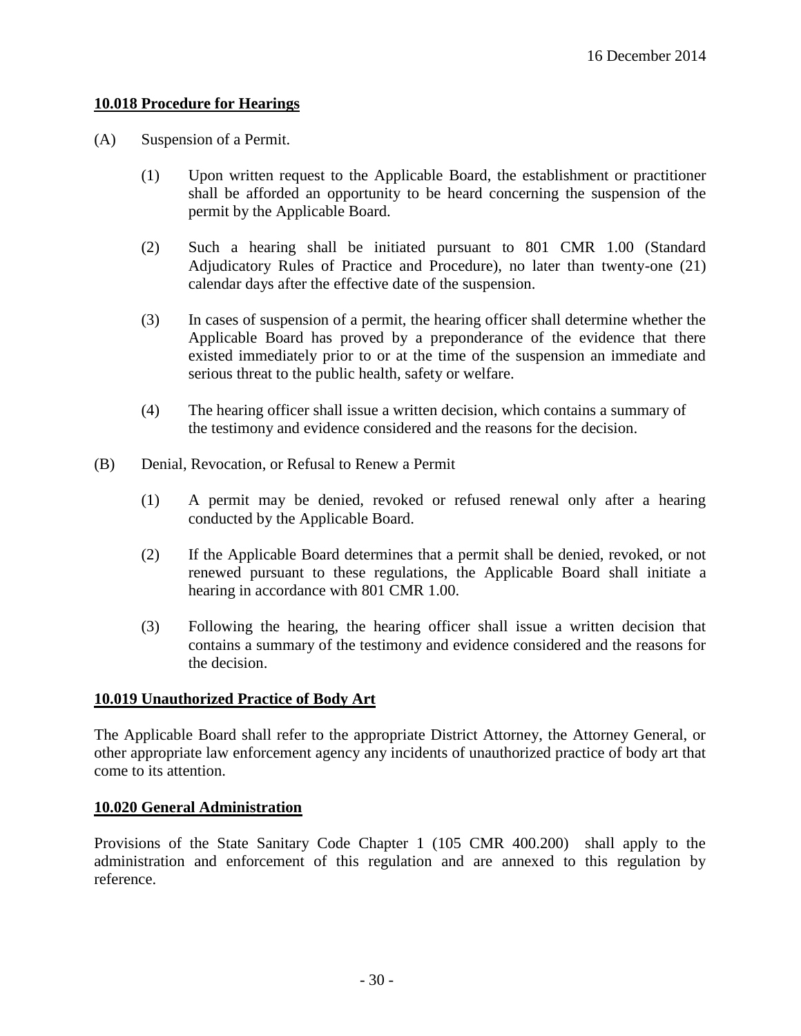16 December 2014

**10.018 Procedure for Hearings**

(A) Suspension of a Permit.

(1) Upon written request to the Applicable Board, the establishment or practitioner shall be afforded an opportunity to be heard concerning the suspension of the permit by the Applicable Board.

(2) Such a hearing shall be initiated pursuant to 801 CMR 1.00 (Standard Adjudicatory Rules of Practice and Procedure), no later than twenty-one (21) calendar days after the effective date of the suspension.

(3) In cases of suspension of a permit, the hearing officer shall determine whether the Applicable Board has proved by a preponderance of the evidence that there existed immediately prior to or at the time of the suspension an immediate and serious threat to the public health, safety or welfare.

(4) The hearing officer shall issue a written decision, which contains a summary of the testimony and evidence considered and the reasons for the decision.

(B) Denial, Revocation, or Refusal to Renew a Permit

(1) A permit may be denied, revoked or refused renewal only after a hearing conducted by the Applicable Board.

(2) If the Applicable Board determines that a permit shall be denied, revoked, or not renewed pursuant to these regulations, the Applicable Board shall initiate a hearing in accordance with 801 CMR 1.00.

(3) Following the hearing, the hearing officer shall issue a written decision that contains a summary of the testimony and evidence considered and the reasons for the decision.

**10.019 Unauthorized Practice of Body Art**

The Applicable Board shall refer to the appropriate District Attorney, the Attorney General, or other appropriate law enforcement agency any incidents of unauthorized practice of body art that come to its attention.

**10.020 General Administration**

Provisions of the State Sanitary Code Chapter 1 (105 CMR 400.200) shall apply to the administration and enforcement of this regulation and are annexed to this regulation by reference.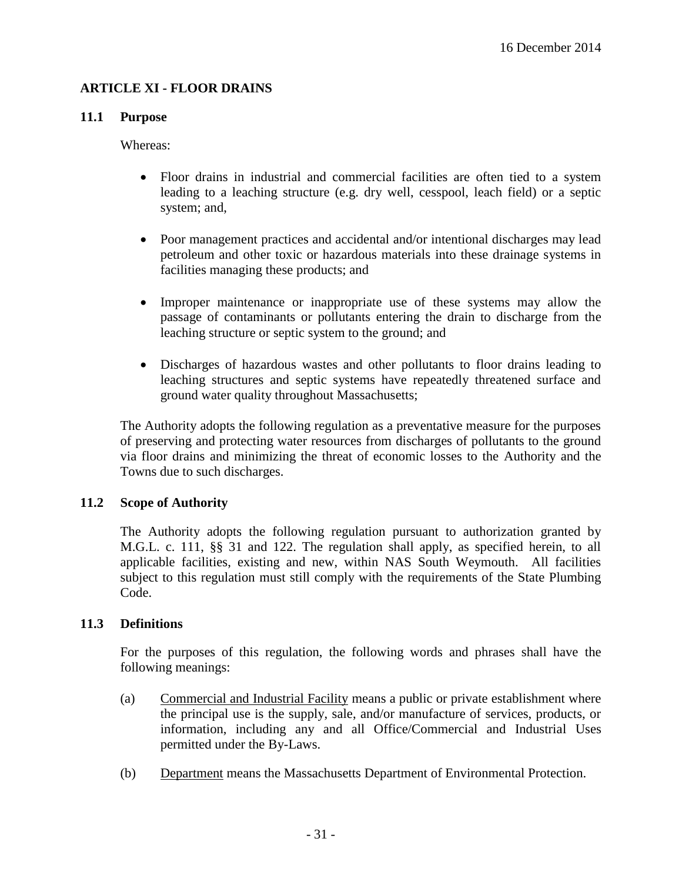16 December 2014

## ARTICLE XI - FLOOR DRAINS

### 11.1 Purpose

Whereas:

- Floor drains in industrial and commercial facilities are often tied to a system leading to a leaching structure (e.g. dry well, cesspool, leach field) or a septic system; and,
- Poor management practices and accidental and/or intentional discharges may lead petroleum and other toxic or hazardous materials into these drainage systems in facilities managing these products; and
- Improper maintenance or inappropriate use of these systems may allow the passage of contaminants or pollutants entering the drain to discharge from the leaching structure or septic system to the ground; and
- Discharges of hazardous wastes and other pollutants to floor drains leading to leaching structures and septic systems have repeatedly threatened surface and ground water quality throughout Massachusetts;

The Authority adopts the following regulation as a preventative measure for the purposes of preserving and protecting water resources from discharges of pollutants to the ground via floor drains and minimizing the threat of economic losses to the Authority and the Towns due to such discharges.

### 11.2 Scope of Authority

The Authority adopts the following regulation pursuant to authorization granted by M.G.L. c. 111, §§ 31 and 122. The regulation shall apply, as specified herein, to all applicable facilities, existing and new, within NAS South Weymouth. All facilities subject to this regulation must still comply with the requirements of the State Plumbing Code.

### 11.3 Definitions

For the purposes of this regulation, the following words and phrases shall have the following meanings:

(a) Commercial and Industrial Facility means a public or private establishment where the principal use is the supply, sale, and/or manufacture of services, products, or information, including any and all Office/Commercial and Industrial Uses permitted under the By-Laws.

(b) Department means the Massachusetts Department of Environmental Protection.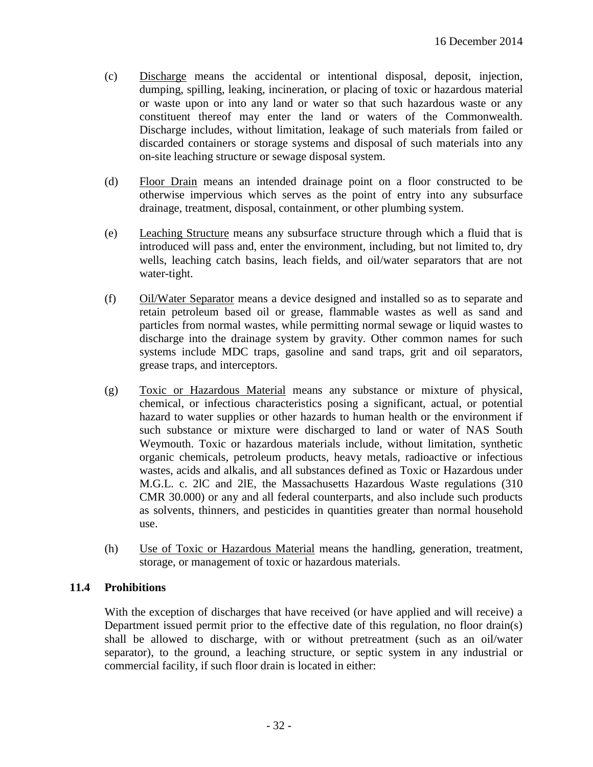(c) Discharge means the accidental or intentional disposal, deposit, injection, dumping, spilling, leaking, incineration, or placing of toxic or hazardous material or waste upon or into any land or water so that such hazardous waste or any constituent thereof may enter the land or waters of the Commonwealth. Discharge includes, without limitation, leakage of such materials from failed or discarded containers or storage systems and disposal of such materials into any on-site leaching structure or sewage disposal system.

(d) Floor Drain means an intended drainage point on a floor constructed to be otherwise impervious which serves as the point of entry into any subsurface drainage, treatment, disposal, containment, or other plumbing system.

(e) Leaching Structure means any subsurface structure through which a fluid that is introduced will pass and, enter the environment, including, but not limited to, dry wells, leaching catch basins, leach fields, and oil/water separators that are not water-tight.

(f) Oil/Water Separator means a device designed and installed so as to separate and retain petroleum based oil or grease, flammable wastes as well as sand and particles from normal wastes, while permitting normal sewage or liquid wastes to discharge into the drainage system by gravity. Other common names for such systems include MDC traps, gasoline and sand traps, grit and oil separators, grease traps, and interceptors.

(g) Toxic or Hazardous Material means any substance or mixture of physical, chemical, or infectious characteristics posing a significant, actual, or potential hazard to water supplies or other hazards to human health or the environment if such substance or mixture were discharged to land or water of NAS South Weymouth. Toxic or hazardous materials include, without limitation, synthetic organic chemicals, petroleum products, heavy metals, radioactive or infectious wastes, acids and alkalis, and all substances defined as Toxic or Hazardous under M.G.L. c. 2lC and 2lE, the Massachusetts Hazardous Waste regulations (310 CMR 30.000) or any and all federal counterparts, and also include such products as solvents, thinners, and pesticides in quantities greater than normal household use.

(h) Use of Toxic or Hazardous Material means the handling, generation, treatment, storage, or management of toxic or hazardous materials.

### 11.4 Prohibitions

With the exception of discharges that have received (or have applied and will receive) a Department issued permit prior to the effective date of this regulation, no floor drain(s) shall be allowed to discharge, with or without pretreatment (such as an oil/water separator), to the ground, a leaching structure, or septic system in any industrial or commercial facility, if such floor drain is located in either: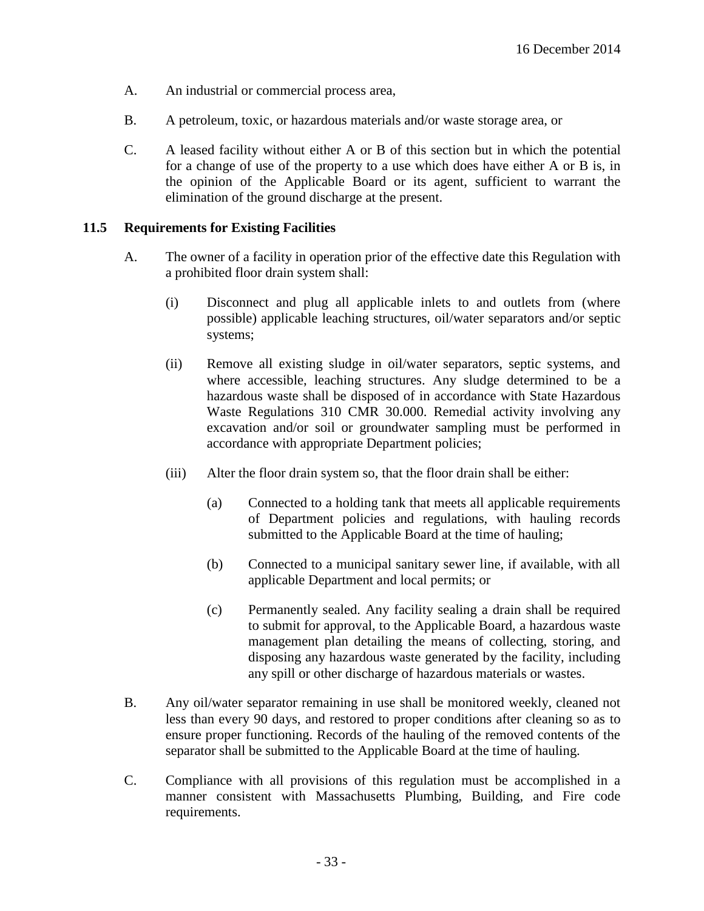A. An industrial or commercial process area,

B. A petroleum, toxic, or hazardous materials and/or waste storage area, or

C. A leased facility without either A or B of this section but in which the potential for a change of use of the property to a use which does have either A or B is, in the opinion of the Applicable Board or its agent, sufficient to warrant the elimination of the ground discharge at the present.

### 11.5 Requirements for Existing Facilities

A. The owner of a facility in operation prior of the effective date this Regulation with a prohibited floor drain system shall:

(i) Disconnect and plug all applicable inlets to and outlets from (where possible) applicable leaching structures, oil/water separators and/or septic systems;

(ii) Remove all existing sludge in oil/water separators, septic systems, and where accessible, leaching structures. Any sludge determined to be a hazardous waste shall be disposed of in accordance with State Hazardous Waste Regulations 310 CMR 30.000. Remedial activity involving any excavation and/or soil or groundwater sampling must be performed in accordance with appropriate Department policies;

(iii) Alter the floor drain system so, that the floor drain shall be either:

(a) Connected to a holding tank that meets all applicable requirements of Department policies and regulations, with hauling records submitted to the Applicable Board at the time of hauling;

(b) Connected to a municipal sanitary sewer line, if available, with all applicable Department and local permits; or

(c) Permanently sealed. Any facility sealing a drain shall be required to submit for approval, to the Applicable Board, a hazardous waste management plan detailing the means of collecting, storing, and disposing any hazardous waste generated by the facility, including any spill or other discharge of hazardous materials or wastes.

B. Any oil/water separator remaining in use shall be monitored weekly, cleaned not less than every 90 days, and restored to proper conditions after cleaning so as to ensure proper functioning. Records of the hauling of the removed contents of the separator shall be submitted to the Applicable Board at the time of hauling.

C. Compliance with all provisions of this regulation must be accomplished in a manner consistent with Massachusetts Plumbing, Building, and Fire code requirements.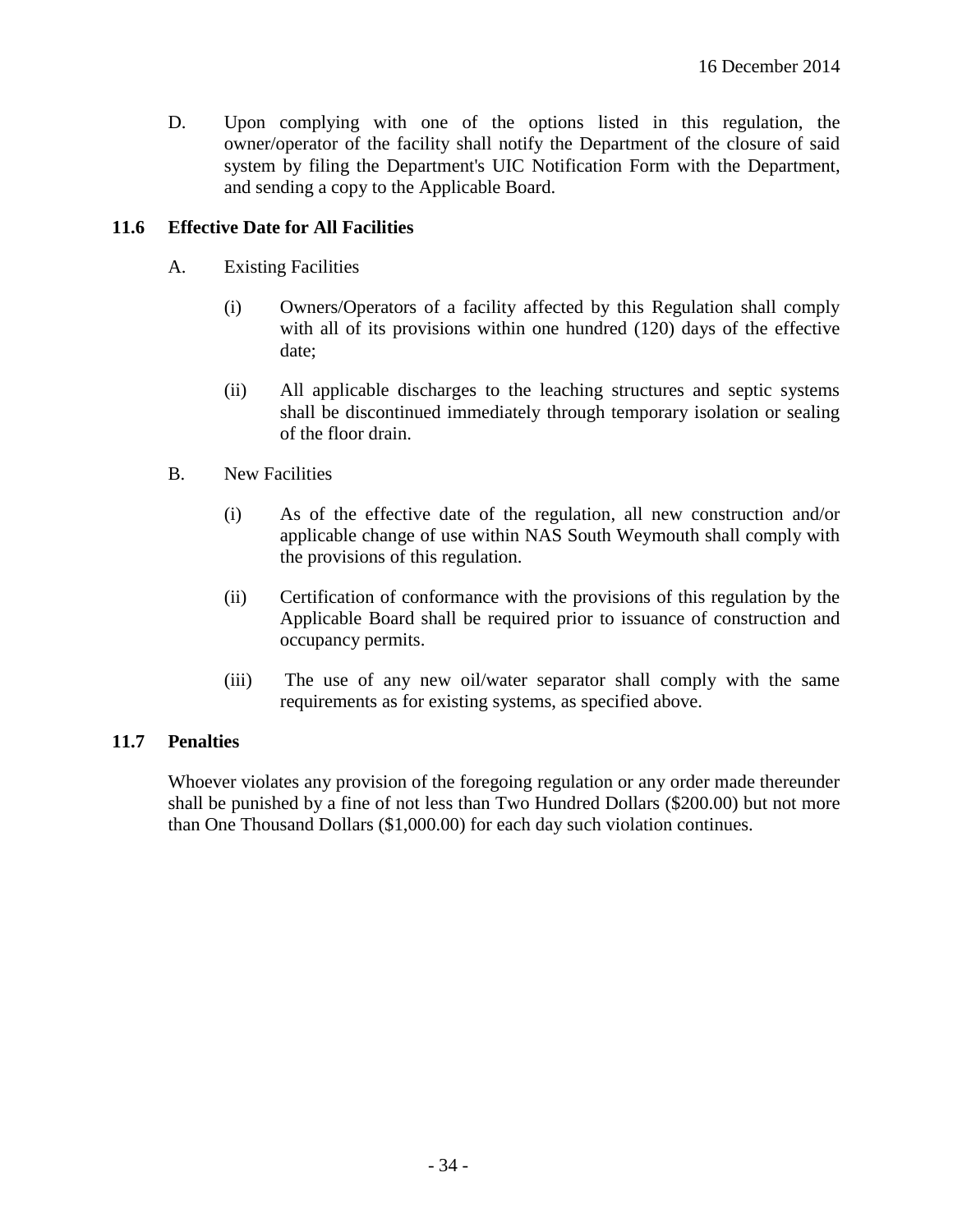D. Upon complying with one of the options listed in this regulation, the owner/operator of the facility shall notify the Department of the closure of said system by filing the Department's UIC Notification Form with the Department, and sending a copy to the Applicable Board.

### 11.6 Effective Date for All Facilities

A. Existing Facilities

(i) Owners/Operators of a facility affected by this Regulation shall comply with all of its provisions within one hundred (120) days of the effective date;

(ii) All applicable discharges to the leaching structures and septic systems shall be discontinued immediately through temporary isolation or sealing of the floor drain.

B. New Facilities

(i) As of the effective date of the regulation, all new construction and/or applicable change of use within NAS South Weymouth shall comply with the provisions of this regulation.

(ii) Certification of conformance with the provisions of this regulation by the Applicable Board shall be required prior to issuance of construction and occupancy permits.

(iii) The use of any new oil/water separator shall comply with the same requirements as for existing systems, as specified above.

### 11.7 Penalties

Whoever violates any provision of the foregoing regulation or any order made thereunder shall be punished by a fine of not less than Two Hundred Dollars ($200.00) but not more than One Thousand Dollars ($1,000.00) for each day such violation continues.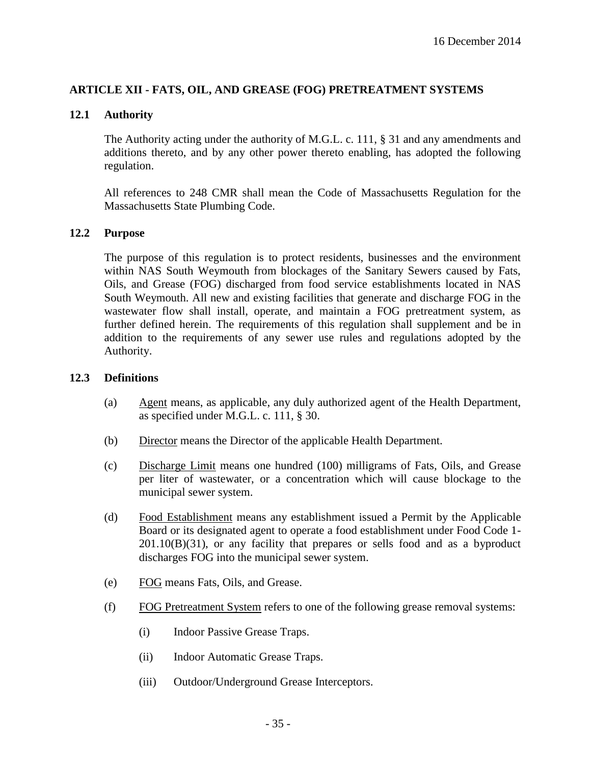16 December 2014

## ARTICLE XII - FATS, OIL, AND GREASE (FOG) PRETREATMENT SYSTEMS

### 12.1 Authority

The Authority acting under the authority of M.G.L. c. 111, § 31 and any amendments and additions thereto, and by any other power thereto enabling, has adopted the following regulation.

All references to 248 CMR shall mean the Code of Massachusetts Regulation for the Massachusetts State Plumbing Code.

### 12.2 Purpose

The purpose of this regulation is to protect residents, businesses and the environment within NAS South Weymouth from blockages of the Sanitary Sewers caused by Fats, Oils, and Grease (FOG) discharged from food service establishments located in NAS South Weymouth. All new and existing facilities that generate and discharge FOG in the wastewater flow shall install, operate, and maintain a FOG pretreatment system, as further defined herein. The requirements of this regulation shall supplement and be in addition to the requirements of any sewer use rules and regulations adopted by the Authority.

### 12.3 Definitions

(a) Agent means, as applicable, any duly authorized agent of the Health Department, as specified under M.G.L. c. 111, § 30.

(b) Director means the Director of the applicable Health Department.

(c) Discharge Limit means one hundred (100) milligrams of Fats, Oils, and Grease per liter of wastewater, or a concentration which will cause blockage to the municipal sewer system.

(d) Food Establishment means any establishment issued a Permit by the Applicable Board or its designated agent to operate a food establishment under Food Code 1-201.10(B)(31), or any facility that prepares or sells food and as a byproduct discharges FOG into the municipal sewer system.

(e) FOG means Fats, Oils, and Grease.

(f) FOG Pretreatment System refers to one of the following grease removal systems:

(i) Indoor Passive Grease Traps.

(ii) Indoor Automatic Grease Traps.

(iii) Outdoor/Underground Grease Interceptors.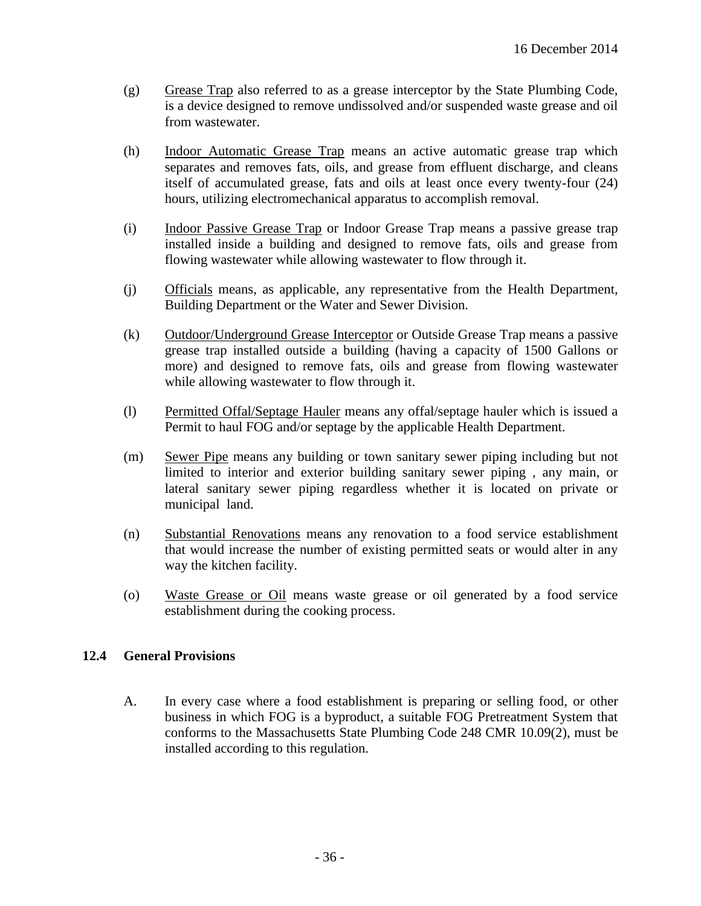(g) Grease Trap also referred to as a grease interceptor by the State Plumbing Code, is a device designed to remove undissolved and/or suspended waste grease and oil from wastewater.

(h) Indoor Automatic Grease Trap means an active automatic grease trap which separates and removes fats, oils, and grease from effluent discharge, and cleans itself of accumulated grease, fats and oils at least once every twenty-four (24) hours, utilizing electromechanical apparatus to accomplish removal.

(i) Indoor Passive Grease Trap or Indoor Grease Trap means a passive grease trap installed inside a building and designed to remove fats, oils and grease from flowing wastewater while allowing wastewater to flow through it.

(j) Officials means, as applicable, any representative from the Health Department, Building Department or the Water and Sewer Division.

(k) Outdoor/Underground Grease Interceptor or Outside Grease Trap means a passive grease trap installed outside a building (having a capacity of 1500 Gallons or more) and designed to remove fats, oils and grease from flowing wastewater while allowing wastewater to flow through it.

(l) Permitted Offal/Septage Hauler means any offal/septage hauler which is issued a Permit to haul FOG and/or septage by the applicable Health Department.

(m) Sewer Pipe means any building or town sanitary sewer piping including but not limited to interior and exterior building sanitary sewer piping , any main, or lateral sanitary sewer piping regardless whether it is located on private or municipal land.

(n) Substantial Renovations means any renovation to a food service establishment that would increase the number of existing permitted seats or would alter in any way the kitchen facility.

(o) Waste Grease or Oil means waste grease or oil generated by a food service establishment during the cooking process.

## 12.4 General Provisions

A. In every case where a food establishment is preparing or selling food, or other business in which FOG is a byproduct, a suitable FOG Pretreatment System that conforms to the Massachusetts State Plumbing Code 248 CMR 10.09(2), must be installed according to this regulation.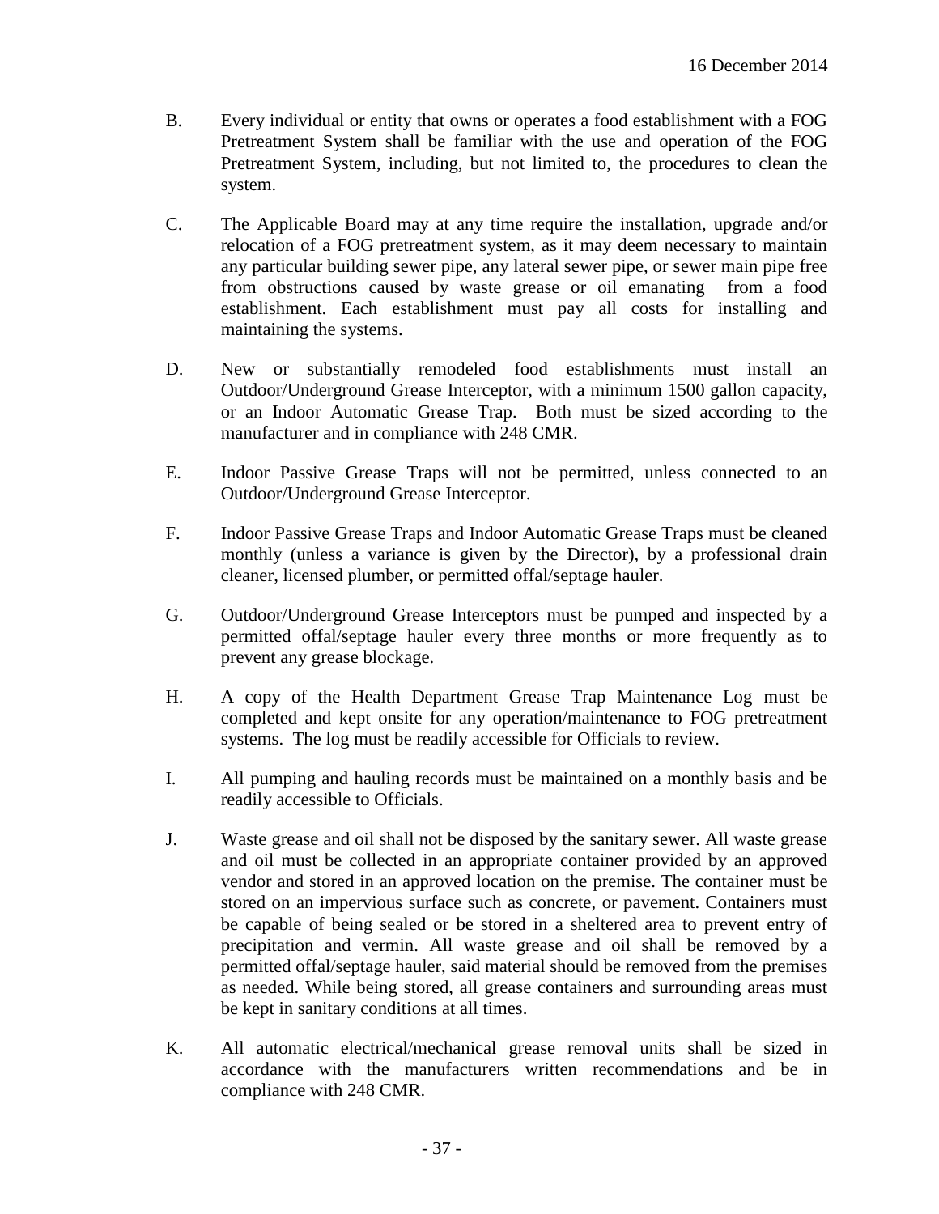B. Every individual or entity that owns or operates a food establishment with a FOG Pretreatment System shall be familiar with the use and operation of the FOG Pretreatment System, including, but not limited to, the procedures to clean the system.

C. The Applicable Board may at any time require the installation, upgrade and/or relocation of a FOG pretreatment system, as it may deem necessary to maintain any particular building sewer pipe, any lateral sewer pipe, or sewer main pipe free from obstructions caused by waste grease or oil emanating from a food establishment. Each establishment must pay all costs for installing and maintaining the systems.

D. New or substantially remodeled food establishments must install an Outdoor/Underground Grease Interceptor, with a minimum 1500 gallon capacity, or an Indoor Automatic Grease Trap. Both must be sized according to the manufacturer and in compliance with 248 CMR.

E. Indoor Passive Grease Traps will not be permitted, unless connected to an Outdoor/Underground Grease Interceptor.

F. Indoor Passive Grease Traps and Indoor Automatic Grease Traps must be cleaned monthly (unless a variance is given by the Director), by a professional drain cleaner, licensed plumber, or permitted offal/septage hauler.

G. Outdoor/Underground Grease Interceptors must be pumped and inspected by a permitted offal/septage hauler every three months or more frequently as to prevent any grease blockage.

H. A copy of the Health Department Grease Trap Maintenance Log must be completed and kept onsite for any operation/maintenance to FOG pretreatment systems. The log must be readily accessible for Officials to review.

I. All pumping and hauling records must be maintained on a monthly basis and be readily accessible to Officials.

J. Waste grease and oil shall not be disposed by the sanitary sewer. All waste grease and oil must be collected in an appropriate container provided by an approved vendor and stored in an approved location on the premise. The container must be stored on an impervious surface such as concrete, or pavement. Containers must be capable of being sealed or be stored in a sheltered area to prevent entry of precipitation and vermin. All waste grease and oil shall be removed by a permitted offal/septage hauler, said material should be removed from the premises as needed. While being stored, all grease containers and surrounding areas must be kept in sanitary conditions at all times.

K. All automatic electrical/mechanical grease removal units shall be sized in accordance with the manufacturers written recommendations and be in compliance with 248 CMR.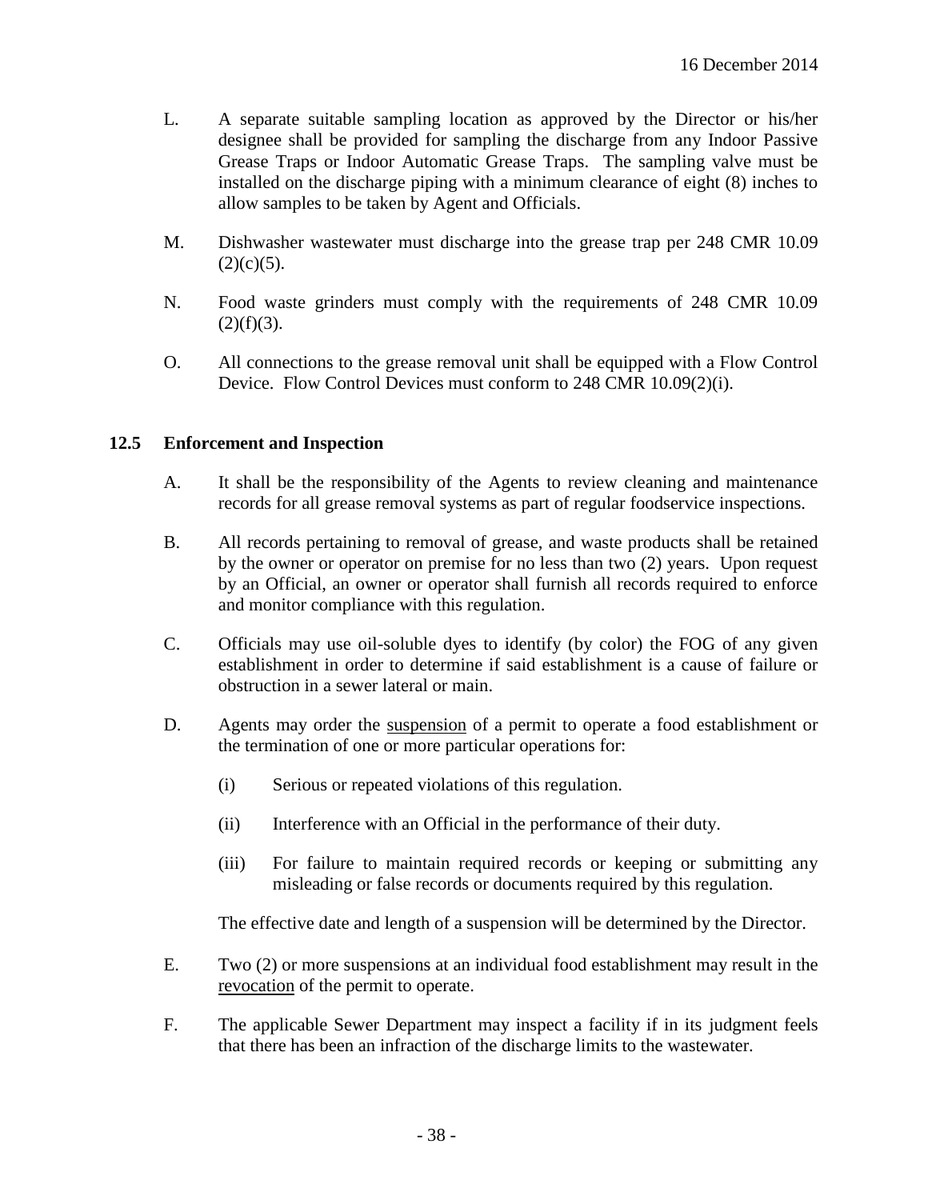L. A separate suitable sampling location as approved by the Director or his/her designee shall be provided for sampling the discharge from any Indoor Passive Grease Traps or Indoor Automatic Grease Traps. The sampling valve must be installed on the discharge piping with a minimum clearance of eight (8) inches to allow samples to be taken by Agent and Officials.

M. Dishwasher wastewater must discharge into the grease trap per 248 CMR 10.09 (2)(c)(5).

N. Food waste grinders must comply with the requirements of 248 CMR 10.09 (2)(f)(3).

O. All connections to the grease removal unit shall be equipped with a Flow Control Device. Flow Control Devices must conform to 248 CMR 10.09(2)(i).

### 12.5 Enforcement and Inspection

A. It shall be the responsibility of the Agents to review cleaning and maintenance records for all grease removal systems as part of regular foodservice inspections.

B. All records pertaining to removal of grease, and waste products shall be retained by the owner or operator on premise for no less than two (2) years. Upon request by an Official, an owner or operator shall furnish all records required to enforce and monitor compliance with this regulation.

C. Officials may use oil-soluble dyes to identify (by color) the FOG of any given establishment in order to determine if said establishment is a cause of failure or obstruction in a sewer lateral or main.

D. Agents may order the <u>suspension</u> of a permit to operate a food establishment or the termination of one or more particular operations for:

   (i) Serious or repeated violations of this regulation.

   (ii) Interference with an Official in the performance of their duty.

   (iii) For failure to maintain required records or keeping or submitting any misleading or false records or documents required by this regulation.

   The effective date and length of a suspension will be determined by the Director.

E. Two (2) or more suspensions at an individual food establishment may result in the <u>revocation</u> of the permit to operate.

F. The applicable Sewer Department may inspect a facility if in its judgment feels that there has been an infraction of the discharge limits to the wastewater.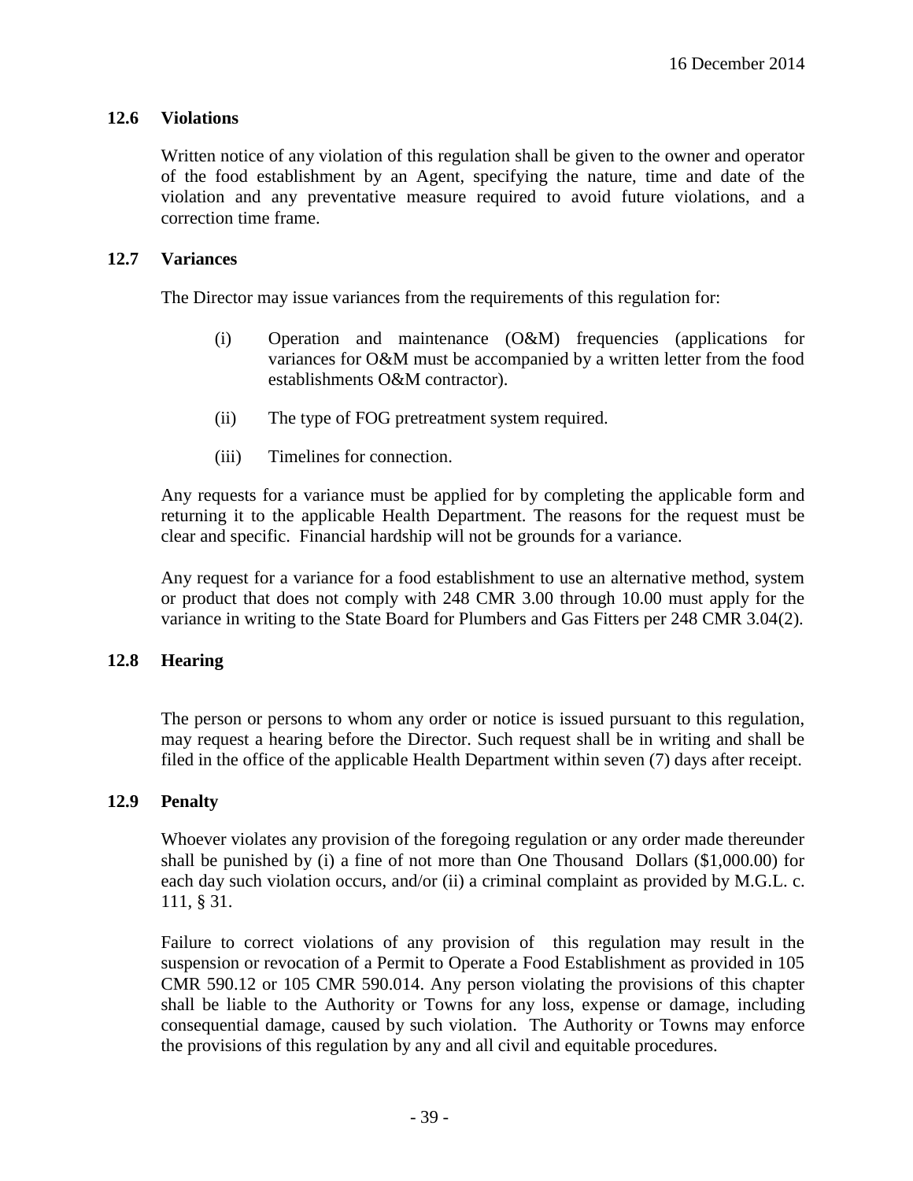### 12.6 Violations

Written notice of any violation of this regulation shall be given to the owner and operator of the food establishment by an Agent, specifying the nature, time and date of the violation and any preventative measure required to avoid future violations, and a correction time frame.

### 12.7 Variances

The Director may issue variances from the requirements of this regulation for:

(i) Operation and maintenance (O&M) frequencies (applications for variances for O&M must be accompanied by a written letter from the food establishments O&M contractor).

(ii) The type of FOG pretreatment system required.

(iii) Timelines for connection.

Any requests for a variance must be applied for by completing the applicable form and returning it to the applicable Health Department. The reasons for the request must be clear and specific. Financial hardship will not be grounds for a variance.

Any request for a variance for a food establishment to use an alternative method, system or product that does not comply with 248 CMR 3.00 through 10.00 must apply for the variance in writing to the State Board for Plumbers and Gas Fitters per 248 CMR 3.04(2).

### 12.8 Hearing

The person or persons to whom any order or notice is issued pursuant to this regulation, may request a hearing before the Director. Such request shall be in writing and shall be filed in the office of the applicable Health Department within seven (7) days after receipt.

### 12.9 Penalty

Whoever violates any provision of the foregoing regulation or any order made thereunder shall be punished by (i) a fine of not more than One Thousand Dollars ($1,000.00) for each day such violation occurs, and/or (ii) a criminal complaint as provided by M.G.L. c. 111, § 31.

Failure to correct violations of any provision of this regulation may result in the suspension or revocation of a Permit to Operate a Food Establishment as provided in 105 CMR 590.12 or 105 CMR 590.014. Any person violating the provisions of this chapter shall be liable to the Authority or Towns for any loss, expense or damage, including consequential damage, caused by such violation. The Authority or Towns may enforce the provisions of this regulation by any and all civil and equitable procedures.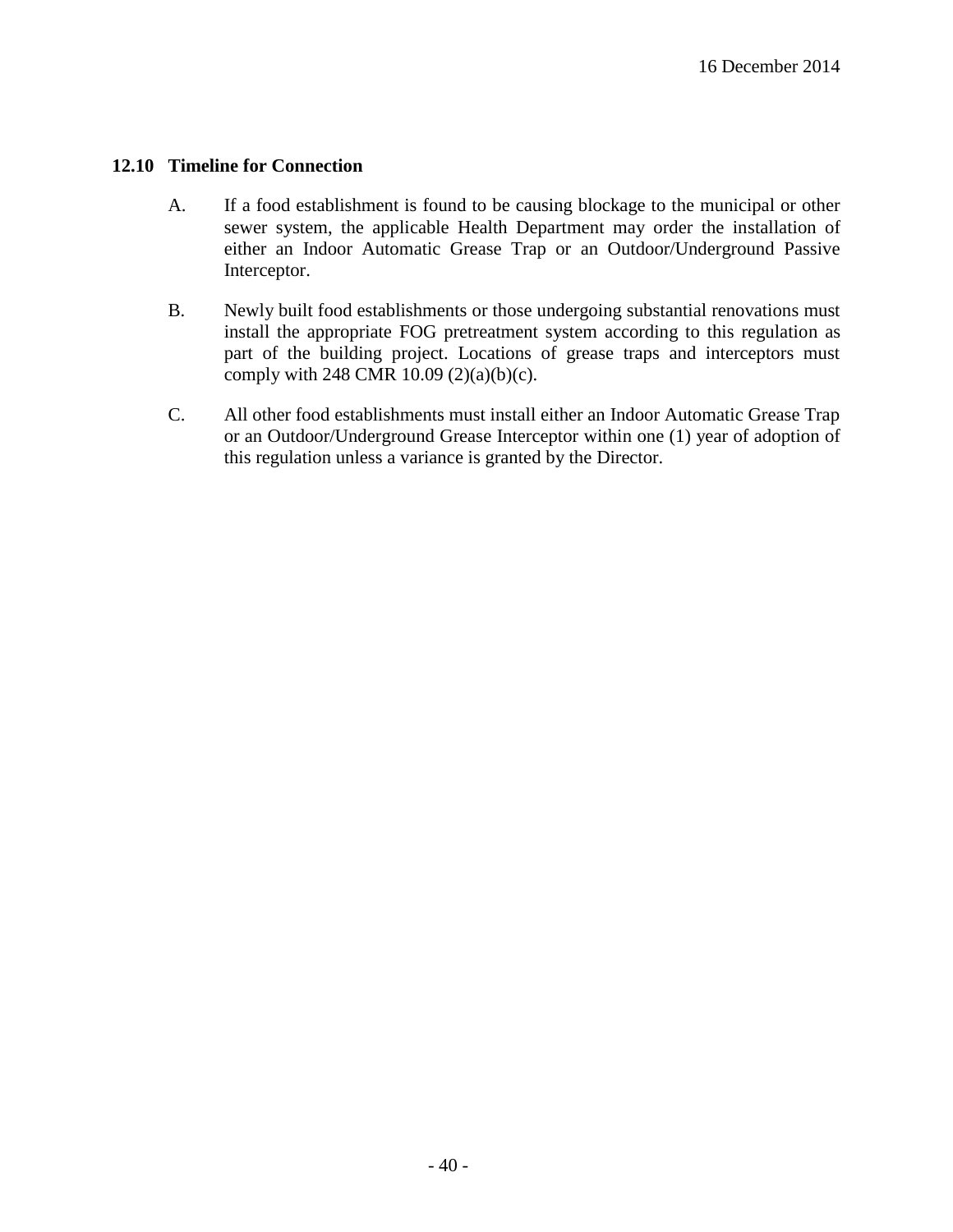### 12.10 Timeline for Connection

A. If a food establishment is found to be causing blockage to the municipal or other sewer system, the applicable Health Department may order the installation of either an Indoor Automatic Grease Trap or an Outdoor/Underground Passive Interceptor.

B. Newly built food establishments or those undergoing substantial renovations must install the appropriate FOG pretreatment system according to this regulation as part of the building project. Locations of grease traps and interceptors must comply with 248 CMR 10.09 (2)(a)(b)(c).

C. All other food establishments must install either an Indoor Automatic Grease Trap or an Outdoor/Underground Grease Interceptor within one (1) year of adoption of this regulation unless a variance is granted by the Director.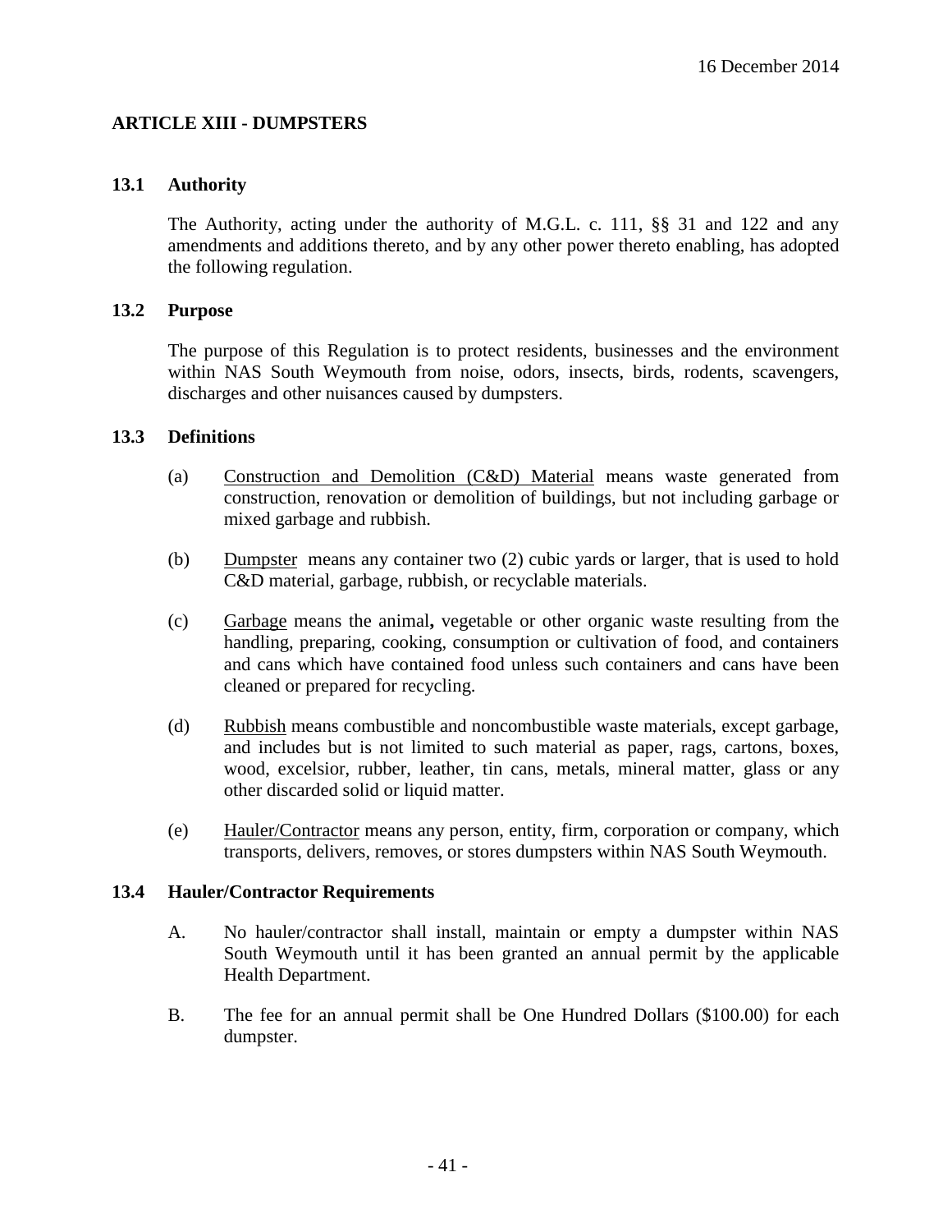16 December 2014

## ARTICLE XIII - DUMPSTERS

### 13.1 Authority

The Authority, acting under the authority of M.G.L. c. 111, §§ 31 and 122 and any amendments and additions thereto, and by any other power thereto enabling, has adopted the following regulation.

### 13.2 Purpose

The purpose of this Regulation is to protect residents, businesses and the environment within NAS South Weymouth from noise, odors, insects, birds, rodents, scavengers, discharges and other nuisances caused by dumpsters.

### 13.3 Definitions

(a) Construction and Demolition (C&D) Material means waste generated from construction, renovation or demolition of buildings, but not including garbage or mixed garbage and rubbish.

(b) Dumpster means any container two (2) cubic yards or larger, that is used to hold C&D material, garbage, rubbish, or recyclable materials.

(c) Garbage means the animal**,** vegetable or other organic waste resulting from the handling, preparing, cooking, consumption or cultivation of food, and containers and cans which have contained food unless such containers and cans have been cleaned or prepared for recycling.

(d) Rubbish means combustible and noncombustible waste materials, except garbage, and includes but is not limited to such material as paper, rags, cartons, boxes, wood, excelsior, rubber, leather, tin cans, metals, mineral matter, glass or any other discarded solid or liquid matter.

(e) Hauler/Contractor means any person, entity, firm, corporation or company, which transports, delivers, removes, or stores dumpsters within NAS South Weymouth.

### 13.4 Hauler/Contractor Requirements

A. No hauler/contractor shall install, maintain or empty a dumpster within NAS South Weymouth until it has been granted an annual permit by the applicable Health Department.

B. The fee for an annual permit shall be One Hundred Dollars ($100.00) for each dumpster.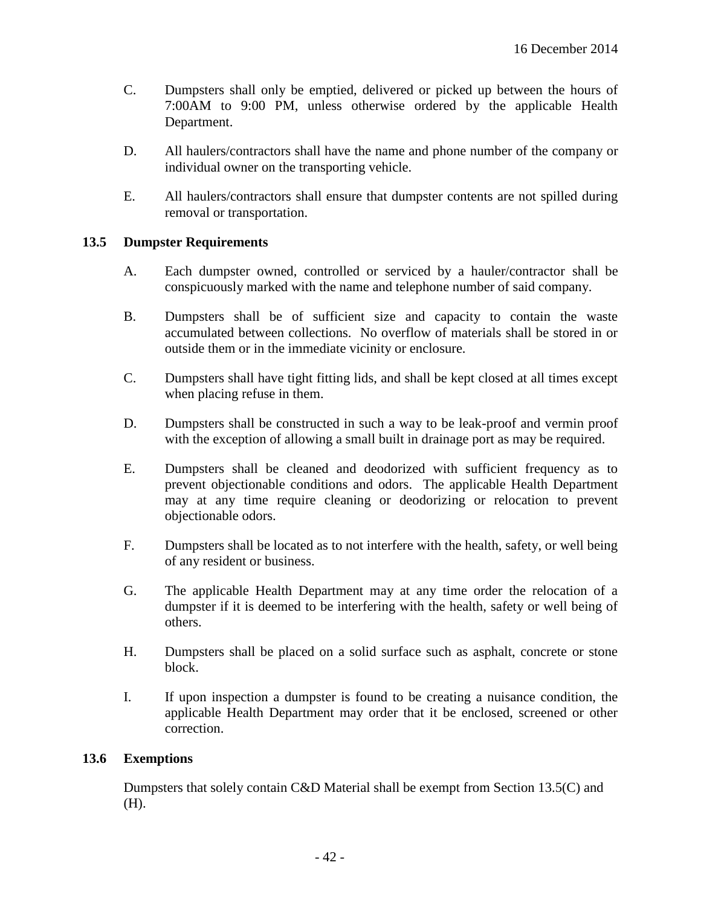C. Dumpsters shall only be emptied, delivered or picked up between the hours of 7:00AM to 9:00 PM, unless otherwise ordered by the applicable Health Department.

D. All haulers/contractors shall have the name and phone number of the company or individual owner on the transporting vehicle.

E. All haulers/contractors shall ensure that dumpster contents are not spilled during removal or transportation.

### 13.5 Dumpster Requirements

A. Each dumpster owned, controlled or serviced by a hauler/contractor shall be conspicuously marked with the name and telephone number of said company.

B. Dumpsters shall be of sufficient size and capacity to contain the waste accumulated between collections. No overflow of materials shall be stored in or outside them or in the immediate vicinity or enclosure.

C. Dumpsters shall have tight fitting lids, and shall be kept closed at all times except when placing refuse in them.

D. Dumpsters shall be constructed in such a way to be leak-proof and vermin proof with the exception of allowing a small built in drainage port as may be required.

E. Dumpsters shall be cleaned and deodorized with sufficient frequency as to prevent objectionable conditions and odors. The applicable Health Department may at any time require cleaning or deodorizing or relocation to prevent objectionable odors.

F. Dumpsters shall be located as to not interfere with the health, safety, or well being of any resident or business.

G. The applicable Health Department may at any time order the relocation of a dumpster if it is deemed to be interfering with the health, safety or well being of others.

H. Dumpsters shall be placed on a solid surface such as asphalt, concrete or stone block.

I. If upon inspection a dumpster is found to be creating a nuisance condition, the applicable Health Department may order that it be enclosed, screened or other correction.

### 13.6 Exemptions

Dumpsters that solely contain C&D Material shall be exempt from Section 13.5(C) and (H).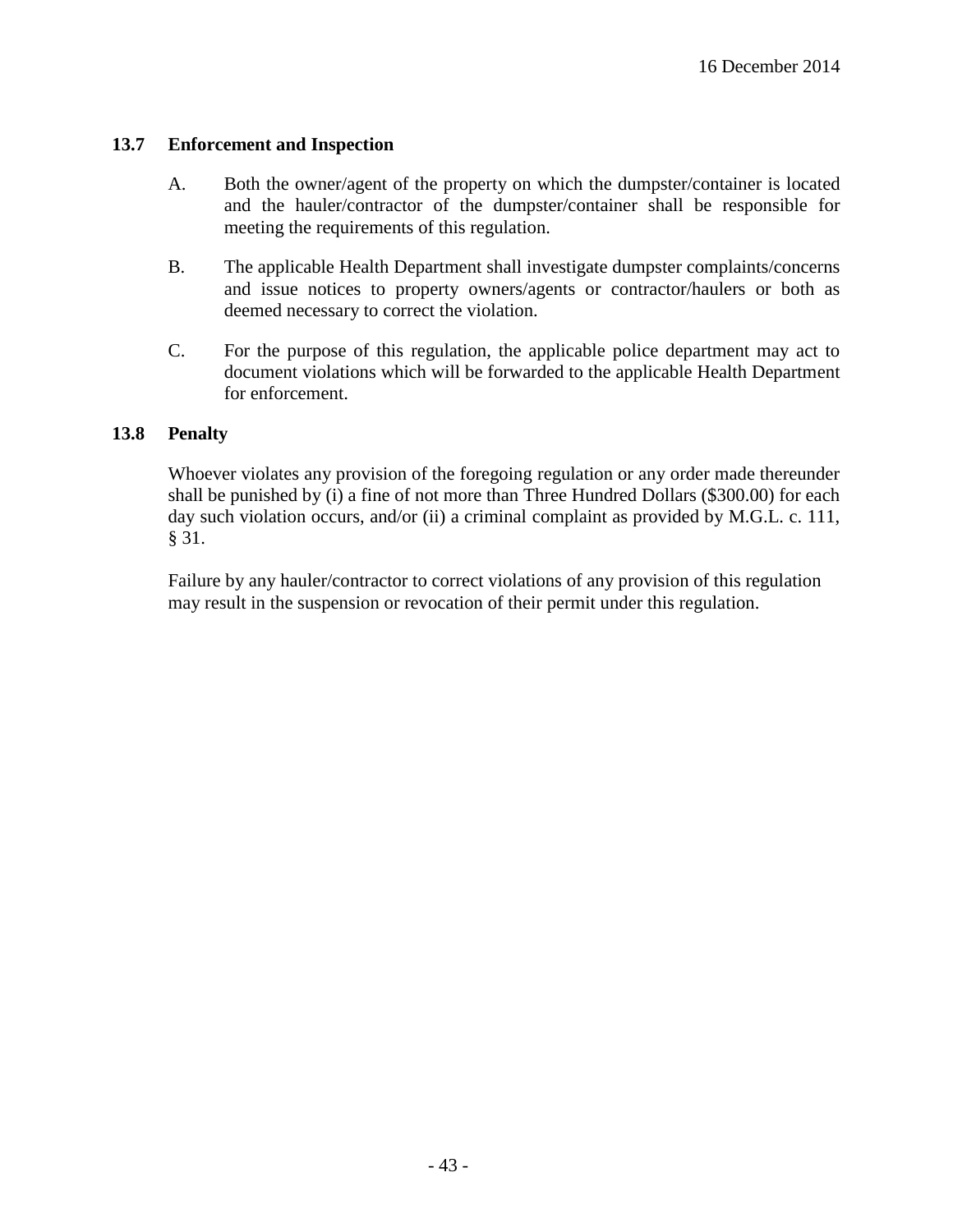### 13.7 Enforcement and Inspection

A. Both the owner/agent of the property on which the dumpster/container is located and the hauler/contractor of the dumpster/container shall be responsible for meeting the requirements of this regulation.

B. The applicable Health Department shall investigate dumpster complaints/concerns and issue notices to property owners/agents or contractor/haulers or both as deemed necessary to correct the violation.

C. For the purpose of this regulation, the applicable police department may act to document violations which will be forwarded to the applicable Health Department for enforcement.

### 13.8 Penalty

Whoever violates any provision of the foregoing regulation or any order made thereunder shall be punished by (i) a fine of not more than Three Hundred Dollars ($300.00) for each day such violation occurs, and/or (ii) a criminal complaint as provided by M.G.L. c. 111, § 31.

Failure by any hauler/contractor to correct violations of any provision of this regulation may result in the suspension or revocation of their permit under this regulation.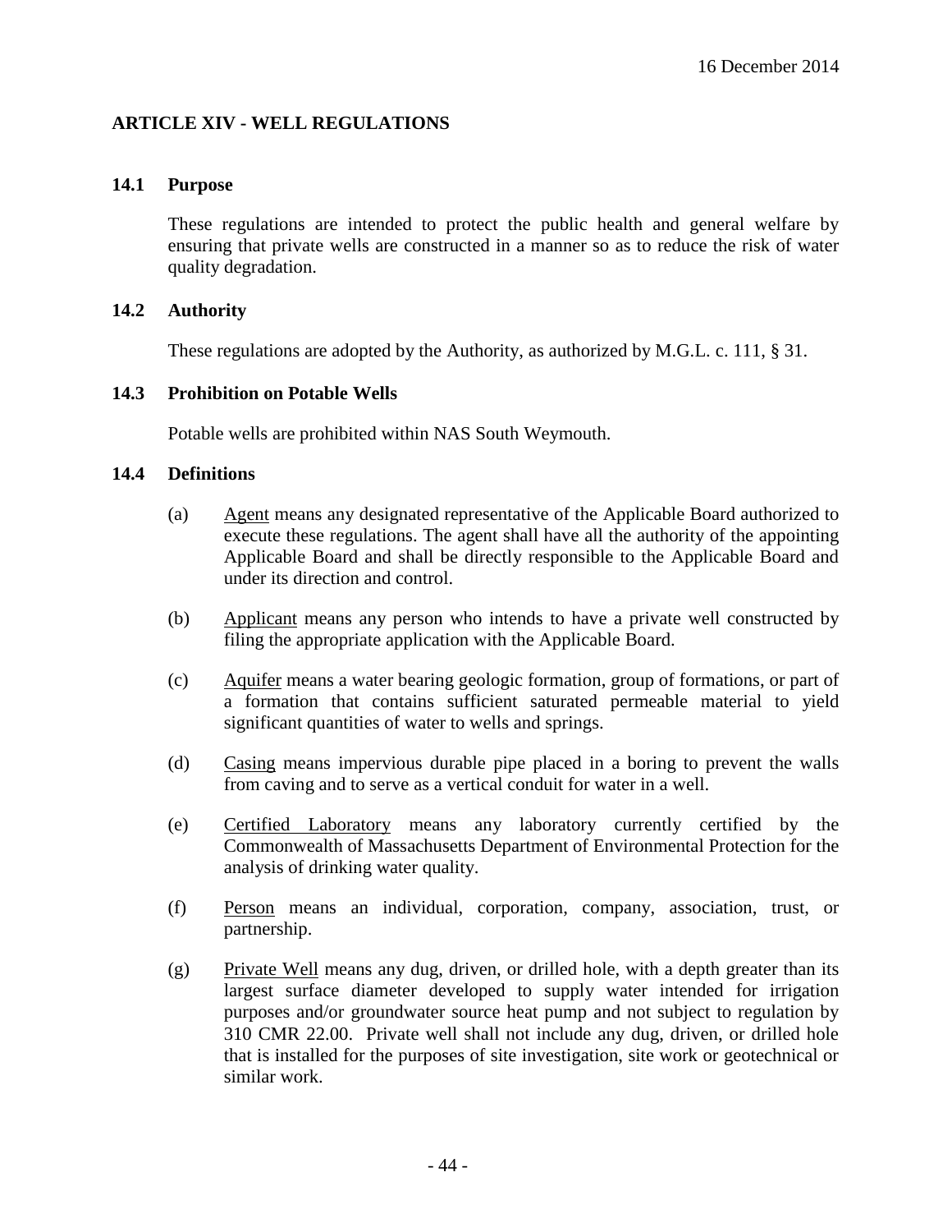16 December 2014

## ARTICLE XIV - WELL REGULATIONS

### 14.1 Purpose

These regulations are intended to protect the public health and general welfare by ensuring that private wells are constructed in a manner so as to reduce the risk of water quality degradation.

### 14.2 Authority

These regulations are adopted by the Authority, as authorized by M.G.L. c. 111, § 31.

### 14.3 Prohibition on Potable Wells

Potable wells are prohibited within NAS South Weymouth.

### 14.4 Definitions

(a) Agent means any designated representative of the Applicable Board authorized to execute these regulations. The agent shall have all the authority of the appointing Applicable Board and shall be directly responsible to the Applicable Board and under its direction and control.

(b) Applicant means any person who intends to have a private well constructed by filing the appropriate application with the Applicable Board.

(c) Aquifer means a water bearing geologic formation, group of formations, or part of a formation that contains sufficient saturated permeable material to yield significant quantities of water to wells and springs.

(d) Casing means impervious durable pipe placed in a boring to prevent the walls from caving and to serve as a vertical conduit for water in a well.

(e) Certified Laboratory means any laboratory currently certified by the Commonwealth of Massachusetts Department of Environmental Protection for the analysis of drinking water quality.

(f) Person means an individual, corporation, company, association, trust, or partnership.

(g) Private Well means any dug, driven, or drilled hole, with a depth greater than its largest surface diameter developed to supply water intended for irrigation purposes and/or groundwater source heat pump and not subject to regulation by 310 CMR 22.00. Private well shall not include any dug, driven, or drilled hole that is installed for the purposes of site investigation, site work or geotechnical or similar work.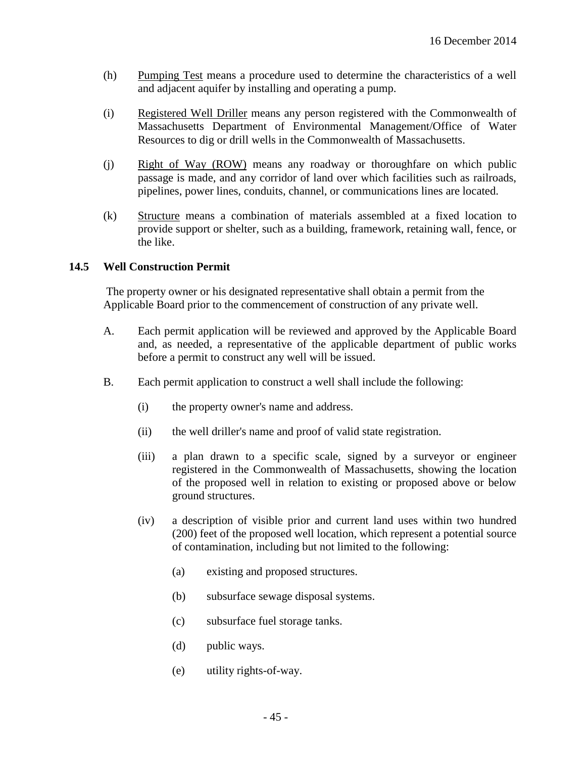(h) <u>Pumping Test</u> means a procedure used to determine the characteristics of a well and adjacent aquifer by installing and operating a pump.

(i) <u>Registered Well Driller</u> means any person registered with the Commonwealth of Massachusetts Department of Environmental Management/Office of Water Resources to dig or drill wells in the Commonwealth of Massachusetts.

(j) <u>Right of Way (ROW)</u> means any roadway or thoroughfare on which public passage is made, and any corridor of land over which facilities such as railroads, pipelines, power lines, conduits, channel, or communications lines are located.

(k) <u>Structure</u> means a combination of materials assembled at a fixed location to provide support or shelter, such as a building, framework, retaining wall, fence, or the like.

## 14.5 Well Construction Permit

The property owner or his designated representative shall obtain a permit from the Applicable Board prior to the commencement of construction of any private well.

A. Each permit application will be reviewed and approved by the Applicable Board and, as needed, a representative of the applicable department of public works before a permit to construct any well will be issued.

B. Each permit application to construct a well shall include the following:

  (i) the property owner's name and address.

  (ii) the well driller's name and proof of valid state registration.

  (iii) a plan drawn to a specific scale, signed by a surveyor or engineer registered in the Commonwealth of Massachusetts, showing the location of the proposed well in relation to existing or proposed above or below ground structures.

  (iv) a description of visible prior and current land uses within two hundred (200) feet of the proposed well location, which represent a potential source of contamination, including but not limited to the following:

    (a) existing and proposed structures.

    (b) subsurface sewage disposal systems.

    (c) subsurface fuel storage tanks.

    (d) public ways.

    (e) utility rights-of-way.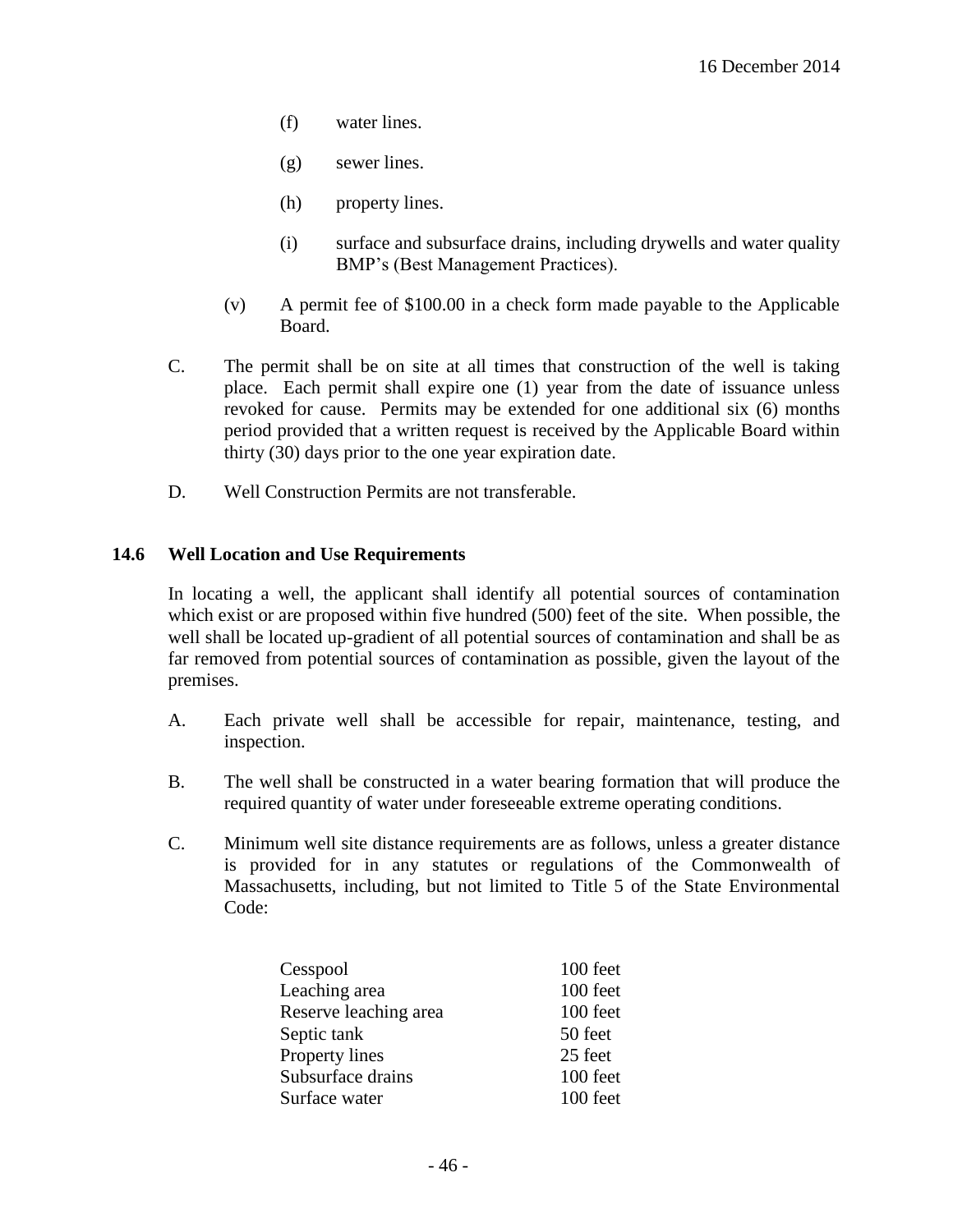(f) water lines.

(g) sewer lines.

(h) property lines.

(i) surface and subsurface drains, including drywells and water quality BMP's (Best Management Practices).

(v) A permit fee of $100.00 in a check form made payable to the Applicable Board.

C. The permit shall be on site at all times that construction of the well is taking place. Each permit shall expire one (1) year from the date of issuance unless revoked for cause. Permits may be extended for one additional six (6) months period provided that a written request is received by the Applicable Board within thirty (30) days prior to the one year expiration date.

D. Well Construction Permits are not transferable.

### 14.6 Well Location and Use Requirements

In locating a well, the applicant shall identify all potential sources of contamination which exist or are proposed within five hundred (500) feet of the site. When possible, the well shall be located up-gradient of all potential sources of contamination and shall be as far removed from potential sources of contamination as possible, given the layout of the premises.

A. Each private well shall be accessible for repair, maintenance, testing, and inspection.

B. The well shall be constructed in a water bearing formation that will produce the required quantity of water under foreseeable extreme operating conditions.

C. Minimum well site distance requirements are as follows, unless a greater distance is provided for in any statutes or regulations of the Commonwealth of Massachusetts, including, but not limited to Title 5 of the State Environmental Code:

| | |
|---|---|
| Cesspool | 100 feet |
| Leaching area | 100 feet |
| Reserve leaching area | 100 feet |
| Septic tank | 50 feet |
| Property lines | 25 feet |
| Subsurface drains | 100 feet |
| Surface water | 100 feet |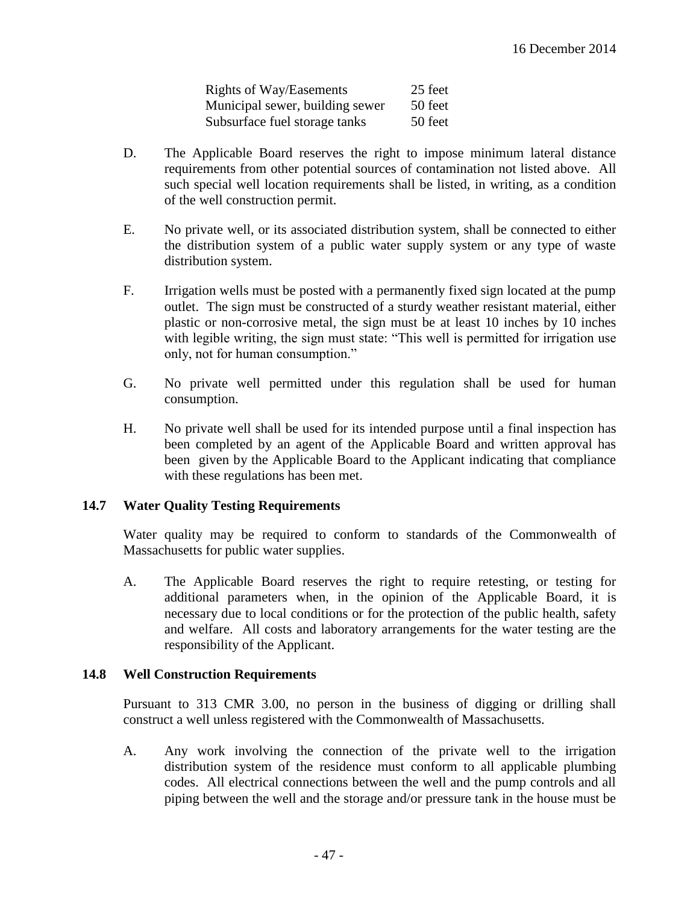| | |
|---|---|
| Rights of Way/Easements | 25 feet |
| Municipal sewer, building sewer | 50 feet |
| Subsurface fuel storage tanks | 50 feet |

D. The Applicable Board reserves the right to impose minimum lateral distance requirements from other potential sources of contamination not listed above. All such special well location requirements shall be listed, in writing, as a condition of the well construction permit.

E. No private well, or its associated distribution system, shall be connected to either the distribution system of a public water supply system or any type of waste distribution system.

F. Irrigation wells must be posted with a permanently fixed sign located at the pump outlet. The sign must be constructed of a sturdy weather resistant material, either plastic or non-corrosive metal, the sign must be at least 10 inches by 10 inches with legible writing, the sign must state: "This well is permitted for irrigation use only, not for human consumption."

G. No private well permitted under this regulation shall be used for human consumption.

H. No private well shall be used for its intended purpose until a final inspection has been completed by an agent of the Applicable Board and written approval has been given by the Applicable Board to the Applicant indicating that compliance with these regulations has been met.

### 14.7 Water Quality Testing Requirements

Water quality may be required to conform to standards of the Commonwealth of Massachusetts for public water supplies.

A. The Applicable Board reserves the right to require retesting, or testing for additional parameters when, in the opinion of the Applicable Board, it is necessary due to local conditions or for the protection of the public health, safety and welfare. All costs and laboratory arrangements for the water testing are the responsibility of the Applicant.

### 14.8 Well Construction Requirements

Pursuant to 313 CMR 3.00, no person in the business of digging or drilling shall construct a well unless registered with the Commonwealth of Massachusetts.

A. Any work involving the connection of the private well to the irrigation distribution system of the residence must conform to all applicable plumbing codes. All electrical connections between the well and the pump controls and all piping between the well and the storage and/or pressure tank in the house must be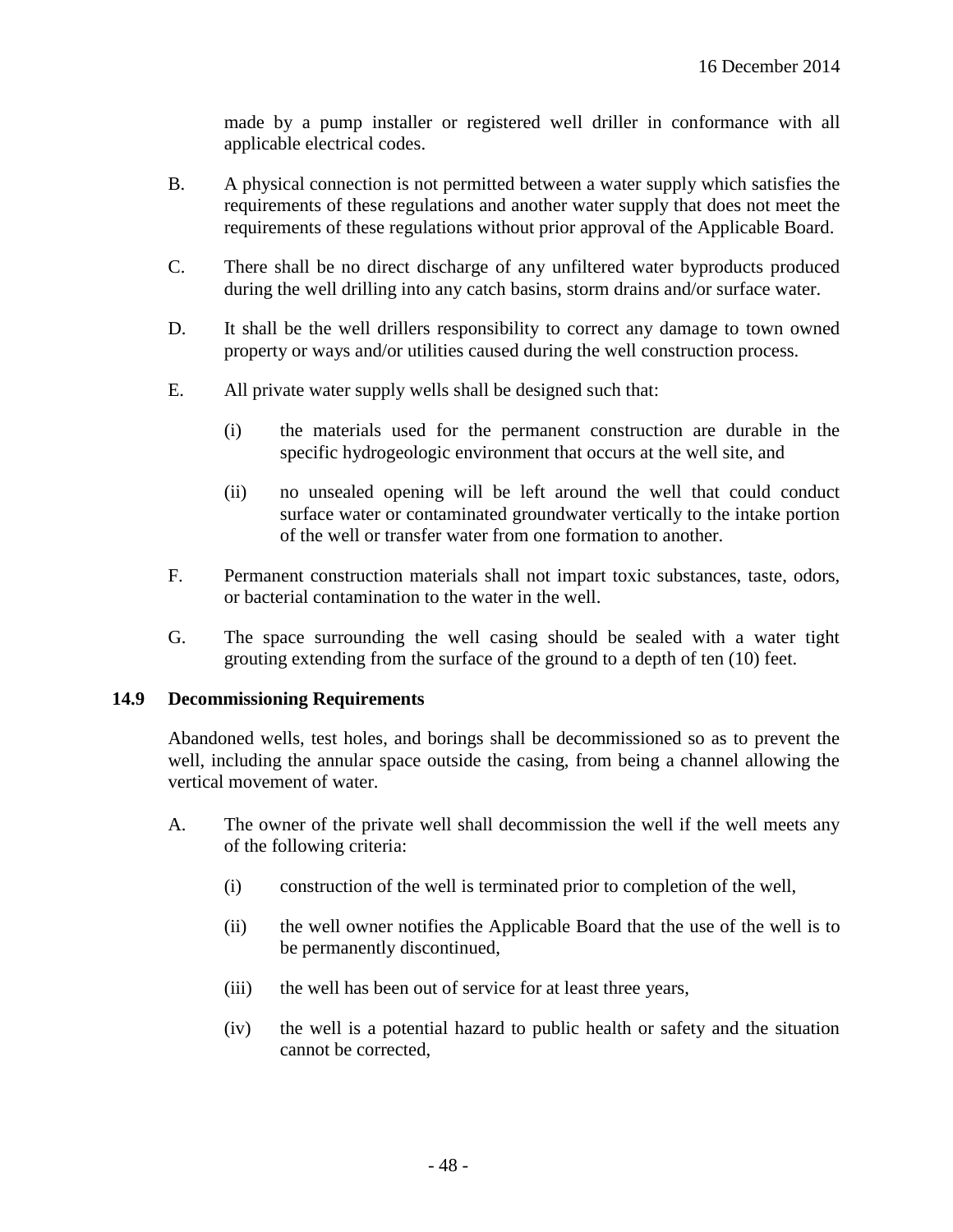made by a pump installer or registered well driller in conformance with all applicable electrical codes.

B. A physical connection is not permitted between a water supply which satisfies the requirements of these regulations and another water supply that does not meet the requirements of these regulations without prior approval of the Applicable Board.

C. There shall be no direct discharge of any unfiltered water byproducts produced during the well drilling into any catch basins, storm drains and/or surface water.

D. It shall be the well drillers responsibility to correct any damage to town owned property or ways and/or utilities caused during the well construction process.

E. All private water supply wells shall be designed such that:

  (i) the materials used for the permanent construction are durable in the specific hydrogeologic environment that occurs at the well site, and

  (ii) no unsealed opening will be left around the well that could conduct surface water or contaminated groundwater vertically to the intake portion of the well or transfer water from one formation to another.

F. Permanent construction materials shall not impart toxic substances, taste, odors, or bacterial contamination to the water in the well.

G. The space surrounding the well casing should be sealed with a water tight grouting extending from the surface of the ground to a depth of ten (10) feet.

### 14.9 Decommissioning Requirements

Abandoned wells, test holes, and borings shall be decommissioned so as to prevent the well, including the annular space outside the casing, from being a channel allowing the vertical movement of water.

A. The owner of the private well shall decommission the well if the well meets any of the following criteria:

  (i) construction of the well is terminated prior to completion of the well,

  (ii) the well owner notifies the Applicable Board that the use of the well is to be permanently discontinued,

  (iii) the well has been out of service for at least three years,

  (iv) the well is a potential hazard to public health or safety and the situation cannot be corrected,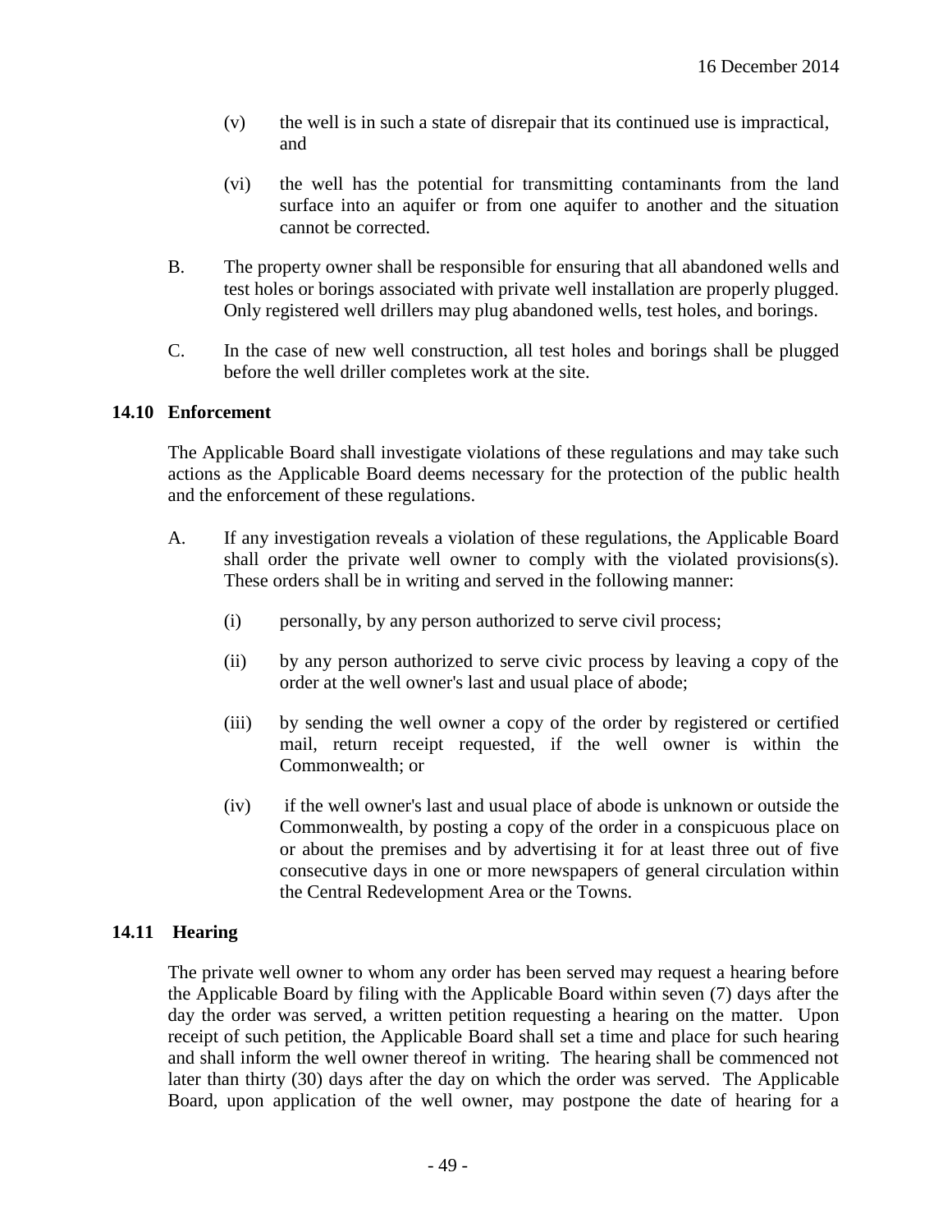(v) the well is in such a state of disrepair that its continued use is impractical, and

(vi) the well has the potential for transmitting contaminants from the land surface into an aquifer or from one aquifer to another and the situation cannot be corrected.

B. The property owner shall be responsible for ensuring that all abandoned wells and test holes or borings associated with private well installation are properly plugged. Only registered well drillers may plug abandoned wells, test holes, and borings.

C. In the case of new well construction, all test holes and borings shall be plugged before the well driller completes work at the site.

### 14.10 Enforcement

The Applicable Board shall investigate violations of these regulations and may take such actions as the Applicable Board deems necessary for the protection of the public health and the enforcement of these regulations.

A. If any investigation reveals a violation of these regulations, the Applicable Board shall order the private well owner to comply with the violated provisions(s). These orders shall be in writing and served in the following manner:

(i) personally, by any person authorized to serve civil process;

(ii) by any person authorized to serve civic process by leaving a copy of the order at the well owner's last and usual place of abode;

(iii) by sending the well owner a copy of the order by registered or certified mail, return receipt requested, if the well owner is within the Commonwealth; or

(iv) if the well owner's last and usual place of abode is unknown or outside the Commonwealth, by posting a copy of the order in a conspicuous place on or about the premises and by advertising it for at least three out of five consecutive days in one or more newspapers of general circulation within the Central Redevelopment Area or the Towns.

### 14.11 Hearing

The private well owner to whom any order has been served may request a hearing before the Applicable Board by filing with the Applicable Board within seven (7) days after the day the order was served, a written petition requesting a hearing on the matter. Upon receipt of such petition, the Applicable Board shall set a time and place for such hearing and shall inform the well owner thereof in writing. The hearing shall be commenced not later than thirty (30) days after the day on which the order was served. The Applicable Board, upon application of the well owner, may postpone the date of hearing for a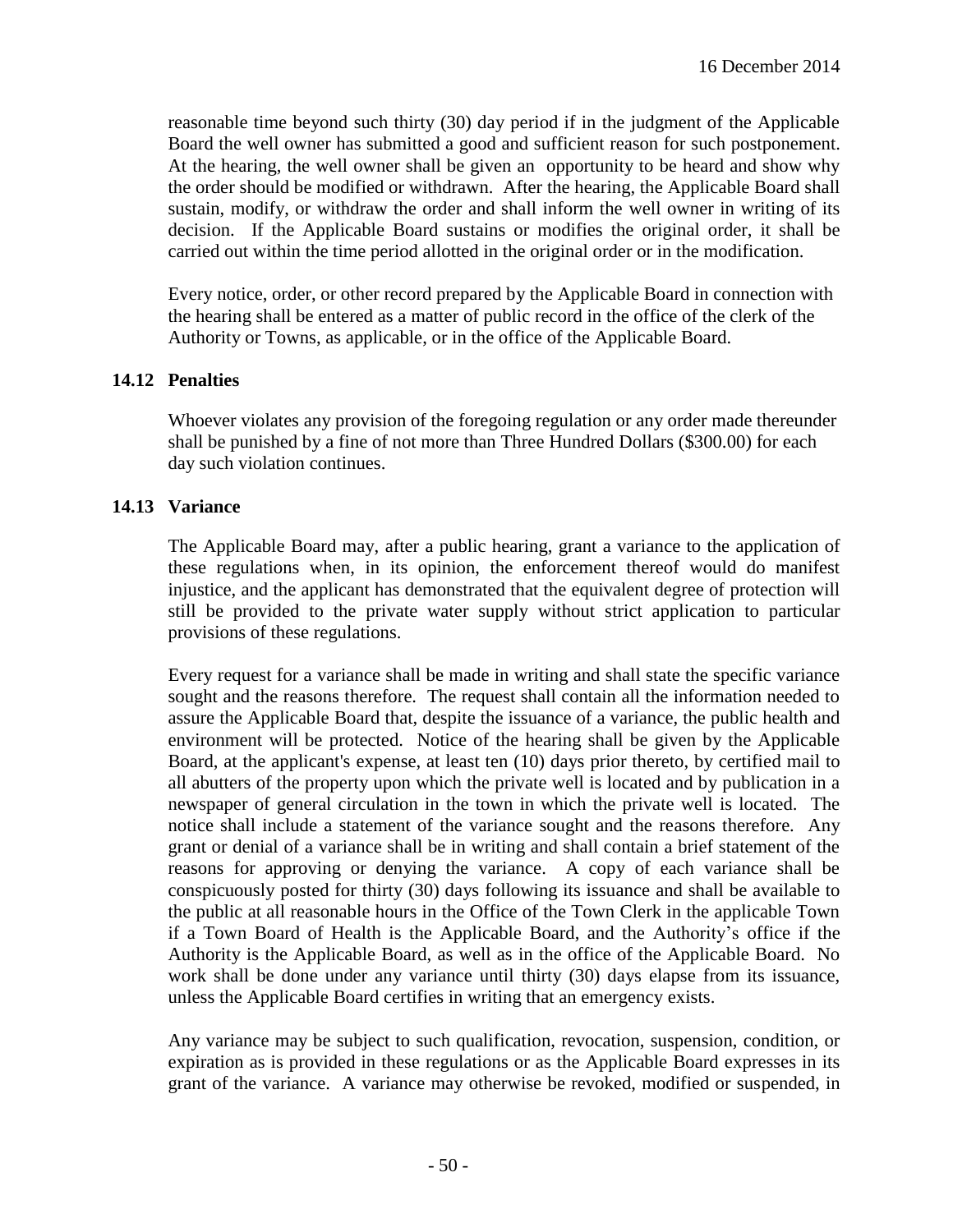reasonable time beyond such thirty (30) day period if in the judgment of the Applicable Board the well owner has submitted a good and sufficient reason for such postponement. At the hearing, the well owner shall be given an opportunity to be heard and show why the order should be modified or withdrawn. After the hearing, the Applicable Board shall sustain, modify, or withdraw the order and shall inform the well owner in writing of its decision. If the Applicable Board sustains or modifies the original order, it shall be carried out within the time period allotted in the original order or in the modification.

Every notice, order, or other record prepared by the Applicable Board in connection with the hearing shall be entered as a matter of public record in the office of the clerk of the Authority or Towns, as applicable, or in the office of the Applicable Board.

### 14.12 Penalties

Whoever violates any provision of the foregoing regulation or any order made thereunder shall be punished by a fine of not more than Three Hundred Dollars ($300.00) for each day such violation continues.

### 14.13 Variance

The Applicable Board may, after a public hearing, grant a variance to the application of these regulations when, in its opinion, the enforcement thereof would do manifest injustice, and the applicant has demonstrated that the equivalent degree of protection will still be provided to the private water supply without strict application to particular provisions of these regulations.

Every request for a variance shall be made in writing and shall state the specific variance sought and the reasons therefore. The request shall contain all the information needed to assure the Applicable Board that, despite the issuance of a variance, the public health and environment will be protected. Notice of the hearing shall be given by the Applicable Board, at the applicant's expense, at least ten (10) days prior thereto, by certified mail to all abutters of the property upon which the private well is located and by publication in a newspaper of general circulation in the town in which the private well is located. The notice shall include a statement of the variance sought and the reasons therefore. Any grant or denial of a variance shall be in writing and shall contain a brief statement of the reasons for approving or denying the variance. A copy of each variance shall be conspicuously posted for thirty (30) days following its issuance and shall be available to the public at all reasonable hours in the Office of the Town Clerk in the applicable Town if a Town Board of Health is the Applicable Board, and the Authority's office if the Authority is the Applicable Board, as well as in the office of the Applicable Board. No work shall be done under any variance until thirty (30) days elapse from its issuance, unless the Applicable Board certifies in writing that an emergency exists.

Any variance may be subject to such qualification, revocation, suspension, condition, or expiration as is provided in these regulations or as the Applicable Board expresses in its grant of the variance. A variance may otherwise be revoked, modified or suspended, in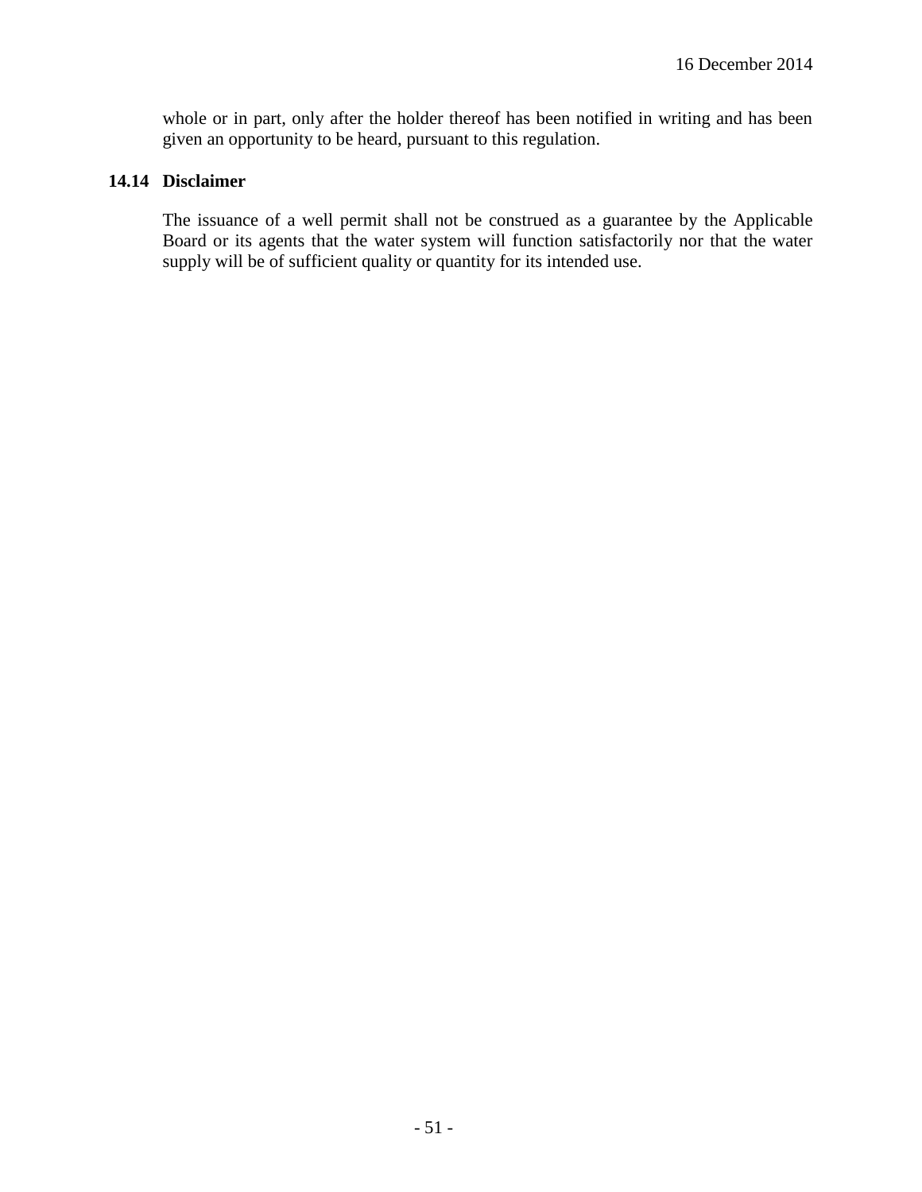whole or in part, only after the holder thereof has been notified in writing and has been given an opportunity to be heard, pursuant to this regulation.

### 14.14 Disclaimer

The issuance of a well permit shall not be construed as a guarantee by the Applicable Board or its agents that the water system will function satisfactorily nor that the water supply will be of sufficient quality or quantity for its intended use.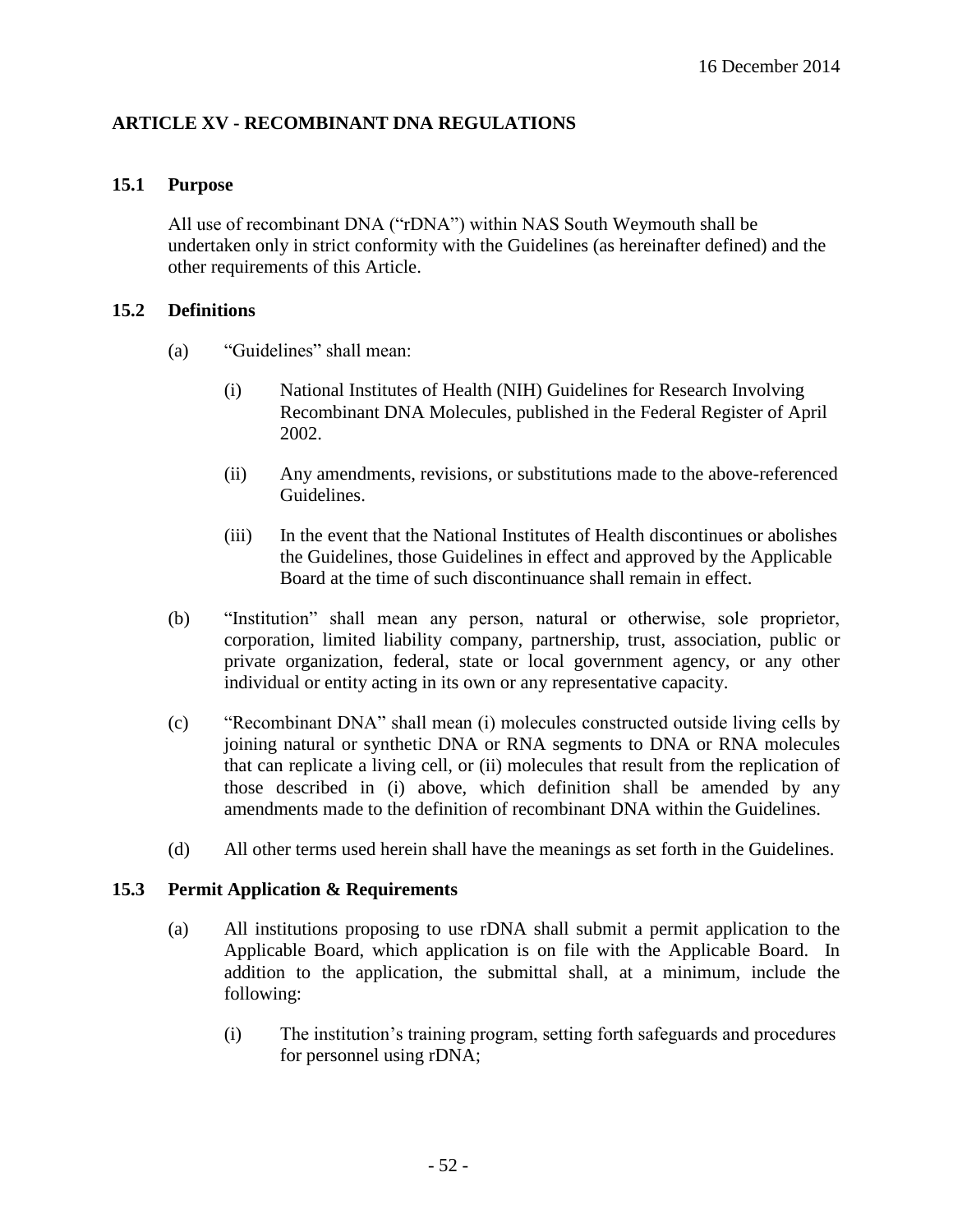16 December 2014

## ARTICLE XV - RECOMBINANT DNA REGULATIONS

### 15.1 Purpose

All use of recombinant DNA ("rDNA") within NAS South Weymouth shall be undertaken only in strict conformity with the Guidelines (as hereinafter defined) and the other requirements of this Article.

### 15.2 Definitions

(a) "Guidelines" shall mean:

(i) National Institutes of Health (NIH) Guidelines for Research Involving Recombinant DNA Molecules, published in the Federal Register of April 2002.

(ii) Any amendments, revisions, or substitutions made to the above-referenced Guidelines.

(iii) In the event that the National Institutes of Health discontinues or abolishes the Guidelines, those Guidelines in effect and approved by the Applicable Board at the time of such discontinuance shall remain in effect.

(b) "Institution" shall mean any person, natural or otherwise, sole proprietor, corporation, limited liability company, partnership, trust, association, public or private organization, federal, state or local government agency, or any other individual or entity acting in its own or any representative capacity.

(c) "Recombinant DNA" shall mean (i) molecules constructed outside living cells by joining natural or synthetic DNA or RNA segments to DNA or RNA molecules that can replicate a living cell, or (ii) molecules that result from the replication of those described in (i) above, which definition shall be amended by any amendments made to the definition of recombinant DNA within the Guidelines.

(d) All other terms used herein shall have the meanings as set forth in the Guidelines.

### 15.3 Permit Application & Requirements

(a) All institutions proposing to use rDNA shall submit a permit application to the Applicable Board, which application is on file with the Applicable Board. In addition to the application, the submittal shall, at a minimum, include the following:

(i) The institution's training program, setting forth safeguards and procedures for personnel using rDNA;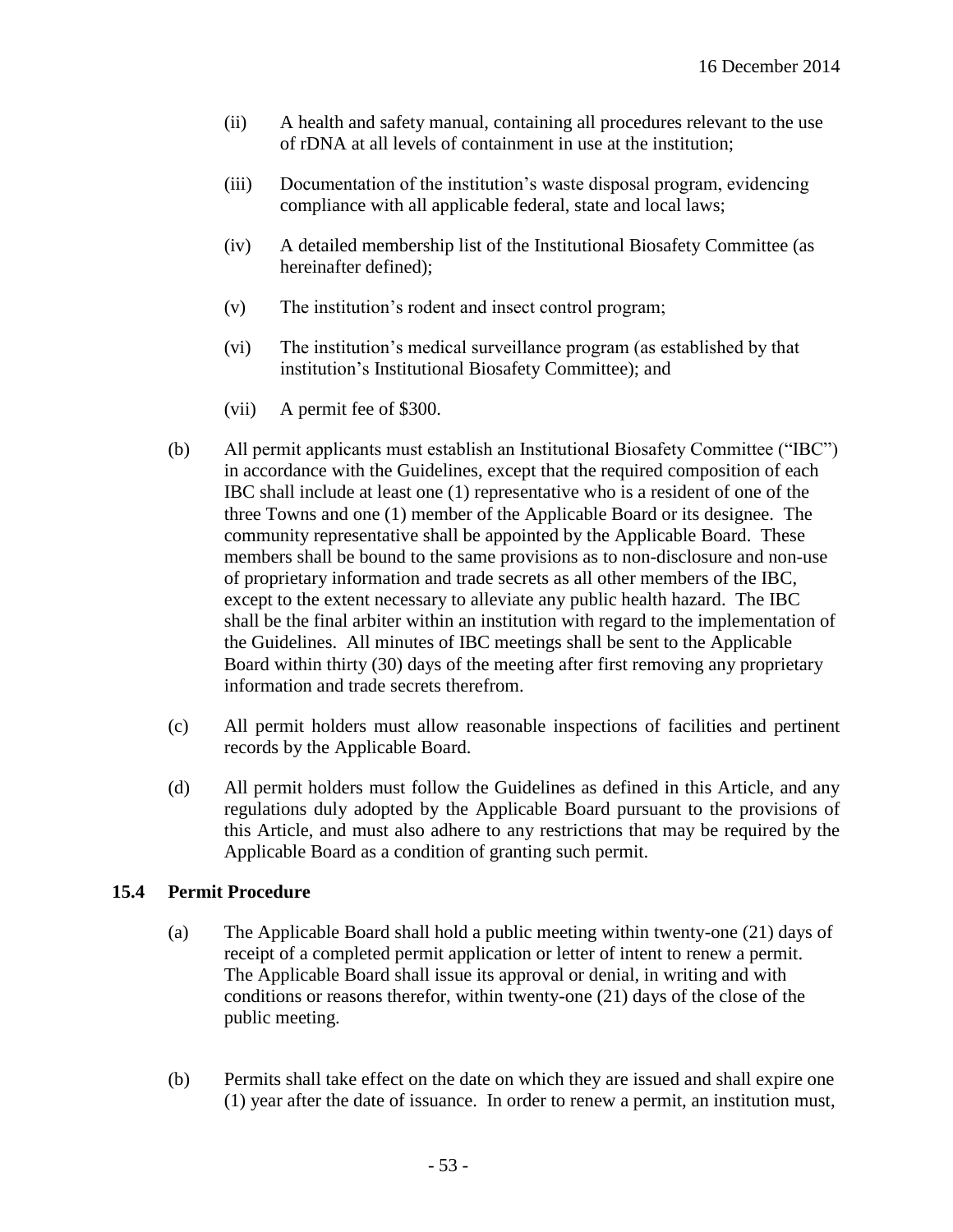(ii) A health and safety manual, containing all procedures relevant to the use of rDNA at all levels of containment in use at the institution;

(iii) Documentation of the institution's waste disposal program, evidencing compliance with all applicable federal, state and local laws;

(iv) A detailed membership list of the Institutional Biosafety Committee (as hereinafter defined);

(v) The institution's rodent and insect control program;

(vi) The institution's medical surveillance program (as established by that institution's Institutional Biosafety Committee); and

(vii) A permit fee of $300.

(b) All permit applicants must establish an Institutional Biosafety Committee ("IBC") in accordance with the Guidelines, except that the required composition of each IBC shall include at least one (1) representative who is a resident of one of the three Towns and one (1) member of the Applicable Board or its designee. The community representative shall be appointed by the Applicable Board. These members shall be bound to the same provisions as to non-disclosure and non-use of proprietary information and trade secrets as all other members of the IBC, except to the extent necessary to alleviate any public health hazard. The IBC shall be the final arbiter within an institution with regard to the implementation of the Guidelines. All minutes of IBC meetings shall be sent to the Applicable Board within thirty (30) days of the meeting after first removing any proprietary information and trade secrets therefrom.

(c) All permit holders must allow reasonable inspections of facilities and pertinent records by the Applicable Board.

(d) All permit holders must follow the Guidelines as defined in this Article, and any regulations duly adopted by the Applicable Board pursuant to the provisions of this Article, and must also adhere to any restrictions that may be required by the Applicable Board as a condition of granting such permit.

### 15.4 Permit Procedure

(a) The Applicable Board shall hold a public meeting within twenty-one (21) days of receipt of a completed permit application or letter of intent to renew a permit. The Applicable Board shall issue its approval or denial, in writing and with conditions or reasons therefor, within twenty-one (21) days of the close of the public meeting.

(b) Permits shall take effect on the date on which they are issued and shall expire one (1) year after the date of issuance. In order to renew a permit, an institution must,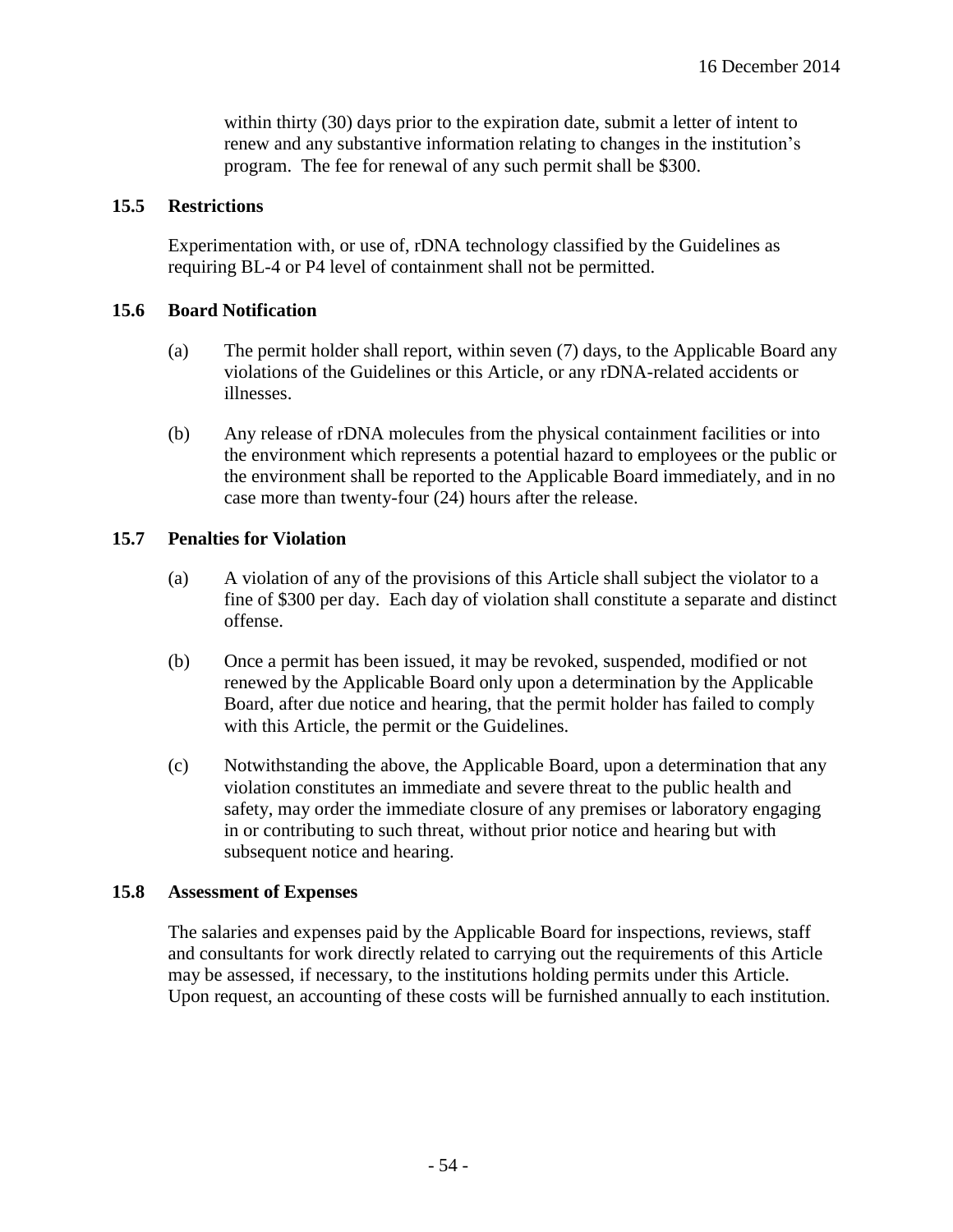within thirty (30) days prior to the expiration date, submit a letter of intent to renew and any substantive information relating to changes in the institution's program. The fee for renewal of any such permit shall be $300.

### 15.5 Restrictions

Experimentation with, or use of, rDNA technology classified by the Guidelines as requiring BL-4 or P4 level of containment shall not be permitted.

### 15.6 Board Notification

(a) The permit holder shall report, within seven (7) days, to the Applicable Board any violations of the Guidelines or this Article, or any rDNA-related accidents or illnesses.

(b) Any release of rDNA molecules from the physical containment facilities or into the environment which represents a potential hazard to employees or the public or the environment shall be reported to the Applicable Board immediately, and in no case more than twenty-four (24) hours after the release.

### 15.7 Penalties for Violation

(a) A violation of any of the provisions of this Article shall subject the violator to a fine of $300 per day. Each day of violation shall constitute a separate and distinct offense.

(b) Once a permit has been issued, it may be revoked, suspended, modified or not renewed by the Applicable Board only upon a determination by the Applicable Board, after due notice and hearing, that the permit holder has failed to comply with this Article, the permit or the Guidelines.

(c) Notwithstanding the above, the Applicable Board, upon a determination that any violation constitutes an immediate and severe threat to the public health and safety, may order the immediate closure of any premises or laboratory engaging in or contributing to such threat, without prior notice and hearing but with subsequent notice and hearing.

### 15.8 Assessment of Expenses

The salaries and expenses paid by the Applicable Board for inspections, reviews, staff and consultants for work directly related to carrying out the requirements of this Article may be assessed, if necessary, to the institutions holding permits under this Article. Upon request, an accounting of these costs will be furnished annually to each institution.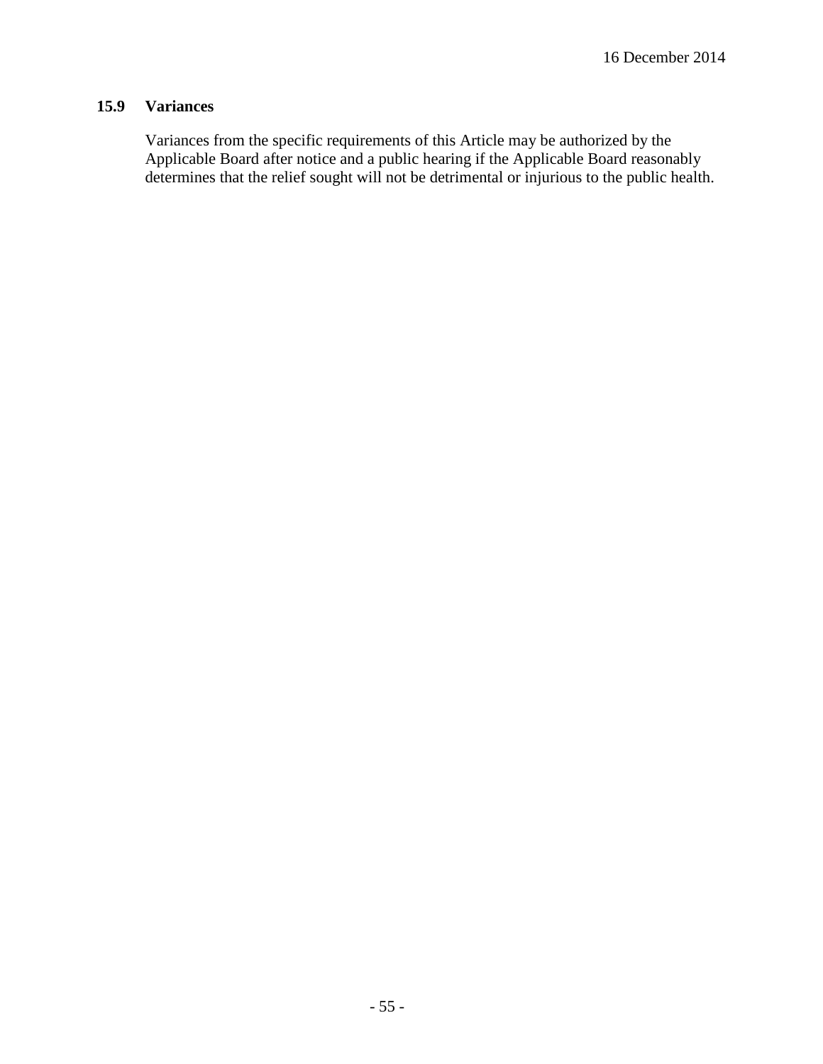### 15.9 Variances

Variances from the specific requirements of this Article may be authorized by the Applicable Board after notice and a public hearing if the Applicable Board reasonably determines that the relief sought will not be detrimental or injurious to the public health.